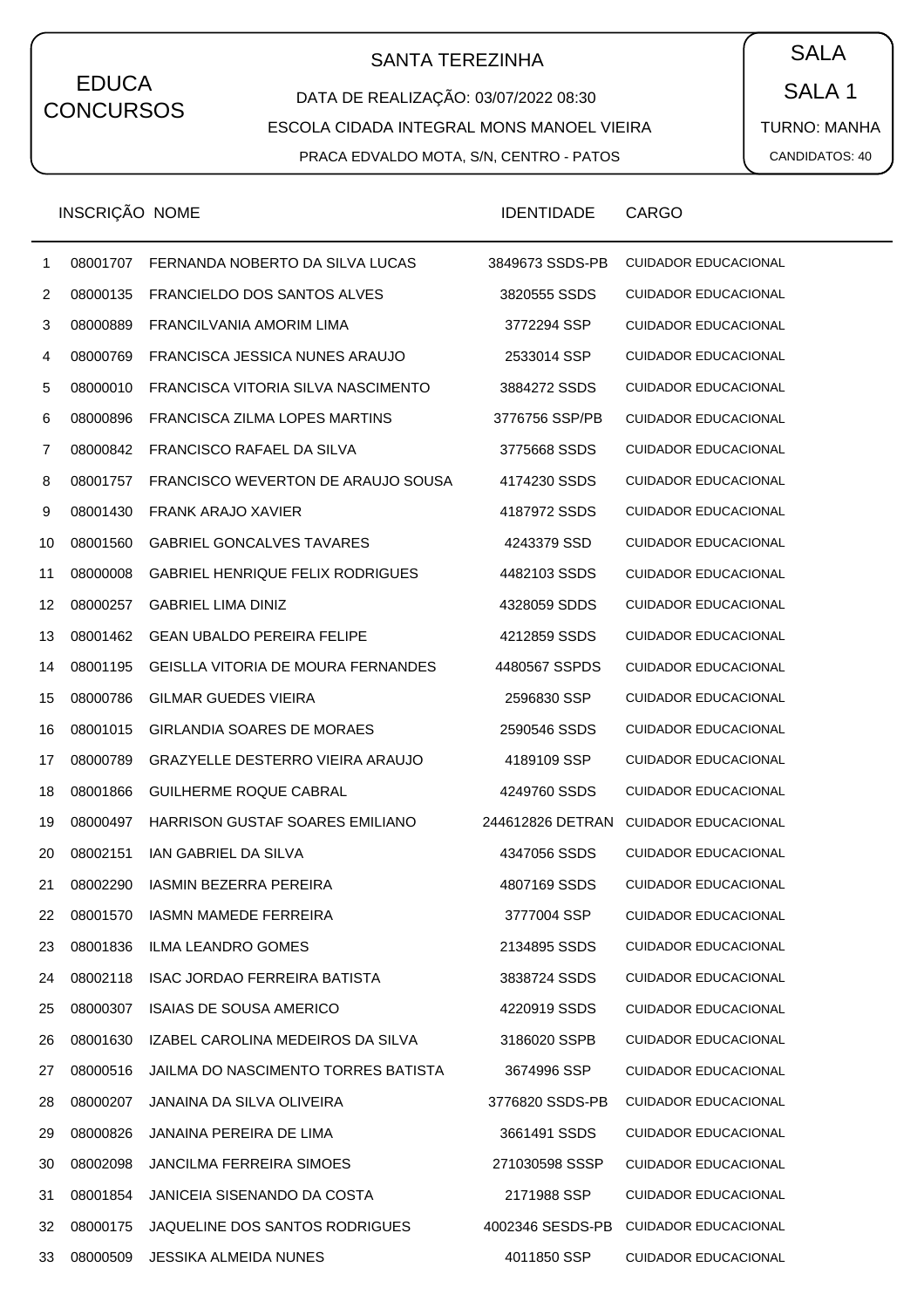EDUCA CONCURSOS

# SANTA TEREZINHA

DATA DE REALIZAÇÃO: 03/07/2022 08:30

ESCOLA CIDADA INTEGRAL MONS MANOEL VIEIRA

PRACA EDVALDO MOTA, S/N, CENTRO - PATOS

SALA

SALA 1

TURNO: MANHA

CANDIDATOS: 40

| | INSCRIÇÃO | NOME | IDENTIDADE | CARGO |
|---|---|---|---|---|
| 1 | 08001707 | FERNANDA NOBERTO DA SILVA LUCAS | 3849673 SSDS-PB | CUIDADOR EDUCACIONAL |
| 2 | 08000135 | FRANCIELDO DOS SANTOS ALVES | 3820555 SSDS | CUIDADOR EDUCACIONAL |
| 3 | 08000889 | FRANCILVANIA AMORIM LIMA | 3772294 SSP | CUIDADOR EDUCACIONAL |
| 4 | 08000769 | FRANCISCA JESSICA NUNES ARAUJO | 2533014 SSP | CUIDADOR EDUCACIONAL |
| 5 | 08000010 | FRANCISCA VITORIA SILVA NASCIMENTO | 3884272 SSDS | CUIDADOR EDUCACIONAL |
| 6 | 08000896 | FRANCISCA ZILMA LOPES MARTINS | 3776756 SSP/PB | CUIDADOR EDUCACIONAL |
| 7 | 08000842 | FRANCISCO RAFAEL DA SILVA | 3775668 SSDS | CUIDADOR EDUCACIONAL |
| 8 | 08001757 | FRANCISCO WEVERTON DE ARAUJO SOUSA | 4174230 SSDS | CUIDADOR EDUCACIONAL |
| 9 | 08001430 | FRANK ARAJO XAVIER | 4187972 SSDS | CUIDADOR EDUCACIONAL |
| 10 | 08001560 | GABRIEL GONCALVES TAVARES | 4243379 SSD | CUIDADOR EDUCACIONAL |
| 11 | 08000008 | GABRIEL HENRIQUE FELIX RODRIGUES | 4482103 SSDS | CUIDADOR EDUCACIONAL |
| 12 | 08000257 | GABRIEL LIMA DINIZ | 4328059 SDDS | CUIDADOR EDUCACIONAL |
| 13 | 08001462 | GEAN UBALDO PEREIRA FELIPE | 4212859 SSDS | CUIDADOR EDUCACIONAL |
| 14 | 08001195 | GEISLLA VITORIA DE MOURA FERNANDES | 4480567 SSPDS | CUIDADOR EDUCACIONAL |
| 15 | 08000786 | GILMAR GUEDES VIEIRA | 2596830 SSP | CUIDADOR EDUCACIONAL |
| 16 | 08001015 | GIRLANDIA SOARES DE MORAES | 2590546 SSDS | CUIDADOR EDUCACIONAL |
| 17 | 08000789 | GRAZYELLE DESTERRO VIEIRA ARAUJO | 4189109 SSP | CUIDADOR EDUCACIONAL |
| 18 | 08001866 | GUILHERME ROQUE CABRAL | 4249760 SSDS | CUIDADOR EDUCACIONAL |
| 19 | 08000497 | HARRISON GUSTAF SOARES EMILIANO | 244612826 DETRAN | CUIDADOR EDUCACIONAL |
| 20 | 08002151 | IAN GABRIEL DA SILVA | 4347056 SSDS | CUIDADOR EDUCACIONAL |
| 21 | 08002290 | IASMIN BEZERRA PEREIRA | 4807169 SSDS | CUIDADOR EDUCACIONAL |
| 22 | 08001570 | IASMN MAMEDE FERREIRA | 3777004 SSP | CUIDADOR EDUCACIONAL |
| 23 | 08001836 | ILMA LEANDRO GOMES | 2134895 SSDS | CUIDADOR EDUCACIONAL |
| 24 | 08002118 | ISAC JORDAO FERREIRA BATISTA | 3838724 SSDS | CUIDADOR EDUCACIONAL |
| 25 | 08000307 | ISAIAS DE SOUSA AMERICO | 4220919 SSDS | CUIDADOR EDUCACIONAL |
| 26 | 08001630 | IZABEL CAROLINA MEDEIROS DA SILVA | 3186020 SSPB | CUIDADOR EDUCACIONAL |
| 27 | 08000516 | JAILMA DO NASCIMENTO TORRES BATISTA | 3674996 SSP | CUIDADOR EDUCACIONAL |
| 28 | 08000207 | JANAINA DA SILVA OLIVEIRA | 3776820 SSDS-PB | CUIDADOR EDUCACIONAL |
| 29 | 08000826 | JANAINA PEREIRA DE LIMA | 3661491 SSDS | CUIDADOR EDUCACIONAL |
| 30 | 08002098 | JANCILMA FERREIRA SIMOES | 271030598 SSSP | CUIDADOR EDUCACIONAL |
| 31 | 08001854 | JANICEIA SISENANDO DA COSTA | 2171988 SSP | CUIDADOR EDUCACIONAL |
| 32 | 08000175 | JAQUELINE DOS SANTOS RODRIGUES | 4002346 SESDS-PB | CUIDADOR EDUCACIONAL |
| 33 | 08000509 | JESSIKA ALMEIDA NUNES | 4011850 SSP | CUIDADOR EDUCACIONAL |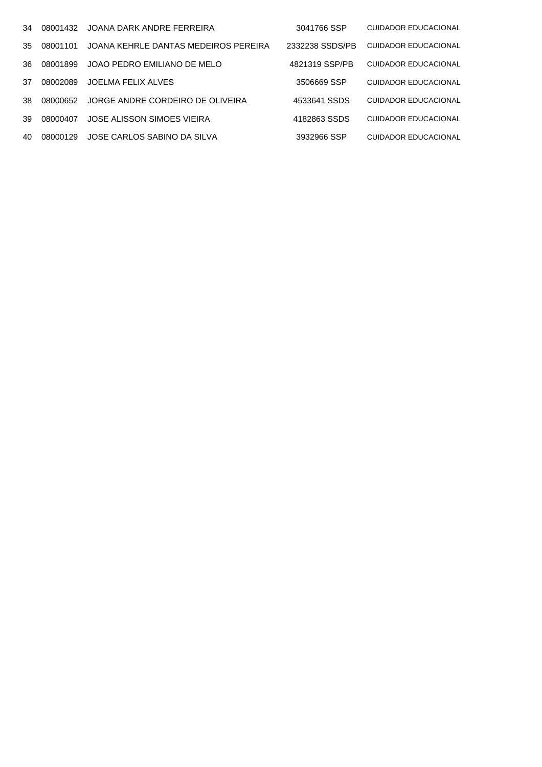| | | | | |
|---|---|---|---|---|
| 34 | 08001432 | JOANA DARK ANDRE FERREIRA | 3041766 SSP | CUIDADOR EDUCACIONAL |
| 35 | 08001101 | JOANA KEHRLE DANTAS MEDEIROS PEREIRA | 2332238 SSDS/PB | CUIDADOR EDUCACIONAL |
| 36 | 08001899 | JOAO PEDRO EMILIANO DE MELO | 4821319 SSP/PB | CUIDADOR EDUCACIONAL |
| 37 | 08002089 | JOELMA FELIX ALVES | 3506669 SSP | CUIDADOR EDUCACIONAL |
| 38 | 08000652 | JORGE ANDRE CORDEIRO DE OLIVEIRA | 4533641 SSDS | CUIDADOR EDUCACIONAL |
| 39 | 08000407 | JOSE ALISSON SIMOES VIEIRA | 4182863 SSDS | CUIDADOR EDUCACIONAL |
| 40 | 08000129 | JOSE CARLOS SABINO DA SILVA | 3932966 SSP | CUIDADOR EDUCACIONAL |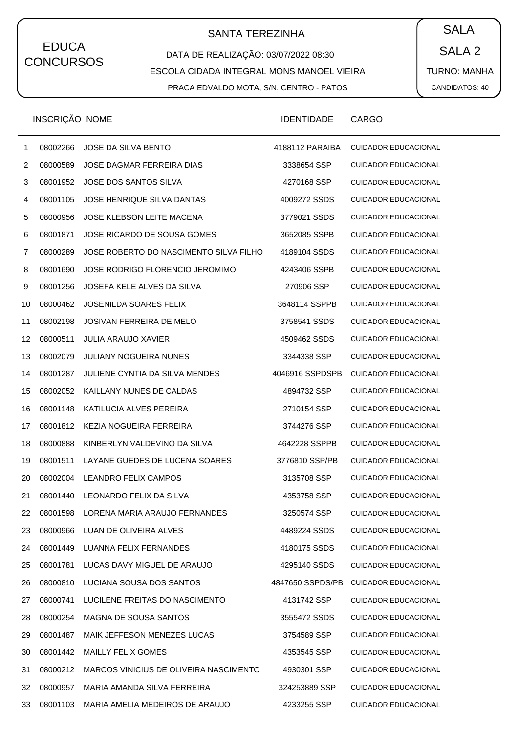EDUCA CONCURSOS

## SANTA TEREZINHA

DATA DE REALIZAÇÃO: 03/07/2022 08:30

ESCOLA CIDADA INTEGRAL MONS MANOEL VIEIRA

PRACA EDVALDO MOTA, S/N, CENTRO - PATOS

SALA

SALA 2

TURNO: MANHA

CANDIDATOS: 40

| | INSCRIÇÃO | NOME | IDENTIDADE | CARGO |
|---|---|---|---|---|
| 1 | 08002266 | JOSE DA SILVA BENTO | 4188112 PARAIBA | CUIDADOR EDUCACIONAL |
| 2 | 08000589 | JOSE DAGMAR FERREIRA DIAS | 3338654 SSP | CUIDADOR EDUCACIONAL |
| 3 | 08001952 | JOSE DOS SANTOS SILVA | 4270168 SSP | CUIDADOR EDUCACIONAL |
| 4 | 08001105 | JOSE HENRIQUE SILVA DANTAS | 4009272 SSDS | CUIDADOR EDUCACIONAL |
| 5 | 08000956 | JOSE KLEBSON LEITE MACENA | 3779021 SSDS | CUIDADOR EDUCACIONAL |
| 6 | 08001871 | JOSE RICARDO DE SOUSA GOMES | 3652085 SSPB | CUIDADOR EDUCACIONAL |
| 7 | 08000289 | JOSE ROBERTO DO NASCIMENTO SILVA FILHO | 4189104 SSDS | CUIDADOR EDUCACIONAL |
| 8 | 08001690 | JOSE RODRIGO FLORENCIO JEROMIMO | 4243406 SSPB | CUIDADOR EDUCACIONAL |
| 9 | 08001256 | JOSEFA KELE ALVES DA SILVA | 270906 SSP | CUIDADOR EDUCACIONAL |
| 10 | 08000462 | JOSENILDA SOARES FELIX | 3648114 SSPPB | CUIDADOR EDUCACIONAL |
| 11 | 08002198 | JOSIVAN FERREIRA DE MELO | 3758541 SSDS | CUIDADOR EDUCACIONAL |
| 12 | 08000511 | JULIA ARAUJO XAVIER | 4509462 SSDS | CUIDADOR EDUCACIONAL |
| 13 | 08002079 | JULIANY NOGUEIRA NUNES | 3344338 SSP | CUIDADOR EDUCACIONAL |
| 14 | 08001287 | JULIENE CYNTIA DA SILVA MENDES | 4046916 SSPDSPB | CUIDADOR EDUCACIONAL |
| 15 | 08002052 | KAILLANY NUNES DE CALDAS | 4894732 SSP | CUIDADOR EDUCACIONAL |
| 16 | 08001148 | KATILUCIA ALVES PEREIRA | 2710154 SSP | CUIDADOR EDUCACIONAL |
| 17 | 08001812 | KEZIA NOGUEIRA FERREIRA | 3744276 SSP | CUIDADOR EDUCACIONAL |
| 18 | 08000888 | KINBERLYN VALDEVINO DA SILVA | 4642228 SSPPB | CUIDADOR EDUCACIONAL |
| 19 | 08001511 | LAYANE GUEDES DE LUCENA SOARES | 3776810 SSP/PB | CUIDADOR EDUCACIONAL |
| 20 | 08002004 | LEANDRO FELIX CAMPOS | 3135708 SSP | CUIDADOR EDUCACIONAL |
| 21 | 08001440 | LEONARDO FELIX DA SILVA | 4353758 SSP | CUIDADOR EDUCACIONAL |
| 22 | 08001598 | LORENA MARIA ARAUJO FERNANDES | 3250574 SSP | CUIDADOR EDUCACIONAL |
| 23 | 08000966 | LUAN DE OLIVEIRA ALVES | 4489224 SSDS | CUIDADOR EDUCACIONAL |
| 24 | 08001449 | LUANNA FELIX FERNANDES | 4180175 SSDS | CUIDADOR EDUCACIONAL |
| 25 | 08001781 | LUCAS DAVY MIGUEL DE ARAUJO | 4295140 SSDS | CUIDADOR EDUCACIONAL |
| 26 | 08000810 | LUCIANA SOUSA DOS SANTOS | 4847650 SSPDS/PB | CUIDADOR EDUCACIONAL |
| 27 | 08000741 | LUCILENE FREITAS DO NASCIMENTO | 4131742 SSP | CUIDADOR EDUCACIONAL |
| 28 | 08000254 | MAGNA DE SOUSA SANTOS | 3555472 SSDS | CUIDADOR EDUCACIONAL |
| 29 | 08001487 | MAIK JEFFESON MENEZES LUCAS | 3754589 SSP | CUIDADOR EDUCACIONAL |
| 30 | 08001442 | MAILLY FELIX GOMES | 4353545 SSP | CUIDADOR EDUCACIONAL |
| 31 | 08000212 | MARCOS VINICIUS DE OLIVEIRA NASCIMENTO | 4930301 SSP | CUIDADOR EDUCACIONAL |
| 32 | 08000957 | MARIA AMANDA SILVA FERREIRA | 324253889 SSP | CUIDADOR EDUCACIONAL |
| 33 | 08001103 | MARIA AMELIA MEDEIROS DE ARAUJO | 4233255 SSP | CUIDADOR EDUCACIONAL |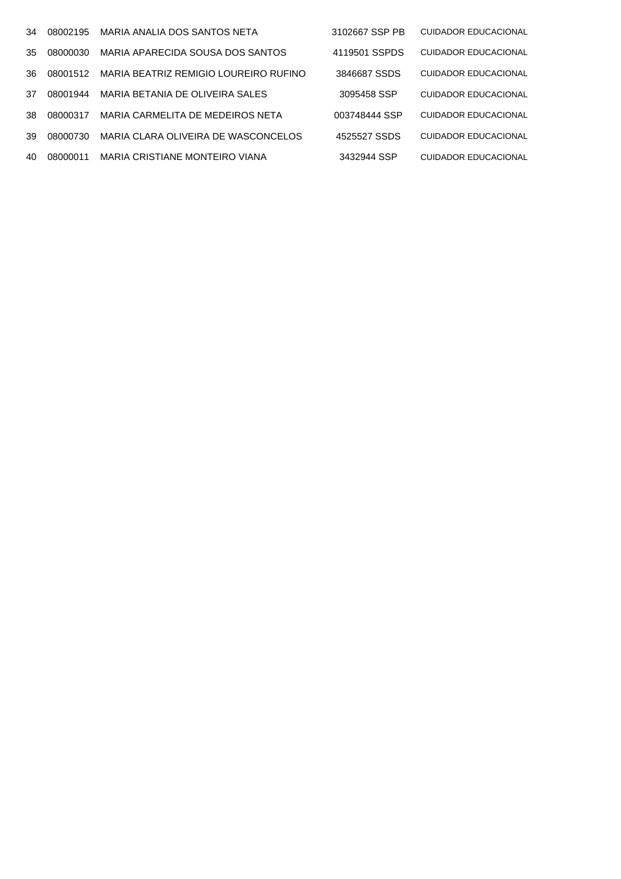| | | | | |
|---|---|---|---|---|
| 34 | 08002195 | MARIA ANALIA DOS SANTOS NETA | 3102667 SSP PB | CUIDADOR EDUCACIONAL |
| 35 | 08000030 | MARIA APARECIDA SOUSA DOS SANTOS | 4119501 SSPDS | CUIDADOR EDUCACIONAL |
| 36 | 08001512 | MARIA BEATRIZ REMIGIO LOUREIRO RUFINO | 3846687 SSDS | CUIDADOR EDUCACIONAL |
| 37 | 08001944 | MARIA BETANIA DE OLIVEIRA SALES | 3095458 SSP | CUIDADOR EDUCACIONAL |
| 38 | 08000317 | MARIA CARMELITA DE MEDEIROS NETA | 003748444 SSP | CUIDADOR EDUCACIONAL |
| 39 | 08000730 | MARIA CLARA OLIVEIRA DE WASCONCELOS | 4525527 SSDS | CUIDADOR EDUCACIONAL |
| 40 | 08000011 | MARIA CRISTIANE MONTEIRO VIANA | 3432944 SSP | CUIDADOR EDUCACIONAL |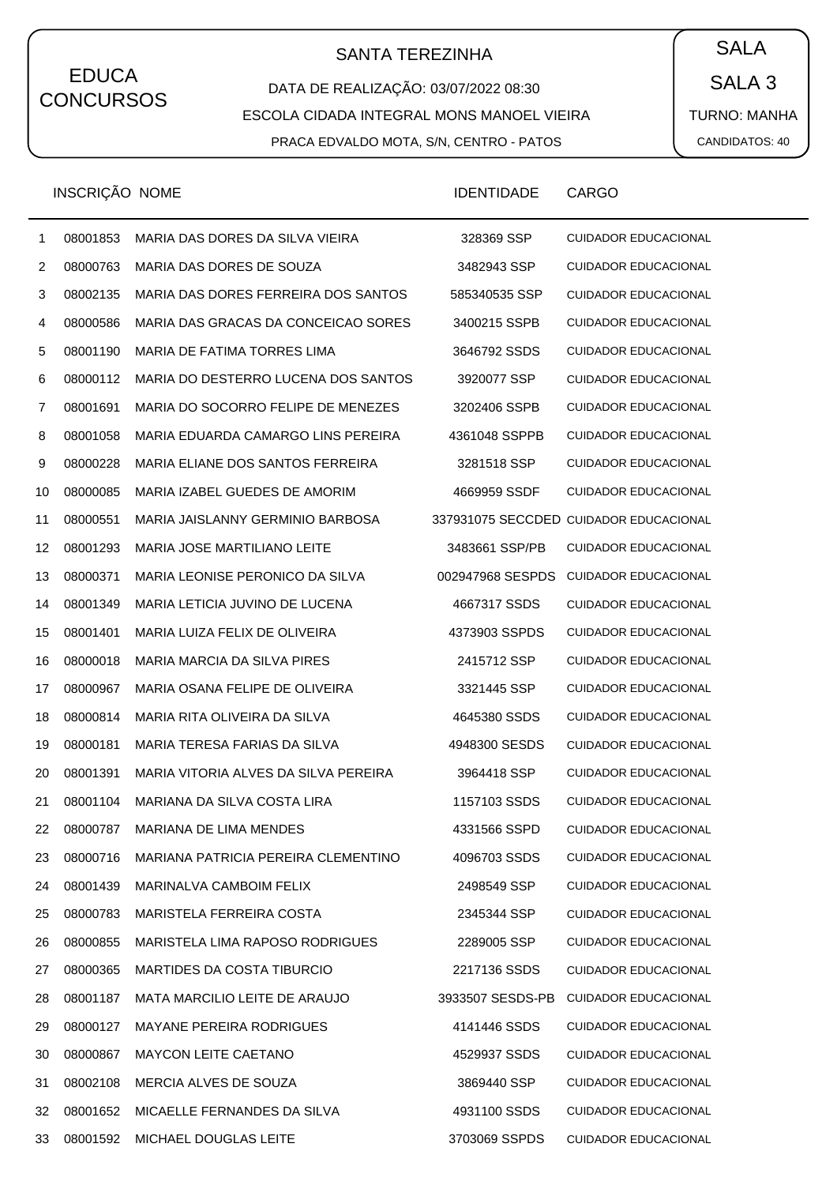EDUCA CONCURSOS

SANTA TEREZINHA

DATA DE REALIZAÇÃO: 03/07/2022 08:30

ESCOLA CIDADA INTEGRAL MONS MANOEL VIEIRA

PRACA EDVALDO MOTA, S/N, CENTRO - PATOS

SALA

SALA 3

TURNO: MANHA

CANDIDATOS: 40

| | INSCRIÇÃO | NOME | IDENTIDADE | CARGO |
|---|---|---|---|---|
| 1 | 08001853 | MARIA DAS DORES DA SILVA VIEIRA | 328369 SSP | CUIDADOR EDUCACIONAL |
| 2 | 08000763 | MARIA DAS DORES DE SOUZA | 3482943 SSP | CUIDADOR EDUCACIONAL |
| 3 | 08002135 | MARIA DAS DORES FERREIRA DOS SANTOS | 585340535 SSP | CUIDADOR EDUCACIONAL |
| 4 | 08000586 | MARIA DAS GRACAS DA CONCEICAO SORES | 3400215 SSPB | CUIDADOR EDUCACIONAL |
| 5 | 08001190 | MARIA DE FATIMA TORRES LIMA | 3646792 SSDS | CUIDADOR EDUCACIONAL |
| 6 | 08000112 | MARIA DO DESTERRO LUCENA DOS SANTOS | 3920077 SSP | CUIDADOR EDUCACIONAL |
| 7 | 08001691 | MARIA DO SOCORRO FELIPE DE MENEZES | 3202406 SSPB | CUIDADOR EDUCACIONAL |
| 8 | 08001058 | MARIA EDUARDA CAMARGO LINS PEREIRA | 4361048 SSPPB | CUIDADOR EDUCACIONAL |
| 9 | 08000228 | MARIA ELIANE DOS SANTOS FERREIRA | 3281518 SSP | CUIDADOR EDUCACIONAL |
| 10 | 08000085 | MARIA IZABEL GUEDES DE AMORIM | 4669959 SSDF | CUIDADOR EDUCACIONAL |
| 11 | 08000551 | MARIA JAISLANNY GERMINIO BARBOSA | 337931075 SECCDED | CUIDADOR EDUCACIONAL |
| 12 | 08001293 | MARIA JOSE MARTILIANO LEITE | 3483661 SSP/PB | CUIDADOR EDUCACIONAL |
| 13 | 08000371 | MARIA LEONISE PERONICO DA SILVA | 002947968 SESPDS | CUIDADOR EDUCACIONAL |
| 14 | 08001349 | MARIA LETICIA JUVINO DE LUCENA | 4667317 SSDS | CUIDADOR EDUCACIONAL |
| 15 | 08001401 | MARIA LUIZA FELIX DE OLIVEIRA | 4373903 SSPDS | CUIDADOR EDUCACIONAL |
| 16 | 08000018 | MARIA MARCIA DA SILVA PIRES | 2415712 SSP | CUIDADOR EDUCACIONAL |
| 17 | 08000967 | MARIA OSANA FELIPE DE OLIVEIRA | 3321445 SSP | CUIDADOR EDUCACIONAL |
| 18 | 08000814 | MARIA RITA OLIVEIRA DA SILVA | 4645380 SSDS | CUIDADOR EDUCACIONAL |
| 19 | 08000181 | MARIA TERESA FARIAS DA SILVA | 4948300 SESDS | CUIDADOR EDUCACIONAL |
| 20 | 08001391 | MARIA VITORIA ALVES DA SILVA PEREIRA | 3964418 SSP | CUIDADOR EDUCACIONAL |
| 21 | 08001104 | MARIANA DA SILVA COSTA LIRA | 1157103 SSDS | CUIDADOR EDUCACIONAL |
| 22 | 08000787 | MARIANA DE LIMA MENDES | 4331566 SSPD | CUIDADOR EDUCACIONAL |
| 23 | 08000716 | MARIANA PATRICIA PEREIRA CLEMENTINO | 4096703 SSDS | CUIDADOR EDUCACIONAL |
| 24 | 08001439 | MARINALVA CAMBOIM FELIX | 2498549 SSP | CUIDADOR EDUCACIONAL |
| 25 | 08000783 | MARISTELA FERREIRA COSTA | 2345344 SSP | CUIDADOR EDUCACIONAL |
| 26 | 08000855 | MARISTELA LIMA RAPOSO RODRIGUES | 2289005 SSP | CUIDADOR EDUCACIONAL |
| 27 | 08000365 | MARTIDES DA COSTA TIBURCIO | 2217136 SSDS | CUIDADOR EDUCACIONAL |
| 28 | 08001187 | MATA MARCILIO LEITE DE ARAUJO | 3933507 SESDS-PB | CUIDADOR EDUCACIONAL |
| 29 | 08000127 | MAYANE PEREIRA RODRIGUES | 4141446 SSDS | CUIDADOR EDUCACIONAL |
| 30 | 08000867 | MAYCON LEITE CAETANO | 4529937 SSDS | CUIDADOR EDUCACIONAL |
| 31 | 08002108 | MERCIA ALVES DE SOUZA | 3869440 SSP | CUIDADOR EDUCACIONAL |
| 32 | 08001652 | MICAELLE FERNANDES DA SILVA | 4931100 SSDS | CUIDADOR EDUCACIONAL |
| 33 | 08001592 | MICHAEL DOUGLAS LEITE | 3703069 SSPDS | CUIDADOR EDUCACIONAL |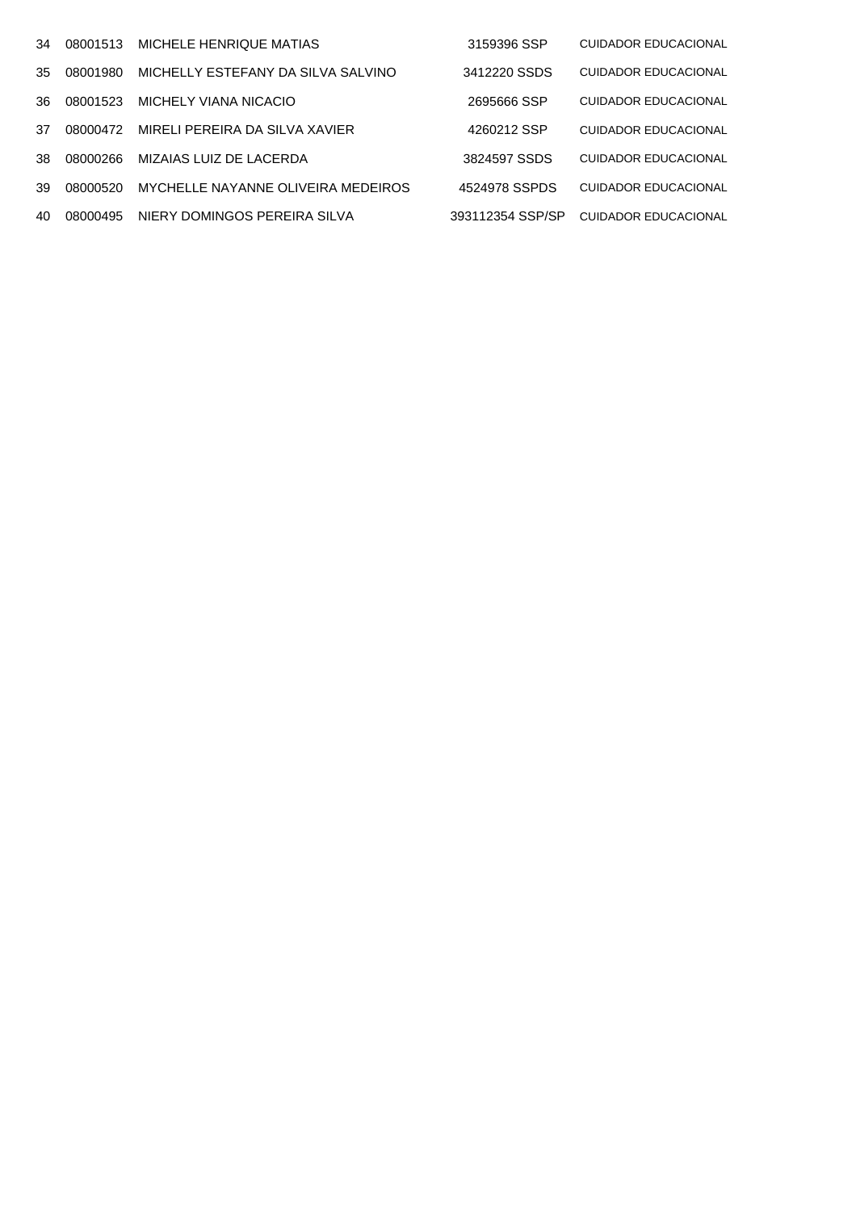| | | | | |
|---|---|---|---|---|
| 34 | 08001513 | MICHELE HENRIQUE MATIAS | 3159396 SSP | CUIDADOR EDUCACIONAL |
| 35 | 08001980 | MICHELLY ESTEFANY DA SILVA SALVINO | 3412220 SSDS | CUIDADOR EDUCACIONAL |
| 36 | 08001523 | MICHELY VIANA NICACIO | 2695666 SSP | CUIDADOR EDUCACIONAL |
| 37 | 08000472 | MIRELI PEREIRA DA SILVA XAVIER | 4260212 SSP | CUIDADOR EDUCACIONAL |
| 38 | 08000266 | MIZAIAS LUIZ DE LACERDA | 3824597 SSDS | CUIDADOR EDUCACIONAL |
| 39 | 08000520 | MYCHELLE NAYANNE OLIVEIRA MEDEIROS | 4524978 SSPDS | CUIDADOR EDUCACIONAL |
| 40 | 08000495 | NIERY DOMINGOS PEREIRA SILVA | 393112354 SSP/SP | CUIDADOR EDUCACIONAL |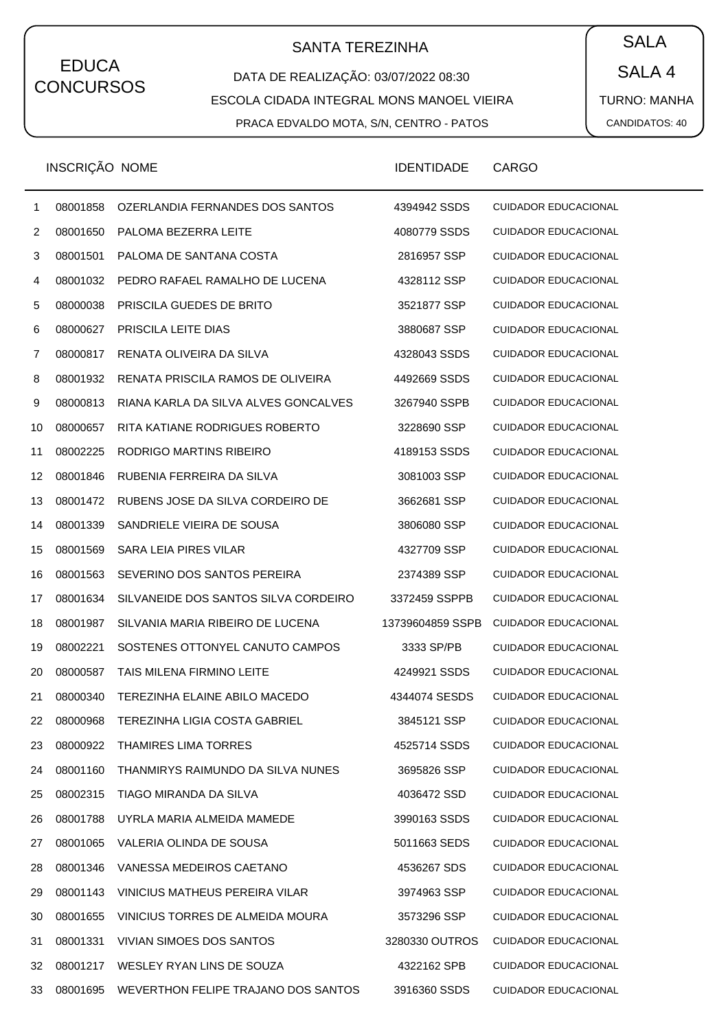EDUCA CONCURSOS

## SANTA TEREZINHA

DATA DE REALIZAÇÃO: 03/07/2022 08:30

ESCOLA CIDADA INTEGRAL MONS MANOEL VIEIRA

PRACA EDVALDO MOTA, S/N, CENTRO - PATOS

SALA

SALA 4

TURNO: MANHA

CANDIDATOS: 40

| | INSCRIÇÃO | NOME | IDENTIDADE | CARGO |
|---|---|---|---|---|
| 1 | 08001858 | OZERLANDIA FERNANDES DOS SANTOS | 4394942 SSDS | CUIDADOR EDUCACIONAL |
| 2 | 08001650 | PALOMA BEZERRA LEITE | 4080779 SSDS | CUIDADOR EDUCACIONAL |
| 3 | 08001501 | PALOMA DE SANTANA COSTA | 2816957 SSP | CUIDADOR EDUCACIONAL |
| 4 | 08001032 | PEDRO RAFAEL RAMALHO DE LUCENA | 4328112 SSP | CUIDADOR EDUCACIONAL |
| 5 | 08000038 | PRISCILA GUEDES DE BRITO | 3521877 SSP | CUIDADOR EDUCACIONAL |
| 6 | 08000627 | PRISCILA LEITE DIAS | 3880687 SSP | CUIDADOR EDUCACIONAL |
| 7 | 08000817 | RENATA OLIVEIRA DA SILVA | 4328043 SSDS | CUIDADOR EDUCACIONAL |
| 8 | 08001932 | RENATA PRISCILA RAMOS DE OLIVEIRA | 4492669 SSDS | CUIDADOR EDUCACIONAL |
| 9 | 08000813 | RIANA KARLA DA SILVA ALVES GONCALVES | 3267940 SSPB | CUIDADOR EDUCACIONAL |
| 10 | 08000657 | RITA KATIANE RODRIGUES ROBERTO | 3228690 SSP | CUIDADOR EDUCACIONAL |
| 11 | 08002225 | RODRIGO MARTINS RIBEIRO | 4189153 SSDS | CUIDADOR EDUCACIONAL |
| 12 | 08001846 | RUBENIA FERREIRA DA SILVA | 3081003 SSP | CUIDADOR EDUCACIONAL |
| 13 | 08001472 | RUBENS JOSE DA SILVA CORDEIRO DE | 3662681 SSP | CUIDADOR EDUCACIONAL |
| 14 | 08001339 | SANDRIELE VIEIRA DE SOUSA | 3806080 SSP | CUIDADOR EDUCACIONAL |
| 15 | 08001569 | SARA LEIA PIRES VILAR | 4327709 SSP | CUIDADOR EDUCACIONAL |
| 16 | 08001563 | SEVERINO DOS SANTOS PEREIRA | 2374389 SSP | CUIDADOR EDUCACIONAL |
| 17 | 08001634 | SILVANEIDE DOS SANTOS SILVA CORDEIRO | 3372459 SSPPB | CUIDADOR EDUCACIONAL |
| 18 | 08001987 | SILVANIA MARIA RIBEIRO DE LUCENA | 13739604859 SSPB | CUIDADOR EDUCACIONAL |
| 19 | 08002221 | SOSTENES OTTONYEL CANUTO CAMPOS | 3333 SP/PB | CUIDADOR EDUCACIONAL |
| 20 | 08000587 | TAIS MILENA FIRMINO LEITE | 4249921 SSDS | CUIDADOR EDUCACIONAL |
| 21 | 08000340 | TEREZINHA ELAINE ABILO MACEDO | 4344074 SESDS | CUIDADOR EDUCACIONAL |
| 22 | 08000968 | TEREZINHA LIGIA COSTA GABRIEL | 3845121 SSP | CUIDADOR EDUCACIONAL |
| 23 | 08000922 | THAMIRES LIMA TORRES | 4525714 SSDS | CUIDADOR EDUCACIONAL |
| 24 | 08001160 | THANMIRYS RAIMUNDO DA SILVA NUNES | 3695826 SSP | CUIDADOR EDUCACIONAL |
| 25 | 08002315 | TIAGO MIRANDA DA SILVA | 4036472 SSD | CUIDADOR EDUCACIONAL |
| 26 | 08001788 | UYRLA MARIA ALMEIDA MAMEDE | 3990163 SSDS | CUIDADOR EDUCACIONAL |
| 27 | 08001065 | VALERIA OLINDA DE SOUSA | 5011663 SEDS | CUIDADOR EDUCACIONAL |
| 28 | 08001346 | VANESSA MEDEIROS CAETANO | 4536267 SDS | CUIDADOR EDUCACIONAL |
| 29 | 08001143 | VINICIUS MATHEUS PEREIRA VILAR | 3974963 SSP | CUIDADOR EDUCACIONAL |
| 30 | 08001655 | VINICIUS TORRES DE ALMEIDA MOURA | 3573296 SSP | CUIDADOR EDUCACIONAL |
| 31 | 08001331 | VIVIAN SIMOES DOS SANTOS | 3280330 OUTROS | CUIDADOR EDUCACIONAL |
| 32 | 08001217 | WESLEY RYAN LINS DE SOUZA | 4322162 SPB | CUIDADOR EDUCACIONAL |
| 33 | 08001695 | WEVERTHON FELIPE TRAJANO DOS SANTOS | 3916360 SSDS | CUIDADOR EDUCACIONAL |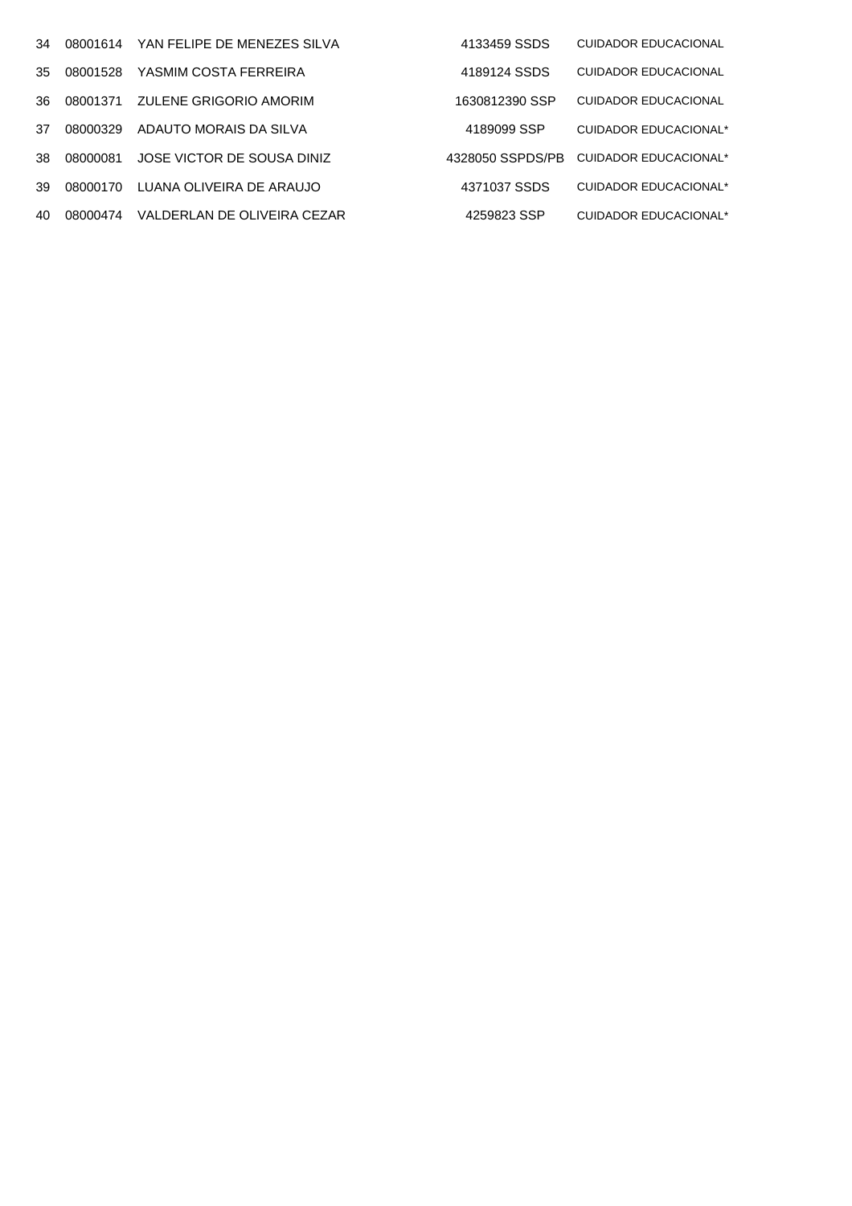| | | | | |
|---|---|---|---|---|
| 34 | 08001614 | YAN FELIPE DE MENEZES SILVA | 4133459 SSDS | CUIDADOR EDUCACIONAL |
| 35 | 08001528 | YASMIM COSTA FERREIRA | 4189124 SSDS | CUIDADOR EDUCACIONAL |
| 36 | 08001371 | ZULENE GRIGORIO AMORIM | 1630812390 SSP | CUIDADOR EDUCACIONAL |
| 37 | 08000329 | ADAUTO MORAIS DA SILVA | 4189099 SSP | CUIDADOR EDUCACIONAL* |
| 38 | 08000081 | JOSE VICTOR DE SOUSA DINIZ | 4328050 SSPDS/PB | CUIDADOR EDUCACIONAL* |
| 39 | 08000170 | LUANA OLIVEIRA DE ARAUJO | 4371037 SSDS | CUIDADOR EDUCACIONAL* |
| 40 | 08000474 | VALDERLAN DE OLIVEIRA CEZAR | 4259823 SSP | CUIDADOR EDUCACIONAL* |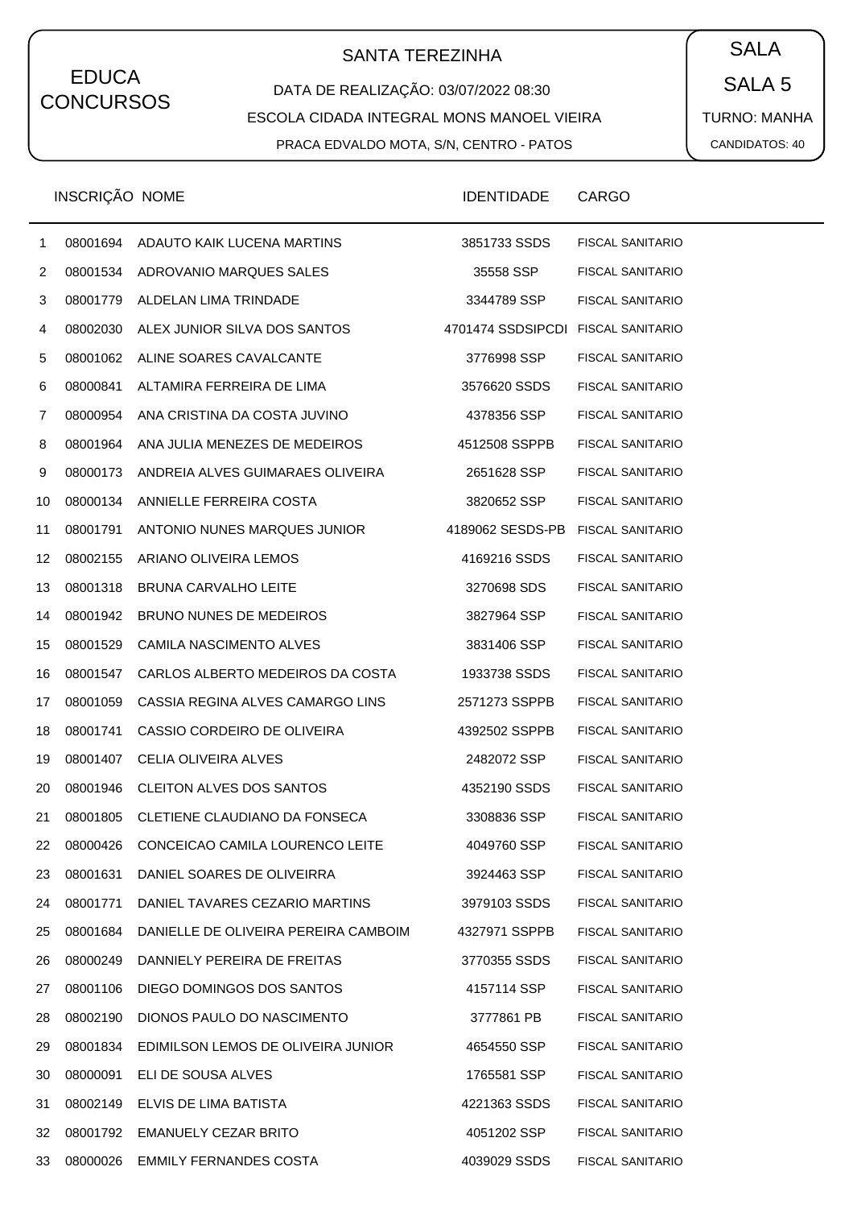EDUCA CONCURSOS

## SANTA TEREZINHA

DATA DE REALIZAÇÃO: 03/07/2022 08:30

ESCOLA CIDADA INTEGRAL MONS MANOEL VIEIRA

PRACA EDVALDO MOTA, S/N, CENTRO - PATOS

SALA

SALA 5

TURNO: MANHA

CANDIDATOS: 40

| | INSCRIÇÃO | NOME | IDENTIDADE | CARGO |
|---|---|---|---|---|
| 1 | 08001694 | ADAUTO KAIK LUCENA MARTINS | 3851733 SSDS | FISCAL SANITARIO |
| 2 | 08001534 | ADROVANIO MARQUES SALES | 35558 SSP | FISCAL SANITARIO |
| 3 | 08001779 | ALDELAN LIMA TRINDADE | 3344789 SSP | FISCAL SANITARIO |
| 4 | 08002030 | ALEX JUNIOR SILVA DOS SANTOS | 4701474 SSDSIPCDI | FISCAL SANITARIO |
| 5 | 08001062 | ALINE SOARES CAVALCANTE | 3776998 SSP | FISCAL SANITARIO |
| 6 | 08000841 | ALTAMIRA FERREIRA DE LIMA | 3576620 SSDS | FISCAL SANITARIO |
| 7 | 08000954 | ANA CRISTINA DA COSTA JUVINO | 4378356 SSP | FISCAL SANITARIO |
| 8 | 08001964 | ANA JULIA MENEZES DE MEDEIROS | 4512508 SSPPB | FISCAL SANITARIO |
| 9 | 08000173 | ANDREIA ALVES GUIMARAES OLIVEIRA | 2651628 SSP | FISCAL SANITARIO |
| 10 | 08000134 | ANNIELLE FERREIRA COSTA | 3820652 SSP | FISCAL SANITARIO |
| 11 | 08001791 | ANTONIO NUNES MARQUES JUNIOR | 4189062 SESDS-PB | FISCAL SANITARIO |
| 12 | 08002155 | ARIANO OLIVEIRA LEMOS | 4169216 SSDS | FISCAL SANITARIO |
| 13 | 08001318 | BRUNA CARVALHO LEITE | 3270698 SDS | FISCAL SANITARIO |
| 14 | 08001942 | BRUNO NUNES DE MEDEIROS | 3827964 SSP | FISCAL SANITARIO |
| 15 | 08001529 | CAMILA NASCIMENTO ALVES | 3831406 SSP | FISCAL SANITARIO |
| 16 | 08001547 | CARLOS ALBERTO MEDEIROS DA COSTA | 1933738 SSDS | FISCAL SANITARIO |
| 17 | 08001059 | CASSIA REGINA ALVES CAMARGO LINS | 2571273 SSPPB | FISCAL SANITARIO |
| 18 | 08001741 | CASSIO CORDEIRO DE OLIVEIRA | 4392502 SSPPB | FISCAL SANITARIO |
| 19 | 08001407 | CELIA OLIVEIRA ALVES | 2482072 SSP | FISCAL SANITARIO |
| 20 | 08001946 | CLEITON ALVES DOS SANTOS | 4352190 SSDS | FISCAL SANITARIO |
| 21 | 08001805 | CLETIENE CLAUDIANO DA FONSECA | 3308836 SSP | FISCAL SANITARIO |
| 22 | 08000426 | CONCEICAO CAMILA LOURENCO LEITE | 4049760 SSP | FISCAL SANITARIO |
| 23 | 08001631 | DANIEL SOARES DE OLIVEIRRA | 3924463 SSP | FISCAL SANITARIO |
| 24 | 08001771 | DANIEL TAVARES CEZARIO MARTINS | 3979103 SSDS | FISCAL SANITARIO |
| 25 | 08001684 | DANIELLE DE OLIVEIRA PEREIRA CAMBOIM | 4327971 SSPPB | FISCAL SANITARIO |
| 26 | 08000249 | DANNIELY PEREIRA DE FREITAS | 3770355 SSDS | FISCAL SANITARIO |
| 27 | 08001106 | DIEGO DOMINGOS DOS SANTOS | 4157114 SSP | FISCAL SANITARIO |
| 28 | 08002190 | DIONOS PAULO DO NASCIMENTO | 3777861 PB | FISCAL SANITARIO |
| 29 | 08001834 | EDIMILSON LEMOS DE OLIVEIRA JUNIOR | 4654550 SSP | FISCAL SANITARIO |
| 30 | 08000091 | ELI DE SOUSA ALVES | 1765581 SSP | FISCAL SANITARIO |
| 31 | 08002149 | ELVIS DE LIMA BATISTA | 4221363 SSDS | FISCAL SANITARIO |
| 32 | 08001792 | EMANUELY CEZAR BRITO | 4051202 SSP | FISCAL SANITARIO |
| 33 | 08000026 | EMMILY FERNANDES COSTA | 4039029 SSDS | FISCAL SANITARIO |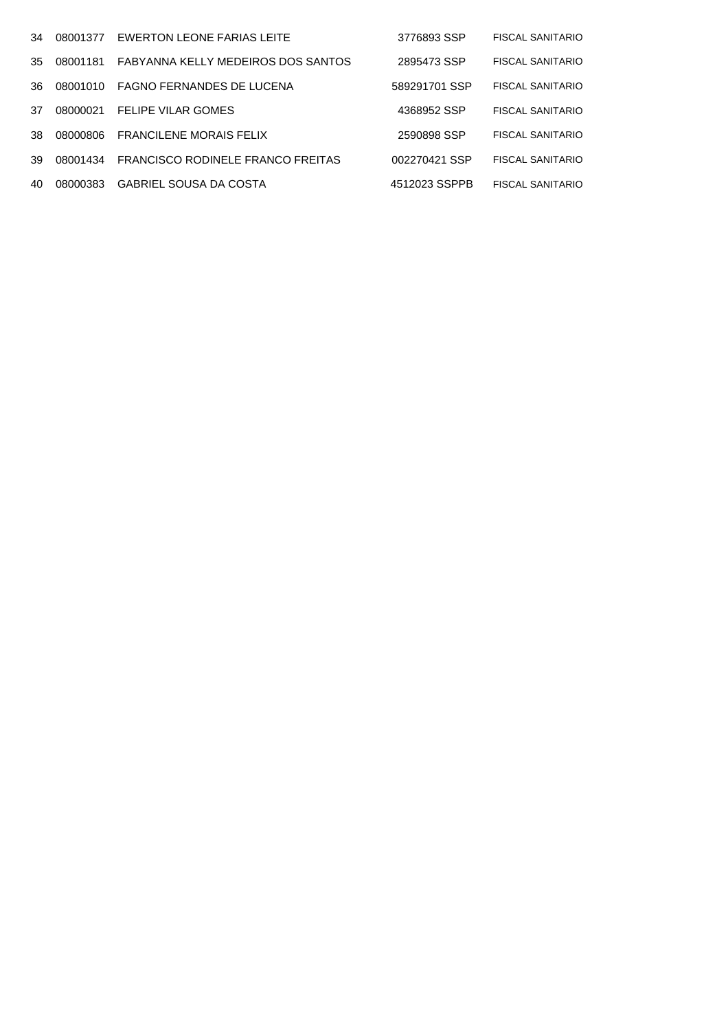| | | | | |
|---|---|---|---|---|
| 34 | 08001377 | EWERTON LEONE FARIAS LEITE | 3776893 SSP | FISCAL SANITARIO |
| 35 | 08001181 | FABYANNA KELLY MEDEIROS DOS SANTOS | 2895473 SSP | FISCAL SANITARIO |
| 36 | 08001010 | FAGNO FERNANDES DE LUCENA | 589291701 SSP | FISCAL SANITARIO |
| 37 | 08000021 | FELIPE VILAR GOMES | 4368952 SSP | FISCAL SANITARIO |
| 38 | 08000806 | FRANCILENE MORAIS FELIX | 2590898 SSP | FISCAL SANITARIO |
| 39 | 08001434 | FRANCISCO RODINELE FRANCO FREITAS | 002270421 SSP | FISCAL SANITARIO |
| 40 | 08000383 | GABRIEL SOUSA DA COSTA | 4512023 SSPPB | FISCAL SANITARIO |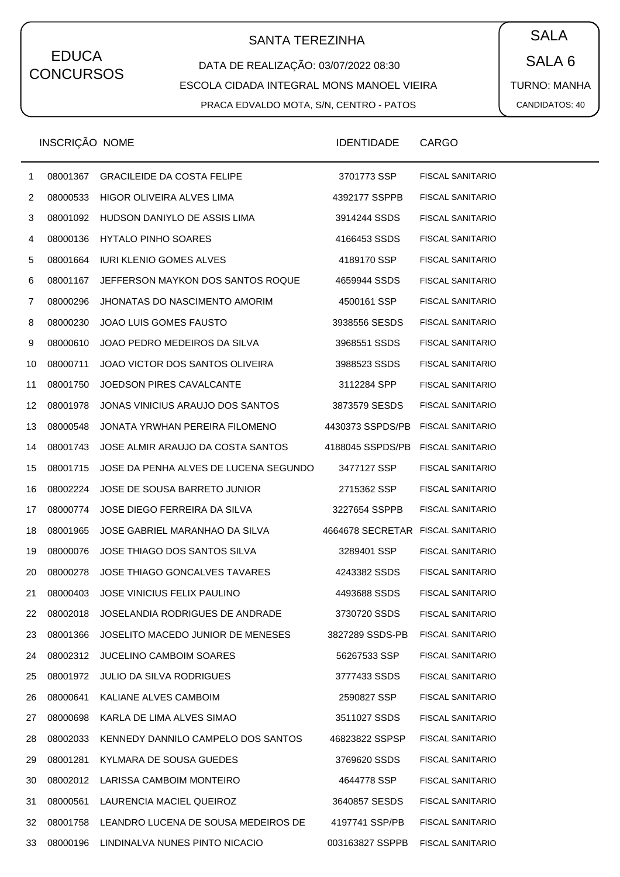EDUCA CONCURSOS

SANTA TEREZINHA

DATA DE REALIZAÇÃO: 03/07/2022 08:30

ESCOLA CIDADA INTEGRAL MONS MANOEL VIEIRA

PRACA EDVALDO MOTA, S/N, CENTRO - PATOS

SALA

SALA 6

TURNO: MANHA

CANDIDATOS: 40

| | INSCRIÇÃO | NOME | IDENTIDADE | CARGO |
|---|---|---|---|---|
| 1 | 08001367 | GRACILEIDE DA COSTA FELIPE | 3701773 SSP | FISCAL SANITARIO |
| 2 | 08000533 | HIGOR OLIVEIRA ALVES LIMA | 4392177 SSPPB | FISCAL SANITARIO |
| 3 | 08001092 | HUDSON DANIYLO DE ASSIS LIMA | 3914244 SSDS | FISCAL SANITARIO |
| 4 | 08000136 | HYTALO PINHO SOARES | 4166453 SSDS | FISCAL SANITARIO |
| 5 | 08001664 | IURI KLENIO GOMES ALVES | 4189170 SSP | FISCAL SANITARIO |
| 6 | 08001167 | JEFFERSON MAYKON DOS SANTOS ROQUE | 4659944 SSDS | FISCAL SANITARIO |
| 7 | 08000296 | JHONATAS DO NASCIMENTO AMORIM | 4500161 SSP | FISCAL SANITARIO |
| 8 | 08000230 | JOAO LUIS GOMES FAUSTO | 3938556 SESDS | FISCAL SANITARIO |
| 9 | 08000610 | JOAO PEDRO MEDEIROS DA SILVA | 3968551 SSDS | FISCAL SANITARIO |
| 10 | 08000711 | JOAO VICTOR DOS SANTOS OLIVEIRA | 3988523 SSDS | FISCAL SANITARIO |
| 11 | 08001750 | JOEDSON PIRES CAVALCANTE | 3112284 SPP | FISCAL SANITARIO |
| 12 | 08001978 | JONAS VINICIUS ARAUJO DOS SANTOS | 3873579 SESDS | FISCAL SANITARIO |
| 13 | 08000548 | JONATA YRWHAN PEREIRA FILOMENO | 4430373 SSPDS/PB | FISCAL SANITARIO |
| 14 | 08001743 | JOSE ALMIR ARAUJO DA COSTA SANTOS | 4188045 SSPDS/PB | FISCAL SANITARIO |
| 15 | 08001715 | JOSE DA PENHA ALVES DE LUCENA SEGUNDO | 3477127 SSP | FISCAL SANITARIO |
| 16 | 08002224 | JOSE DE SOUSA BARRETO JUNIOR | 2715362 SSP | FISCAL SANITARIO |
| 17 | 08000774 | JOSE DIEGO FERREIRA DA SILVA | 3227654 SSPPB | FISCAL SANITARIO |
| 18 | 08001965 | JOSE GABRIEL MARANHAO DA SILVA | 4664678 SECRETAR | FISCAL SANITARIO |
| 19 | 08000076 | JOSE THIAGO DOS SANTOS SILVA | 3289401 SSP | FISCAL SANITARIO |
| 20 | 08000278 | JOSE THIAGO GONCALVES TAVARES | 4243382 SSDS | FISCAL SANITARIO |
| 21 | 08000403 | JOSE VINICIUS FELIX PAULINO | 4493688 SSDS | FISCAL SANITARIO |
| 22 | 08002018 | JOSELANDIA RODRIGUES DE ANDRADE | 3730720 SSDS | FISCAL SANITARIO |
| 23 | 08001366 | JOSELITO MACEDO JUNIOR DE MENESES | 3827289 SSDS-PB | FISCAL SANITARIO |
| 24 | 08002312 | JUCELINO CAMBOIM SOARES | 56267533 SSP | FISCAL SANITARIO |
| 25 | 08001972 | JULIO DA SILVA RODRIGUES | 3777433 SSDS | FISCAL SANITARIO |
| 26 | 08000641 | KALIANE ALVES CAMBOIM | 2590827 SSP | FISCAL SANITARIO |
| 27 | 08000698 | KARLA DE LIMA ALVES SIMAO | 3511027 SSDS | FISCAL SANITARIO |
| 28 | 08002033 | KENNEDY DANNILO CAMPELO DOS SANTOS | 46823822 SSPSP | FISCAL SANITARIO |
| 29 | 08001281 | KYLMARA DE SOUSA GUEDES | 3769620 SSDS | FISCAL SANITARIO |
| 30 | 08002012 | LARISSA CAMBOIM MONTEIRO | 4644778 SSP | FISCAL SANITARIO |
| 31 | 08000561 | LAURENCIA MACIEL QUEIROZ | 3640857 SESDS | FISCAL SANITARIO |
| 32 | 08001758 | LEANDRO LUCENA DE SOUSA MEDEIROS DE | 4197741 SSP/PB | FISCAL SANITARIO |
| 33 | 08000196 | LINDINALVA NUNES PINTO NICACIO | 003163827 SSPPB | FISCAL SANITARIO |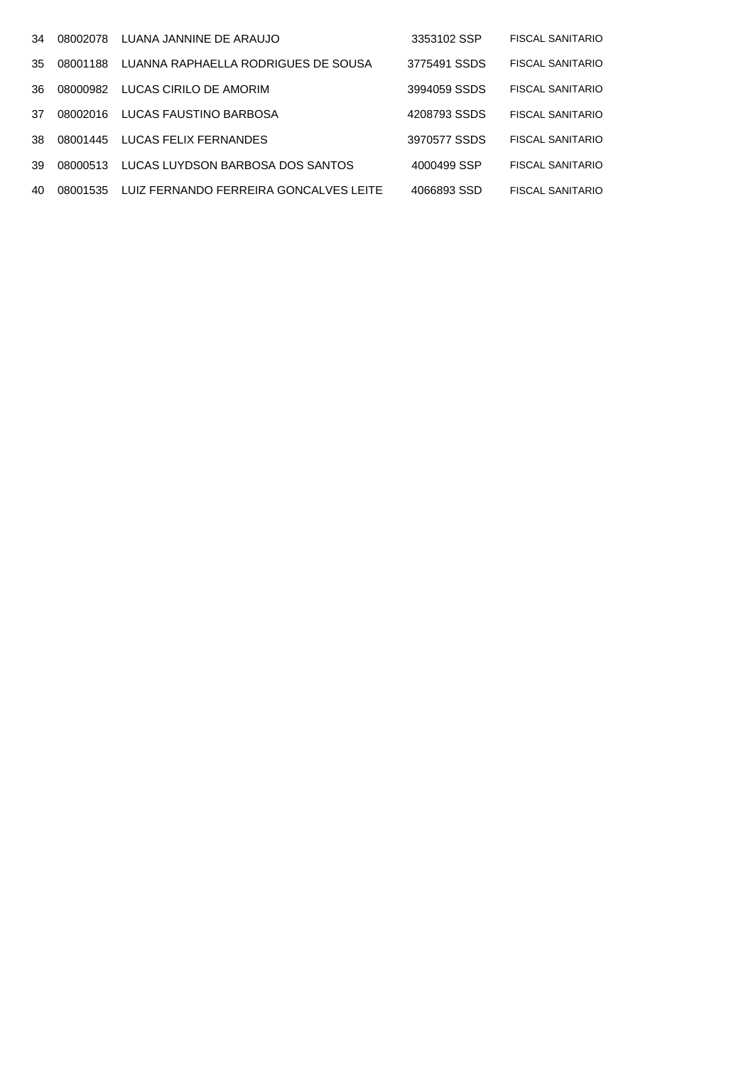| | | | | |
|---|---|---|---|---|
| 34 | 08002078 | LUANA JANNINE DE ARAUJO | 3353102 SSP | FISCAL SANITARIO |
| 35 | 08001188 | LUANNA RAPHAELLA RODRIGUES DE SOUSA | 3775491 SSDS | FISCAL SANITARIO |
| 36 | 08000982 | LUCAS CIRILO DE AMORIM | 3994059 SSDS | FISCAL SANITARIO |
| 37 | 08002016 | LUCAS FAUSTINO BARBOSA | 4208793 SSDS | FISCAL SANITARIO |
| 38 | 08001445 | LUCAS FELIX FERNANDES | 3970577 SSDS | FISCAL SANITARIO |
| 39 | 08000513 | LUCAS LUYDSON BARBOSA DOS SANTOS | 4000499 SSP | FISCAL SANITARIO |
| 40 | 08001535 | LUIZ FERNANDO FERREIRA GONCALVES LEITE | 4066893 SSD | FISCAL SANITARIO |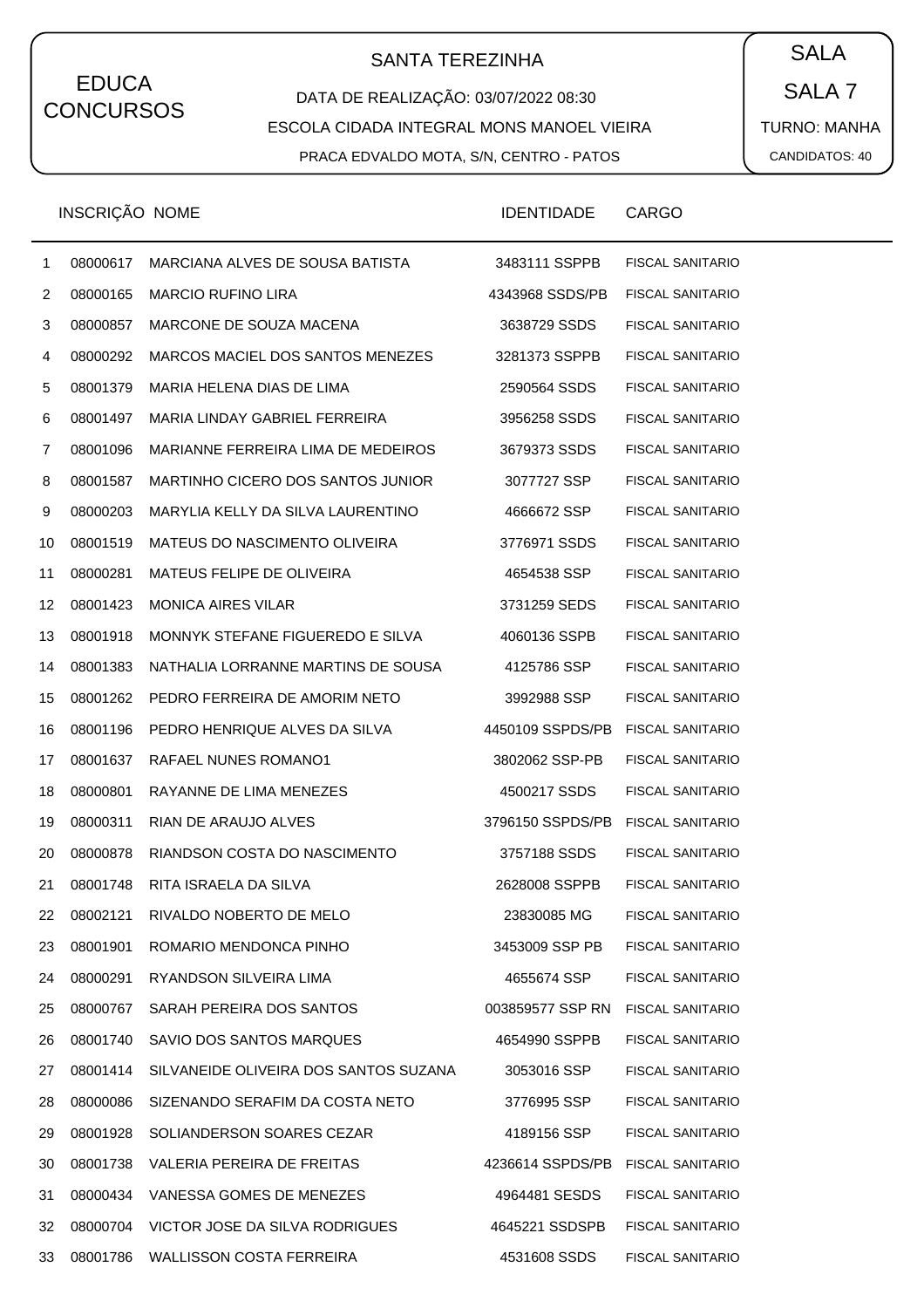EDUCA CONCURSOS

SANTA TEREZINHA

DATA DE REALIZAÇÃO: 03/07/2022 08:30

ESCOLA CIDADA INTEGRAL MONS MANOEL VIEIRA

PRACA EDVALDO MOTA, S/N, CENTRO - PATOS

SALA

SALA 7

TURNO: MANHA

CANDIDATOS: 40

| | INSCRIÇÃO | NOME | IDENTIDADE | CARGO |
|---|---|---|---|---|
| 1 | 08000617 | MARCIANA ALVES DE SOUSA BATISTA | 3483111 SSPPB | FISCAL SANITARIO |
| 2 | 08000165 | MARCIO RUFINO LIRA | 4343968 SSDS/PB | FISCAL SANITARIO |
| 3 | 08000857 | MARCONE DE SOUZA MACENA | 3638729 SSDS | FISCAL SANITARIO |
| 4 | 08000292 | MARCOS MACIEL DOS SANTOS MENEZES | 3281373 SSPPB | FISCAL SANITARIO |
| 5 | 08001379 | MARIA HELENA DIAS DE LIMA | 2590564 SSDS | FISCAL SANITARIO |
| 6 | 08001497 | MARIA LINDAY GABRIEL FERREIRA | 3956258 SSDS | FISCAL SANITARIO |
| 7 | 08001096 | MARIANNE FERREIRA LIMA DE MEDEIROS | 3679373 SSDS | FISCAL SANITARIO |
| 8 | 08001587 | MARTINHO CICERO DOS SANTOS JUNIOR | 3077727 SSP | FISCAL SANITARIO |
| 9 | 08000203 | MARYLIA KELLY DA SILVA LAURENTINO | 4666672 SSP | FISCAL SANITARIO |
| 10 | 08001519 | MATEUS DO NASCIMENTO OLIVEIRA | 3776971 SSDS | FISCAL SANITARIO |
| 11 | 08000281 | MATEUS FELIPE DE OLIVEIRA | 4654538 SSP | FISCAL SANITARIO |
| 12 | 08001423 | MONICA AIRES VILAR | 3731259 SEDS | FISCAL SANITARIO |
| 13 | 08001918 | MONNYK STEFANE FIGUEREDO E SILVA | 4060136 SSPB | FISCAL SANITARIO |
| 14 | 08001383 | NATHALIA LORRANNE MARTINS DE SOUSA | 4125786 SSP | FISCAL SANITARIO |
| 15 | 08001262 | PEDRO FERREIRA DE AMORIM NETO | 3992988 SSP | FISCAL SANITARIO |
| 16 | 08001196 | PEDRO HENRIQUE ALVES DA SILVA | 4450109 SSPDS/PB | FISCAL SANITARIO |
| 17 | 08001637 | RAFAEL NUNES ROMANO1 | 3802062 SSP-PB | FISCAL SANITARIO |
| 18 | 08000801 | RAYANNE DE LIMA MENEZES | 4500217 SSDS | FISCAL SANITARIO |
| 19 | 08000311 | RIAN DE ARAUJO ALVES | 3796150 SSPDS/PB | FISCAL SANITARIO |
| 20 | 08000878 | RIANDSON COSTA DO NASCIMENTO | 3757188 SSDS | FISCAL SANITARIO |
| 21 | 08001748 | RITA ISRAELA DA SILVA | 2628008 SSPPB | FISCAL SANITARIO |
| 22 | 08002121 | RIVALDO NOBERTO DE MELO | 23830085 MG | FISCAL SANITARIO |
| 23 | 08001901 | ROMARIO MENDONCA PINHO | 3453009 SSP PB | FISCAL SANITARIO |
| 24 | 08000291 | RYANDSON SILVEIRA LIMA | 4655674 SSP | FISCAL SANITARIO |
| 25 | 08000767 | SARAH PEREIRA DOS SANTOS | 003859577 SSP RN | FISCAL SANITARIO |
| 26 | 08001740 | SAVIO DOS SANTOS MARQUES | 4654990 SSPPB | FISCAL SANITARIO |
| 27 | 08001414 | SILVANEIDE OLIVEIRA DOS SANTOS SUZANA | 3053016 SSP | FISCAL SANITARIO |
| 28 | 08000086 | SIZENANDO SERAFIM DA COSTA NETO | 3776995 SSP | FISCAL SANITARIO |
| 29 | 08001928 | SOLIANDERSON SOARES CEZAR | 4189156 SSP | FISCAL SANITARIO |
| 30 | 08001738 | VALERIA PEREIRA DE FREITAS | 4236614 SSPDS/PB | FISCAL SANITARIO |
| 31 | 08000434 | VANESSA GOMES DE MENEZES | 4964481 SESDS | FISCAL SANITARIO |
| 32 | 08000704 | VICTOR JOSE DA SILVA RODRIGUES | 4645221 SSDSPB | FISCAL SANITARIO |
| 33 | 08001786 | WALLISSON COSTA FERREIRA | 4531608 SSDS | FISCAL SANITARIO |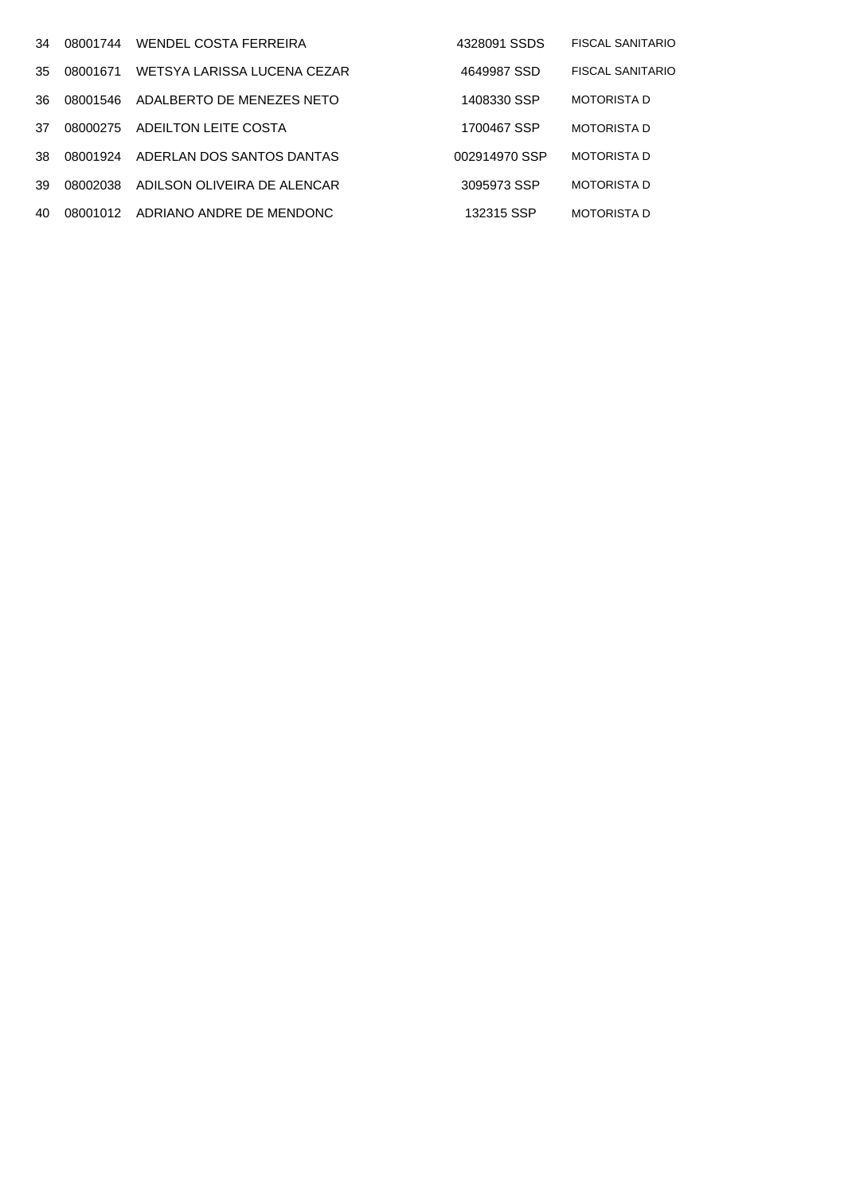| | | | | |
|---|---|---|---|---|
| 34 | 08001744 | WENDEL COSTA FERREIRA | 4328091 SSDS | FISCAL SANITARIO |
| 35 | 08001671 | WETSYA LARISSA LUCENA CEZAR | 4649987 SSD | FISCAL SANITARIO |
| 36 | 08001546 | ADALBERTO DE MENEZES NETO | 1408330 SSP | MOTORISTA D |
| 37 | 08000275 | ADEILTON LEITE COSTA | 1700467 SSP | MOTORISTA D |
| 38 | 08001924 | ADERLAN DOS SANTOS DANTAS | 002914970 SSP | MOTORISTA D |
| 39 | 08002038 | ADILSON OLIVEIRA DE ALENCAR | 3095973 SSP | MOTORISTA D |
| 40 | 08001012 | ADRIANO ANDRE DE MENDONC | 132315 SSP | MOTORISTA D |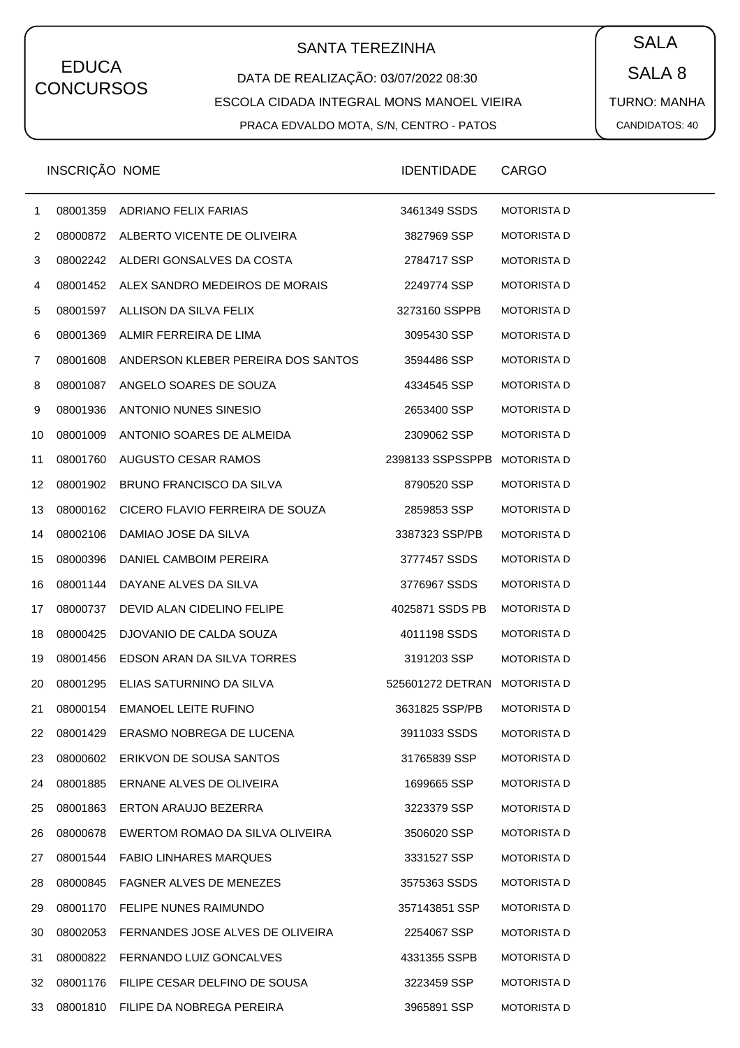EDUCA CONCURSOS

SANTA TEREZINHA

DATA DE REALIZAÇÃO: 03/07/2022 08:30

ESCOLA CIDADA INTEGRAL MONS MANOEL VIEIRA

PRACA EDVALDO MOTA, S/N, CENTRO - PATOS

SALA

SALA 8

TURNO: MANHA

CANDIDATOS: 40

| | INSCRIÇÃO | NOME | IDENTIDADE | CARGO |
|---|---|---|---|---|
| 1 | 08001359 | ADRIANO FELIX FARIAS | 3461349 SSDS | MOTORISTA D |
| 2 | 08000872 | ALBERTO VICENTE DE OLIVEIRA | 3827969 SSP | MOTORISTA D |
| 3 | 08002242 | ALDERI GONSALVES DA COSTA | 2784717 SSP | MOTORISTA D |
| 4 | 08001452 | ALEX SANDRO MEDEIROS DE MORAIS | 2249774 SSP | MOTORISTA D |
| 5 | 08001597 | ALLISON DA SILVA FELIX | 3273160 SSPPB | MOTORISTA D |
| 6 | 08001369 | ALMIR FERREIRA DE LIMA | 3095430 SSP | MOTORISTA D |
| 7 | 08001608 | ANDERSON KLEBER PEREIRA DOS SANTOS | 3594486 SSP | MOTORISTA D |
| 8 | 08001087 | ANGELO SOARES DE SOUZA | 4334545 SSP | MOTORISTA D |
| 9 | 08001936 | ANTONIO NUNES SINESIO | 2653400 SSP | MOTORISTA D |
| 10 | 08001009 | ANTONIO SOARES DE ALMEIDA | 2309062 SSP | MOTORISTA D |
| 11 | 08001760 | AUGUSTO CESAR RAMOS | 2398133 SSPSSPPB | MOTORISTA D |
| 12 | 08001902 | BRUNO FRANCISCO DA SILVA | 8790520 SSP | MOTORISTA D |
| 13 | 08000162 | CICERO FLAVIO FERREIRA DE SOUZA | 2859853 SSP | MOTORISTA D |
| 14 | 08002106 | DAMIAO JOSE DA SILVA | 3387323 SSP/PB | MOTORISTA D |
| 15 | 08000396 | DANIEL CAMBOIM PEREIRA | 3777457 SSDS | MOTORISTA D |
| 16 | 08001144 | DAYANE ALVES DA SILVA | 3776967 SSDS | MOTORISTA D |
| 17 | 08000737 | DEVID ALAN CIDELINO FELIPE | 4025871 SSDS PB | MOTORISTA D |
| 18 | 08000425 | DJOVANIO DE CALDA SOUZA | 4011198 SSDS | MOTORISTA D |
| 19 | 08001456 | EDSON ARAN DA SILVA TORRES | 3191203 SSP | MOTORISTA D |
| 20 | 08001295 | ELIAS SATURNINO DA SILVA | 525601272 DETRAN | MOTORISTA D |
| 21 | 08000154 | EMANOEL LEITE RUFINO | 3631825 SSP/PB | MOTORISTA D |
| 22 | 08001429 | ERASMO NOBREGA DE LUCENA | 3911033 SSDS | MOTORISTA D |
| 23 | 08000602 | ERIKVON DE SOUSA SANTOS | 31765839 SSP | MOTORISTA D |
| 24 | 08001885 | ERNANE ALVES DE OLIVEIRA | 1699665 SSP | MOTORISTA D |
| 25 | 08001863 | ERTON ARAUJO BEZERRA | 3223379 SSP | MOTORISTA D |
| 26 | 08000678 | EWERTOM ROMAO DA SILVA OLIVEIRA | 3506020 SSP | MOTORISTA D |
| 27 | 08001544 | FABIO LINHARES MARQUES | 3331527 SSP | MOTORISTA D |
| 28 | 08000845 | FAGNER ALVES DE MENEZES | 3575363 SSDS | MOTORISTA D |
| 29 | 08001170 | FELIPE NUNES RAIMUNDO | 357143851 SSP | MOTORISTA D |
| 30 | 08002053 | FERNANDES JOSE ALVES DE OLIVEIRA | 2254067 SSP | MOTORISTA D |
| 31 | 08000822 | FERNANDO LUIZ GONCALVES | 4331355 SSPB | MOTORISTA D |
| 32 | 08001176 | FILIPE CESAR DELFINO DE SOUSA | 3223459 SSP | MOTORISTA D |
| 33 | 08001810 | FILIPE DA NOBREGA PEREIRA | 3965891 SSP | MOTORISTA D |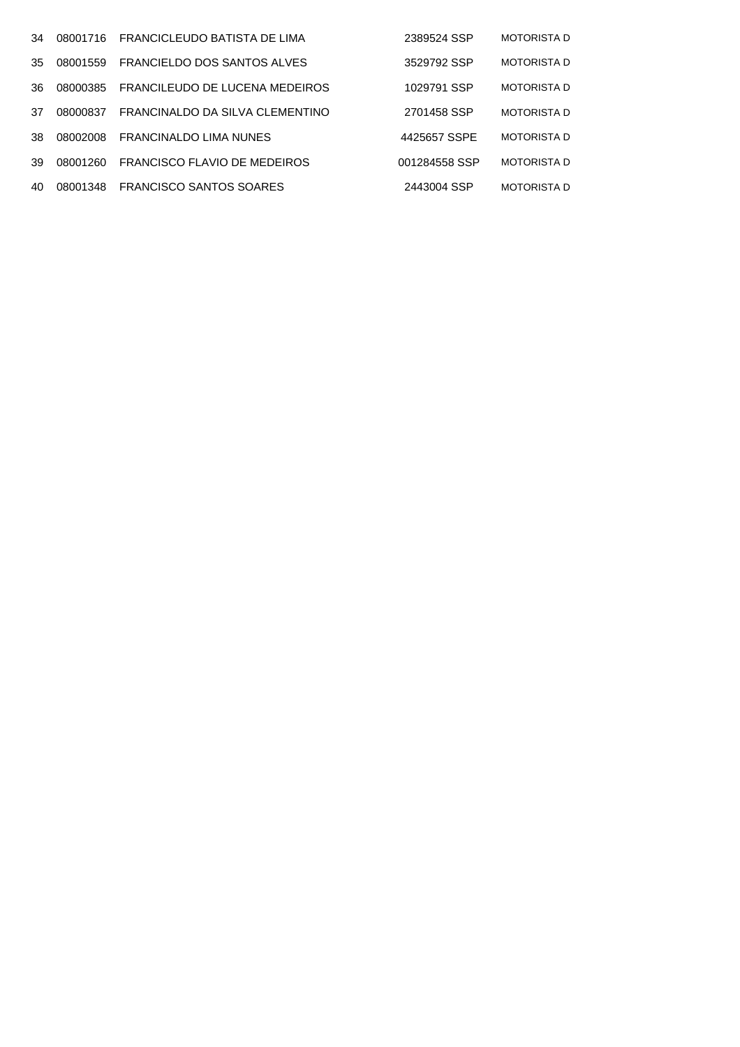| 34 | 08001716 | FRANCICLEUDO BATISTA DE LIMA | 2389524 SSP | MOTORISTA D |
|---|---|---|---|---|
| 35 | 08001559 | FRANCIELDO DOS SANTOS ALVES | 3529792 SSP | MOTORISTA D |
| 36 | 08000385 | FRANCILEUDO DE LUCENA MEDEIROS | 1029791 SSP | MOTORISTA D |
| 37 | 08000837 | FRANCINALDO DA SILVA CLEMENTINO | 2701458 SSP | MOTORISTA D |
| 38 | 08002008 | FRANCINALDO LIMA NUNES | 4425657 SSPE | MOTORISTA D |
| 39 | 08001260 | FRANCISCO FLAVIO DE MEDEIROS | 001284558 SSP | MOTORISTA D |
| 40 | 08001348 | FRANCISCO SANTOS SOARES | 2443004 SSP | MOTORISTA D |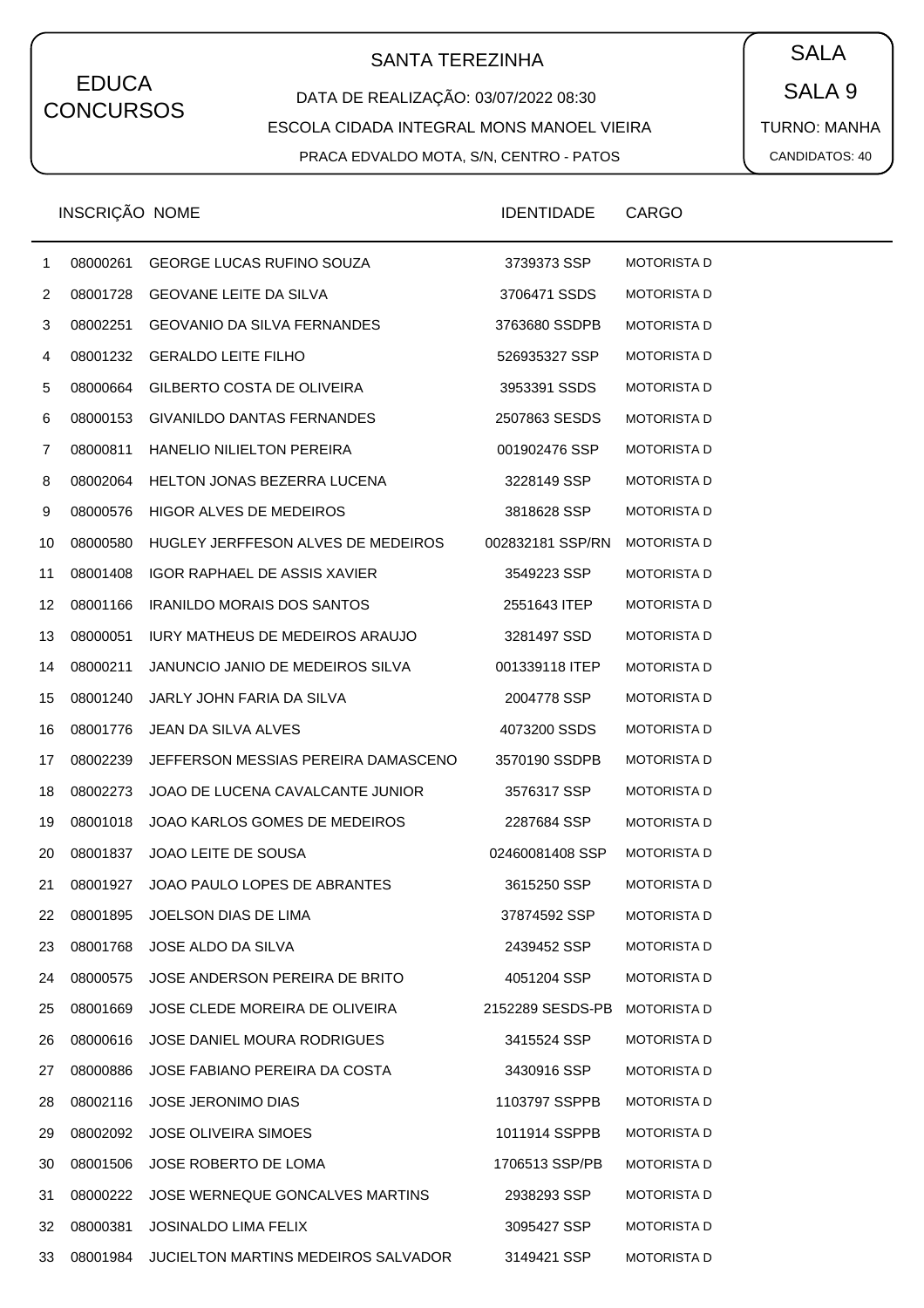EDUCA CONCURSOS

## SANTA TEREZINHA

DATA DE REALIZAÇÃO: 03/07/2022 08:30

ESCOLA CIDADA INTEGRAL MONS MANOEL VIEIRA

PRACA EDVALDO MOTA, S/N, CENTRO - PATOS

SALA

SALA 9

TURNO: MANHA

CANDIDATOS: 40

| | INSCRIÇÃO | NOME | IDENTIDADE | CARGO |
|---|---|---|---|---|
| 1 | 08000261 | GEORGE LUCAS RUFINO SOUZA | 3739373 SSP | MOTORISTA D |
| 2 | 08001728 | GEOVANE LEITE DA SILVA | 3706471 SSDS | MOTORISTA D |
| 3 | 08002251 | GEOVANIO DA SILVA FERNANDES | 3763680 SSDPB | MOTORISTA D |
| 4 | 08001232 | GERALDO LEITE FILHO | 526935327 SSP | MOTORISTA D |
| 5 | 08000664 | GILBERTO COSTA DE OLIVEIRA | 3953391 SSDS | MOTORISTA D |
| 6 | 08000153 | GIVANILDO DANTAS FERNANDES | 2507863 SESDS | MOTORISTA D |
| 7 | 08000811 | HANELIO NILIELTON PEREIRA | 001902476 SSP | MOTORISTA D |
| 8 | 08002064 | HELTON JONAS BEZERRA LUCENA | 3228149 SSP | MOTORISTA D |
| 9 | 08000576 | HIGOR ALVES DE MEDEIROS | 3818628 SSP | MOTORISTA D |
| 10 | 08000580 | HUGLEY JERFFESON ALVES DE MEDEIROS | 002832181 SSP/RN | MOTORISTA D |
| 11 | 08001408 | IGOR RAPHAEL DE ASSIS XAVIER | 3549223 SSP | MOTORISTA D |
| 12 | 08001166 | IRANILDO MORAIS DOS SANTOS | 2551643 ITEP | MOTORISTA D |
| 13 | 08000051 | IURY MATHEUS DE MEDEIROS ARAUJO | 3281497 SSD | MOTORISTA D |
| 14 | 08000211 | JANUNCIO JANIO DE MEDEIROS SILVA | 001339118 ITEP | MOTORISTA D |
| 15 | 08001240 | JARLY JOHN FARIA DA SILVA | 2004778 SSP | MOTORISTA D |
| 16 | 08001776 | JEAN DA SILVA ALVES | 4073200 SSDS | MOTORISTA D |
| 17 | 08002239 | JEFFERSON MESSIAS PEREIRA DAMASCENO | 3570190 SSDPB | MOTORISTA D |
| 18 | 08002273 | JOAO DE LUCENA CAVALCANTE JUNIOR | 3576317 SSP | MOTORISTA D |
| 19 | 08001018 | JOAO KARLOS GOMES DE MEDEIROS | 2287684 SSP | MOTORISTA D |
| 20 | 08001837 | JOAO LEITE DE SOUSA | 02460081408 SSP | MOTORISTA D |
| 21 | 08001927 | JOAO PAULO LOPES DE ABRANTES | 3615250 SSP | MOTORISTA D |
| 22 | 08001895 | JOELSON DIAS DE LIMA | 37874592 SSP | MOTORISTA D |
| 23 | 08001768 | JOSE ALDO DA SILVA | 2439452 SSP | MOTORISTA D |
| 24 | 08000575 | JOSE ANDERSON PEREIRA DE BRITO | 4051204 SSP | MOTORISTA D |
| 25 | 08001669 | JOSE CLEDE MOREIRA DE OLIVEIRA | 2152289 SESDS-PB | MOTORISTA D |
| 26 | 08000616 | JOSE DANIEL MOURA RODRIGUES | 3415524 SSP | MOTORISTA D |
| 27 | 08000886 | JOSE FABIANO PEREIRA DA COSTA | 3430916 SSP | MOTORISTA D |
| 28 | 08002116 | JOSE JERONIMO DIAS | 1103797 SSPPB | MOTORISTA D |
| 29 | 08002092 | JOSE OLIVEIRA SIMOES | 1011914 SSPPB | MOTORISTA D |
| 30 | 08001506 | JOSE ROBERTO DE LOMA | 1706513 SSP/PB | MOTORISTA D |
| 31 | 08000222 | JOSE WERNEQUE GONCALVES MARTINS | 2938293 SSP | MOTORISTA D |
| 32 | 08000381 | JOSINALDO LIMA FELIX | 3095427 SSP | MOTORISTA D |
| 33 | 08001984 | JUCIELTON MARTINS MEDEIROS SALVADOR | 3149421 SSP | MOTORISTA D |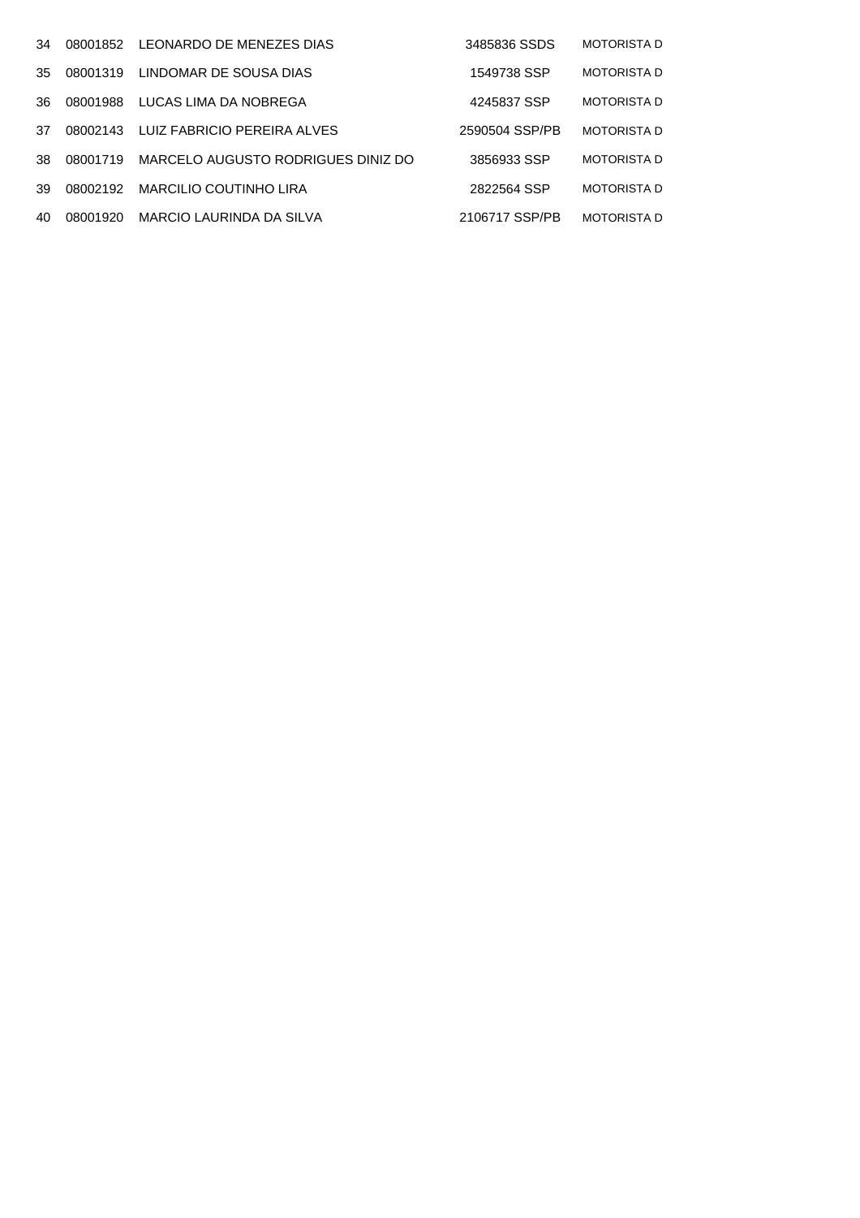| | | | | |
|---|---|---|---|---|
| 34 | 08001852 | LEONARDO DE MENEZES DIAS | 3485836 SSDS | MOTORISTA D |
| 35 | 08001319 | LINDOMAR DE SOUSA DIAS | 1549738 SSP | MOTORISTA D |
| 36 | 08001988 | LUCAS LIMA DA NOBREGA | 4245837 SSP | MOTORISTA D |
| 37 | 08002143 | LUIZ FABRICIO PEREIRA ALVES | 2590504 SSP/PB | MOTORISTA D |
| 38 | 08001719 | MARCELO AUGUSTO RODRIGUES DINIZ DO | 3856933 SSP | MOTORISTA D |
| 39 | 08002192 | MARCILIO COUTINHO LIRA | 2822564 SSP | MOTORISTA D |
| 40 | 08001920 | MARCIO LAURINDA DA SILVA | 2106717 SSP/PB | MOTORISTA D |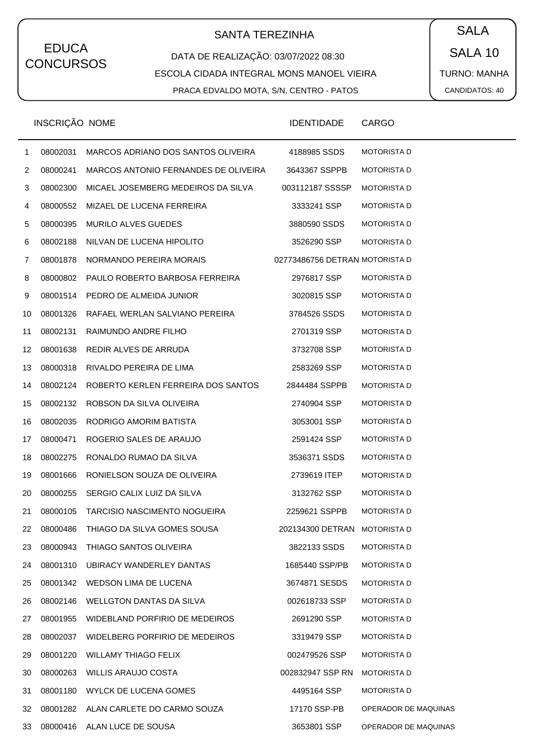EDUCA CONCURSOS

# SANTA TEREZINHA

DATA DE REALIZAÇÃO: 03/07/2022 08:30

ESCOLA CIDADA INTEGRAL MONS MANOEL VIEIRA

PRACA EDVALDO MOTA, S/N, CENTRO - PATOS

SALA

SALA 10

TURNO: MANHA

CANDIDATOS: 40

| | INSCRIÇÃO | NOME | IDENTIDADE | CARGO |
|---|---|---|---|---|
| 1 | 08002031 | MARCOS ADRIANO DOS SANTOS OLIVEIRA | 4188985 SSDS | MOTORISTA D |
| 2 | 08000241 | MARCOS ANTONIO FERNANDES DE OLIVEIRA | 3643367 SSPPB | MOTORISTA D |
| 3 | 08002300 | MICAEL JOSEMBERG MEDEIROS DA SILVA | 003112187 SSSSP | MOTORISTA D |
| 4 | 08000552 | MIZAEL DE LUCENA FERREIRA | 3333241 SSP | MOTORISTA D |
| 5 | 08000395 | MURILO ALVES GUEDES | 3880590 SSDS | MOTORISTA D |
| 6 | 08002188 | NILVAN DE LUCENA HIPOLITO | 3526290 SSP | MOTORISTA D |
| 7 | 08001878 | NORMANDO PEREIRA MORAIS | 02773486756 DETRAN | MOTORISTA D |
| 8 | 08000802 | PAULO ROBERTO BARBOSA FERREIRA | 2976817 SSP | MOTORISTA D |
| 9 | 08001514 | PEDRO DE ALMEIDA JUNIOR | 3020815 SSP | MOTORISTA D |
| 10 | 08001326 | RAFAEL WERLAN SALVIANO PEREIRA | 3784526 SSDS | MOTORISTA D |
| 11 | 08002131 | RAIMUNDO ANDRE FILHO | 2701319 SSP | MOTORISTA D |
| 12 | 08001638 | REDIR ALVES DE ARRUDA | 3732708 SSP | MOTORISTA D |
| 13 | 08000318 | RIVALDO PEREIRA DE LIMA | 2583269 SSP | MOTORISTA D |
| 14 | 08002124 | ROBERTO KERLEN FERREIRA DOS SANTOS | 2844484 SSPPB | MOTORISTA D |
| 15 | 08002132 | ROBSON DA SILVA OLIVEIRA | 2740904 SSP | MOTORISTA D |
| 16 | 08002035 | RODRIGO AMORIM BATISTA | 3053001 SSP | MOTORISTA D |
| 17 | 08000471 | ROGERIO SALES DE ARAUJO | 2591424 SSP | MOTORISTA D |
| 18 | 08002275 | RONALDO RUMAO DA SILVA | 3536371 SSDS | MOTORISTA D |
| 19 | 08001666 | RONIELSON SOUZA DE OLIVEIRA | 2739619 ITEP | MOTORISTA D |
| 20 | 08000255 | SERGIO CALIX LUIZ DA SILVA | 3132762 SSP | MOTORISTA D |
| 21 | 08000105 | TARCISIO NASCIMENTO NOGUEIRA | 2259621 SSPPB | MOTORISTA D |
| 22 | 08000486 | THIAGO DA SILVA GOMES SOUSA | 202134300 DETRAN | MOTORISTA D |
| 23 | 08000943 | THIAGO SANTOS OLIVEIRA | 3822133 SSDS | MOTORISTA D |
| 24 | 08001310 | UBIRACY WANDERLEY DANTAS | 1685440 SSP/PB | MOTORISTA D |
| 25 | 08001342 | WEDSON LIMA DE LUCENA | 3674871 SESDS | MOTORISTA D |
| 26 | 08002146 | WELLGTON DANTAS DA SILVA | 002618733 SSP | MOTORISTA D |
| 27 | 08001955 | WIDEBLAND PORFIRIO DE MEDEIROS | 2691290 SSP | MOTORISTA D |
| 28 | 08002037 | WIDELBERG PORFIRIO DE MEDEIROS | 3319479 SSP | MOTORISTA D |
| 29 | 08001220 | WILLAMY THIAGO FELIX | 002479526 SSP | MOTORISTA D |
| 30 | 08000263 | WILLIS ARAUJO COSTA | 002832947 SSP RN | MOTORISTA D |
| 31 | 08001180 | WYLCK DE LUCENA GOMES | 4495164 SSP | MOTORISTA D |
| 32 | 08001282 | ALAN CARLETE DO CARMO SOUZA | 17170 SSP-PB | OPERADOR DE MAQUINAS |
| 33 | 08000416 | ALAN LUCE DE SOUSA | 3653801 SSP | OPERADOR DE MAQUINAS |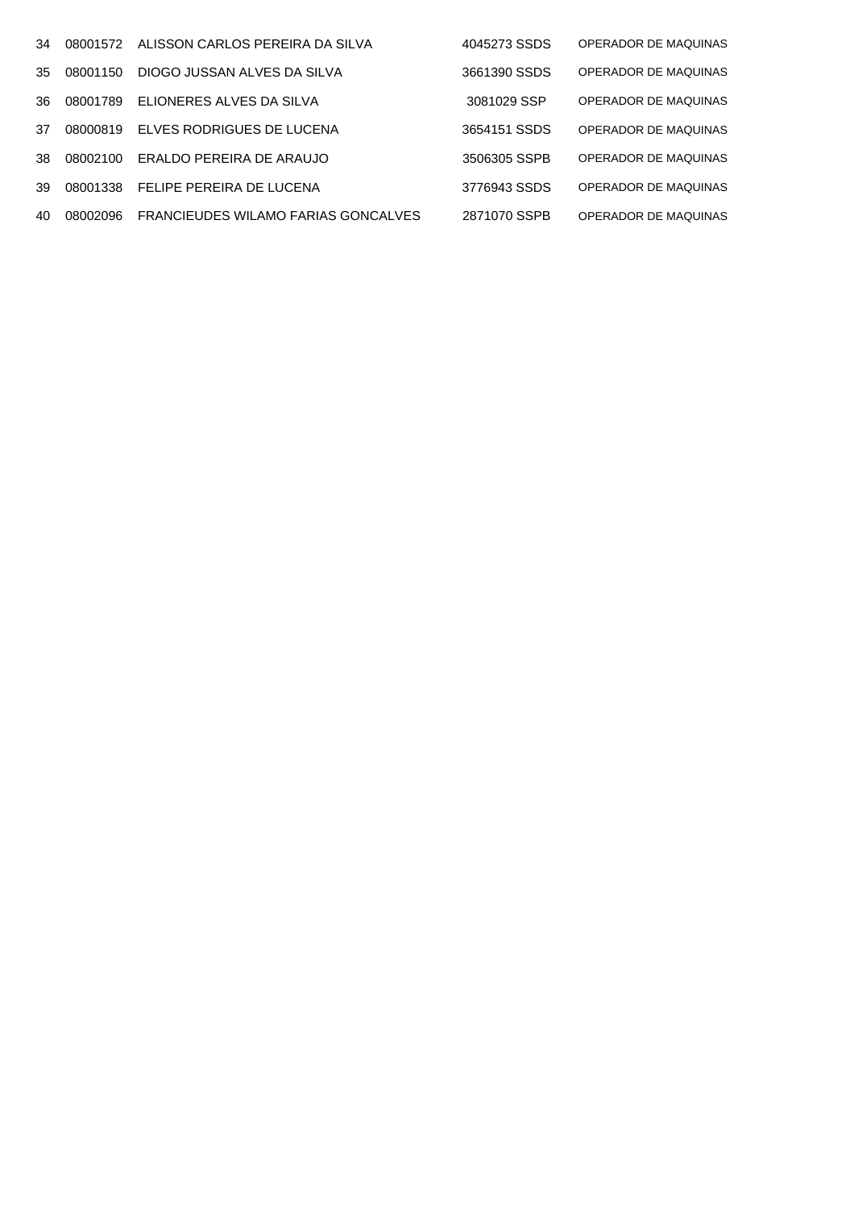| | | | | |
|---|---|---|---|---|
| 34 | 08001572 | ALISSON CARLOS PEREIRA DA SILVA | 4045273 SSDS | OPERADOR DE MAQUINAS |
| 35 | 08001150 | DIOGO JUSSAN ALVES DA SILVA | 3661390 SSDS | OPERADOR DE MAQUINAS |
| 36 | 08001789 | ELIONERES ALVES DA SILVA | 3081029 SSP | OPERADOR DE MAQUINAS |
| 37 | 08000819 | ELVES RODRIGUES DE LUCENA | 3654151 SSDS | OPERADOR DE MAQUINAS |
| 38 | 08002100 | ERALDO PEREIRA DE ARAUJO | 3506305 SSPB | OPERADOR DE MAQUINAS |
| 39 | 08001338 | FELIPE PEREIRA DE LUCENA | 3776943 SSDS | OPERADOR DE MAQUINAS |
| 40 | 08002096 | FRANCIEUDES WILAMO FARIAS GONCALVES | 2871070 SSPB | OPERADOR DE MAQUINAS |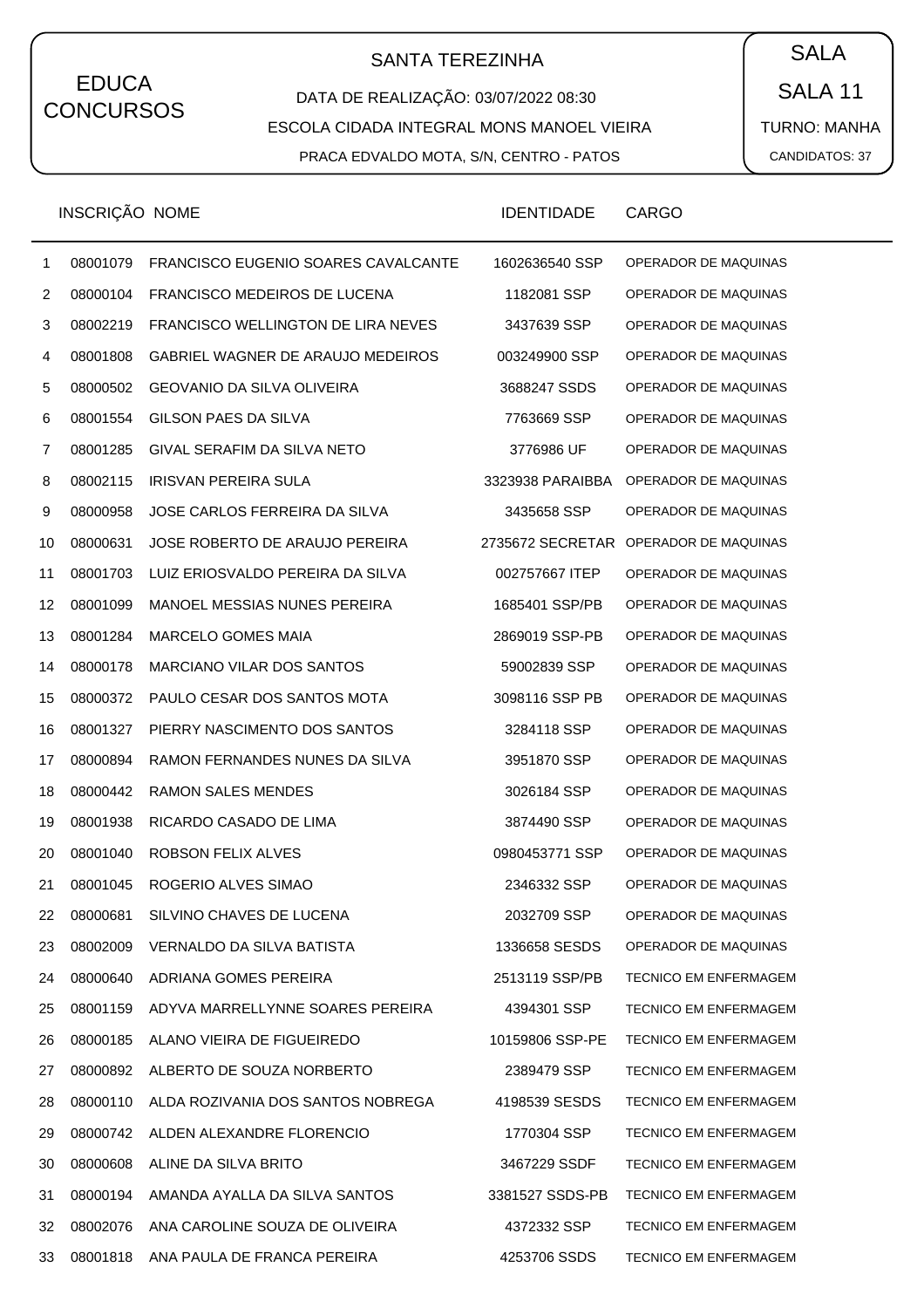EDUCA CONCURSOS

# SANTA TEREZINHA

DATA DE REALIZAÇÃO: 03/07/2022 08:30

ESCOLA CIDADA INTEGRAL MONS MANOEL VIEIRA

PRACA EDVALDO MOTA, S/N, CENTRO - PATOS

SALA

SALA 11

TURNO: MANHA

CANDIDATOS: 37

| | INSCRIÇÃO | NOME | IDENTIDADE | CARGO |
|---|---|---|---|---|
| 1 | 08001079 | FRANCISCO EUGENIO SOARES CAVALCANTE | 1602636540 SSP | OPERADOR DE MAQUINAS |
| 2 | 08000104 | FRANCISCO MEDEIROS DE LUCENA | 1182081 SSP | OPERADOR DE MAQUINAS |
| 3 | 08002219 | FRANCISCO WELLINGTON DE LIRA NEVES | 3437639 SSP | OPERADOR DE MAQUINAS |
| 4 | 08001808 | GABRIEL WAGNER DE ARAUJO MEDEIROS | 003249900 SSP | OPERADOR DE MAQUINAS |
| 5 | 08000502 | GEOVANIO DA SILVA OLIVEIRA | 3688247 SSDS | OPERADOR DE MAQUINAS |
| 6 | 08001554 | GILSON PAES DA SILVA | 7763669 SSP | OPERADOR DE MAQUINAS |
| 7 | 08001285 | GIVAL SERAFIM DA SILVA NETO | 3776986 UF | OPERADOR DE MAQUINAS |
| 8 | 08002115 | IRISVAN PEREIRA SULA | 3323938 PARAIBBA | OPERADOR DE MAQUINAS |
| 9 | 08000958 | JOSE CARLOS FERREIRA DA SILVA | 3435658 SSP | OPERADOR DE MAQUINAS |
| 10 | 08000631 | JOSE ROBERTO DE ARAUJO PEREIRA | 2735672 SECRETAR | OPERADOR DE MAQUINAS |
| 11 | 08001703 | LUIZ ERIOSVALDO PEREIRA DA SILVA | 002757667 ITEP | OPERADOR DE MAQUINAS |
| 12 | 08001099 | MANOEL MESSIAS NUNES PEREIRA | 1685401 SSP/PB | OPERADOR DE MAQUINAS |
| 13 | 08001284 | MARCELO GOMES MAIA | 2869019 SSP-PB | OPERADOR DE MAQUINAS |
| 14 | 08000178 | MARCIANO VILAR DOS SANTOS | 59002839 SSP | OPERADOR DE MAQUINAS |
| 15 | 08000372 | PAULO CESAR DOS SANTOS MOTA | 3098116 SSP PB | OPERADOR DE MAQUINAS |
| 16 | 08001327 | PIERRY NASCIMENTO DOS SANTOS | 3284118 SSP | OPERADOR DE MAQUINAS |
| 17 | 08000894 | RAMON FERNANDES NUNES DA SILVA | 3951870 SSP | OPERADOR DE MAQUINAS |
| 18 | 08000442 | RAMON SALES MENDES | 3026184 SSP | OPERADOR DE MAQUINAS |
| 19 | 08001938 | RICARDO CASADO DE LIMA | 3874490 SSP | OPERADOR DE MAQUINAS |
| 20 | 08001040 | ROBSON FELIX ALVES | 0980453771 SSP | OPERADOR DE MAQUINAS |
| 21 | 08001045 | ROGERIO ALVES SIMAO | 2346332 SSP | OPERADOR DE MAQUINAS |
| 22 | 08000681 | SILVINO CHAVES DE LUCENA | 2032709 SSP | OPERADOR DE MAQUINAS |
| 23 | 08002009 | VERNALDO DA SILVA BATISTA | 1336658 SESDS | OPERADOR DE MAQUINAS |
| 24 | 08000640 | ADRIANA GOMES PEREIRA | 2513119 SSP/PB | TECNICO EM ENFERMAGEM |
| 25 | 08001159 | ADYVA MARRELLYNNE SOARES PEREIRA | 4394301 SSP | TECNICO EM ENFERMAGEM |
| 26 | 08000185 | ALANO VIEIRA DE FIGUEIREDO | 10159806 SSP-PE | TECNICO EM ENFERMAGEM |
| 27 | 08000892 | ALBERTO DE SOUZA NORBERTO | 2389479 SSP | TECNICO EM ENFERMAGEM |
| 28 | 08000110 | ALDA ROZIVANIA DOS SANTOS NOBREGA | 4198539 SESDS | TECNICO EM ENFERMAGEM |
| 29 | 08000742 | ALDEN ALEXANDRE FLORENCIO | 1770304 SSP | TECNICO EM ENFERMAGEM |
| 30 | 08000608 | ALINE DA SILVA BRITO | 3467229 SSDF | TECNICO EM ENFERMAGEM |
| 31 | 08000194 | AMANDA AYALLA DA SILVA SANTOS | 3381527 SSDS-PB | TECNICO EM ENFERMAGEM |
| 32 | 08002076 | ANA CAROLINE SOUZA DE OLIVEIRA | 4372332 SSP | TECNICO EM ENFERMAGEM |
| 33 | 08001818 | ANA PAULA DE FRANCA PEREIRA | 4253706 SSDS | TECNICO EM ENFERMAGEM |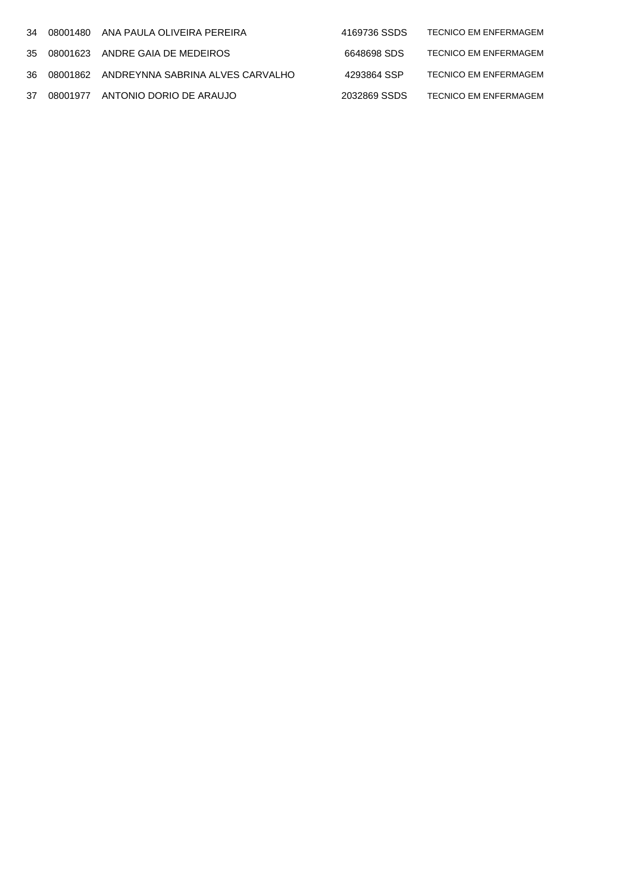| | | | | |
|---|---|---|---|---|
| 34 | 08001480 | ANA PAULA OLIVEIRA PEREIRA | 4169736 SSDS | TECNICO EM ENFERMAGEM |
| 35 | 08001623 | ANDRE GAIA DE MEDEIROS | 6648698 SDS | TECNICO EM ENFERMAGEM |
| 36 | 08001862 | ANDREYNNA SABRINA ALVES CARVALHO | 4293864 SSP | TECNICO EM ENFERMAGEM |
| 37 | 08001977 | ANTONIO DORIO DE ARAUJO | 2032869 SSDS | TECNICO EM ENFERMAGEM |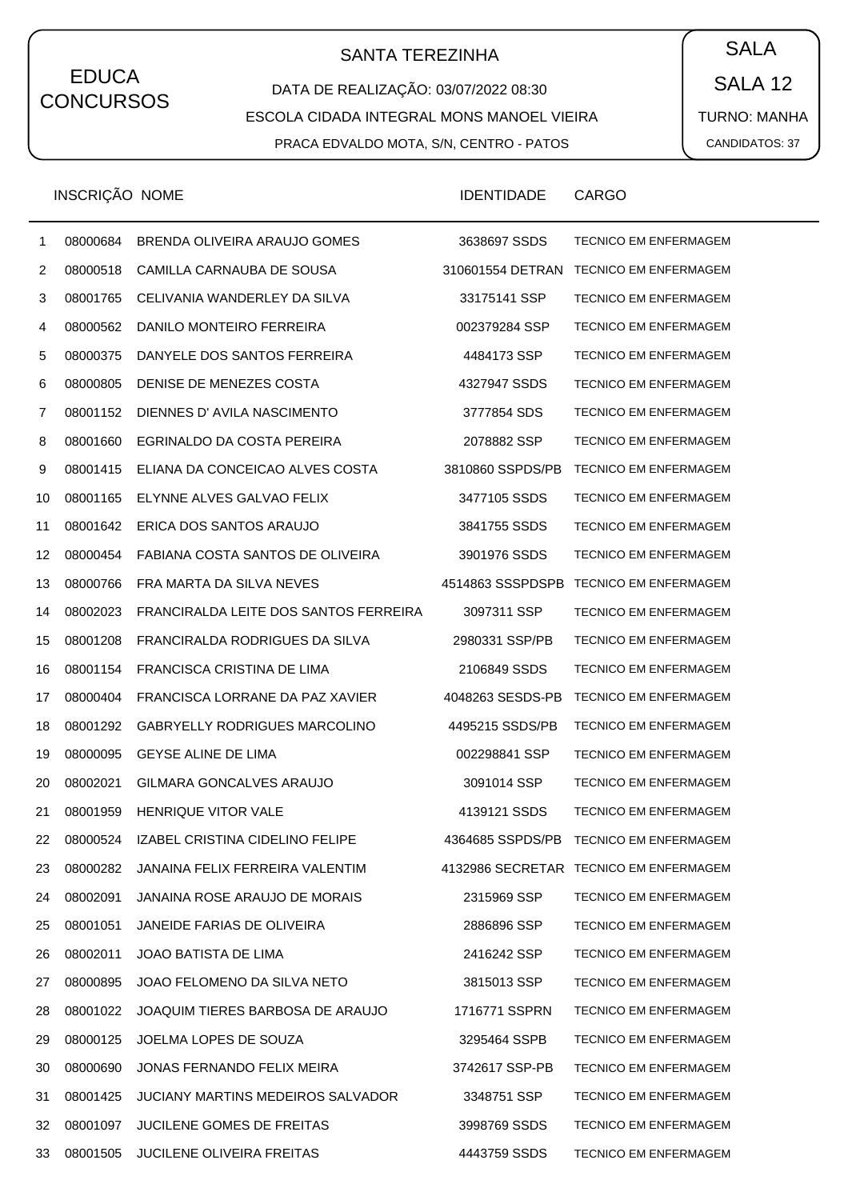EDUCA CONCURSOS

SANTA TEREZINHA

DATA DE REALIZAÇÃO: 03/07/2022 08:30

ESCOLA CIDADA INTEGRAL MONS MANOEL VIEIRA

PRACA EDVALDO MOTA, S/N, CENTRO - PATOS

SALA

SALA 12

TURNO: MANHA

CANDIDATOS: 37

| | INSCRIÇÃO | NOME | IDENTIDADE | CARGO |
|---|---|---|---|---|
| 1 | 08000684 | BRENDA OLIVEIRA ARAUJO GOMES | 3638697 SSDS | TECNICO EM ENFERMAGEM |
| 2 | 08000518 | CAMILLA CARNAUBA DE SOUSA | 310601554 DETRAN | TECNICO EM ENFERMAGEM |
| 3 | 08001765 | CELIVANIA WANDERLEY DA SILVA | 33175141 SSP | TECNICO EM ENFERMAGEM |
| 4 | 08000562 | DANILO MONTEIRO FERREIRA | 002379284 SSP | TECNICO EM ENFERMAGEM |
| 5 | 08000375 | DANYELE DOS SANTOS FERREIRA | 4484173 SSP | TECNICO EM ENFERMAGEM |
| 6 | 08000805 | DENISE DE MENEZES COSTA | 4327947 SSDS | TECNICO EM ENFERMAGEM |
| 7 | 08001152 | DIENNES D' AVILA NASCIMENTO | 3777854 SDS | TECNICO EM ENFERMAGEM |
| 8 | 08001660 | EGRINALDO DA COSTA PEREIRA | 2078882 SSP | TECNICO EM ENFERMAGEM |
| 9 | 08001415 | ELIANA DA CONCEICAO ALVES COSTA | 3810860 SSPDS/PB | TECNICO EM ENFERMAGEM |
| 10 | 08001165 | ELYNNE ALVES GALVAO FELIX | 3477105 SSDS | TECNICO EM ENFERMAGEM |
| 11 | 08001642 | ERICA DOS SANTOS ARAUJO | 3841755 SSDS | TECNICO EM ENFERMAGEM |
| 12 | 08000454 | FABIANA COSTA SANTOS DE OLIVEIRA | 3901976 SSDS | TECNICO EM ENFERMAGEM |
| 13 | 08000766 | FRA MARTA DA SILVA NEVES | 4514863 SSSPDSPB | TECNICO EM ENFERMAGEM |
| 14 | 08002023 | FRANCIRALDA LEITE DOS SANTOS FERREIRA | 3097311 SSP | TECNICO EM ENFERMAGEM |
| 15 | 08001208 | FRANCIRALDA RODRIGUES DA SILVA | 2980331 SSP/PB | TECNICO EM ENFERMAGEM |
| 16 | 08001154 | FRANCISCA CRISTINA DE LIMA | 2106849 SSDS | TECNICO EM ENFERMAGEM |
| 17 | 08000404 | FRANCISCA LORRANE DA PAZ XAVIER | 4048263 SESDS-PB | TECNICO EM ENFERMAGEM |
| 18 | 08001292 | GABRYELLY RODRIGUES MARCOLINO | 4495215 SSDS/PB | TECNICO EM ENFERMAGEM |
| 19 | 08000095 | GEYSE ALINE DE LIMA | 002298841 SSP | TECNICO EM ENFERMAGEM |
| 20 | 08002021 | GILMARA GONCALVES ARAUJO | 3091014 SSP | TECNICO EM ENFERMAGEM |
| 21 | 08001959 | HENRIQUE VITOR VALE | 4139121 SSDS | TECNICO EM ENFERMAGEM |
| 22 | 08000524 | IZABEL CRISTINA CIDELINO FELIPE | 4364685 SSPDS/PB | TECNICO EM ENFERMAGEM |
| 23 | 08000282 | JANAINA FELIX FERREIRA VALENTIM | 4132986 SECRETAR | TECNICO EM ENFERMAGEM |
| 24 | 08002091 | JANAINA ROSE ARAUJO DE MORAIS | 2315969 SSP | TECNICO EM ENFERMAGEM |
| 25 | 08001051 | JANEIDE FARIAS DE OLIVEIRA | 2886896 SSP | TECNICO EM ENFERMAGEM |
| 26 | 08002011 | JOAO BATISTA DE LIMA | 2416242 SSP | TECNICO EM ENFERMAGEM |
| 27 | 08000895 | JOAO FELOMENO DA SILVA NETO | 3815013 SSP | TECNICO EM ENFERMAGEM |
| 28 | 08001022 | JOAQUIM TIERES BARBOSA DE ARAUJO | 1716771 SSPRN | TECNICO EM ENFERMAGEM |
| 29 | 08000125 | JOELMA LOPES DE SOUZA | 3295464 SSPB | TECNICO EM ENFERMAGEM |
| 30 | 08000690 | JONAS FERNANDO FELIX MEIRA | 3742617 SSP-PB | TECNICO EM ENFERMAGEM |
| 31 | 08001425 | JUCIANY MARTINS MEDEIROS SALVADOR | 3348751 SSP | TECNICO EM ENFERMAGEM |
| 32 | 08001097 | JUCILENE GOMES DE FREITAS | 3998769 SSDS | TECNICO EM ENFERMAGEM |
| 33 | 08001505 | JUCILENE OLIVEIRA FREITAS | 4443759 SSDS | TECNICO EM ENFERMAGEM |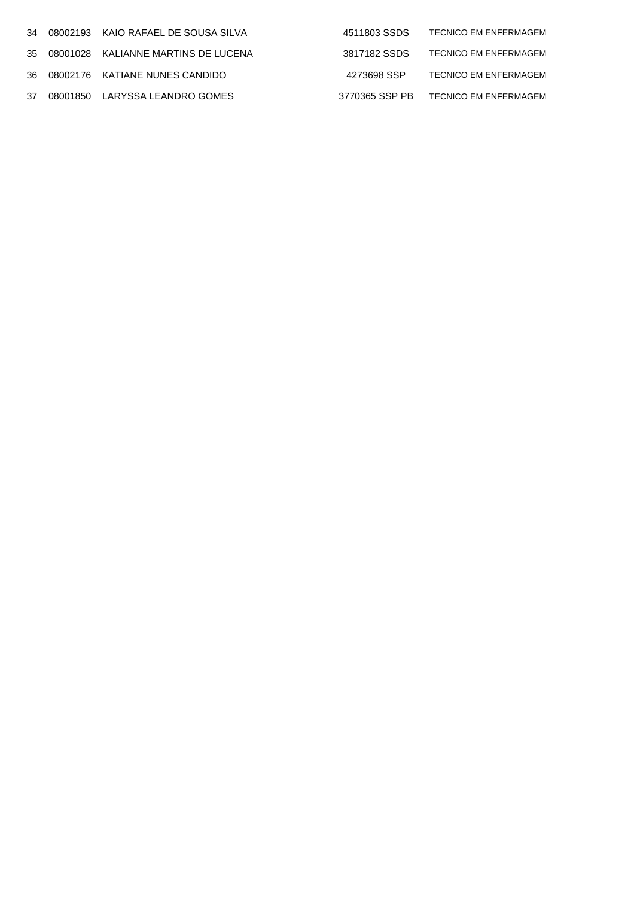| | | | | |
|---|---|---|---|---|
| 34 | 08002193 | KAIO RAFAEL DE SOUSA SILVA | 4511803 SSDS | TECNICO EM ENFERMAGEM |
| 35 | 08001028 | KALIANNE MARTINS DE LUCENA | 3817182 SSDS | TECNICO EM ENFERMAGEM |
| 36 | 08002176 | KATIANE NUNES CANDIDO | 4273698 SSP | TECNICO EM ENFERMAGEM |
| 37 | 08001850 | LARYSSA LEANDRO GOMES | 3770365 SSP PB | TECNICO EM ENFERMAGEM |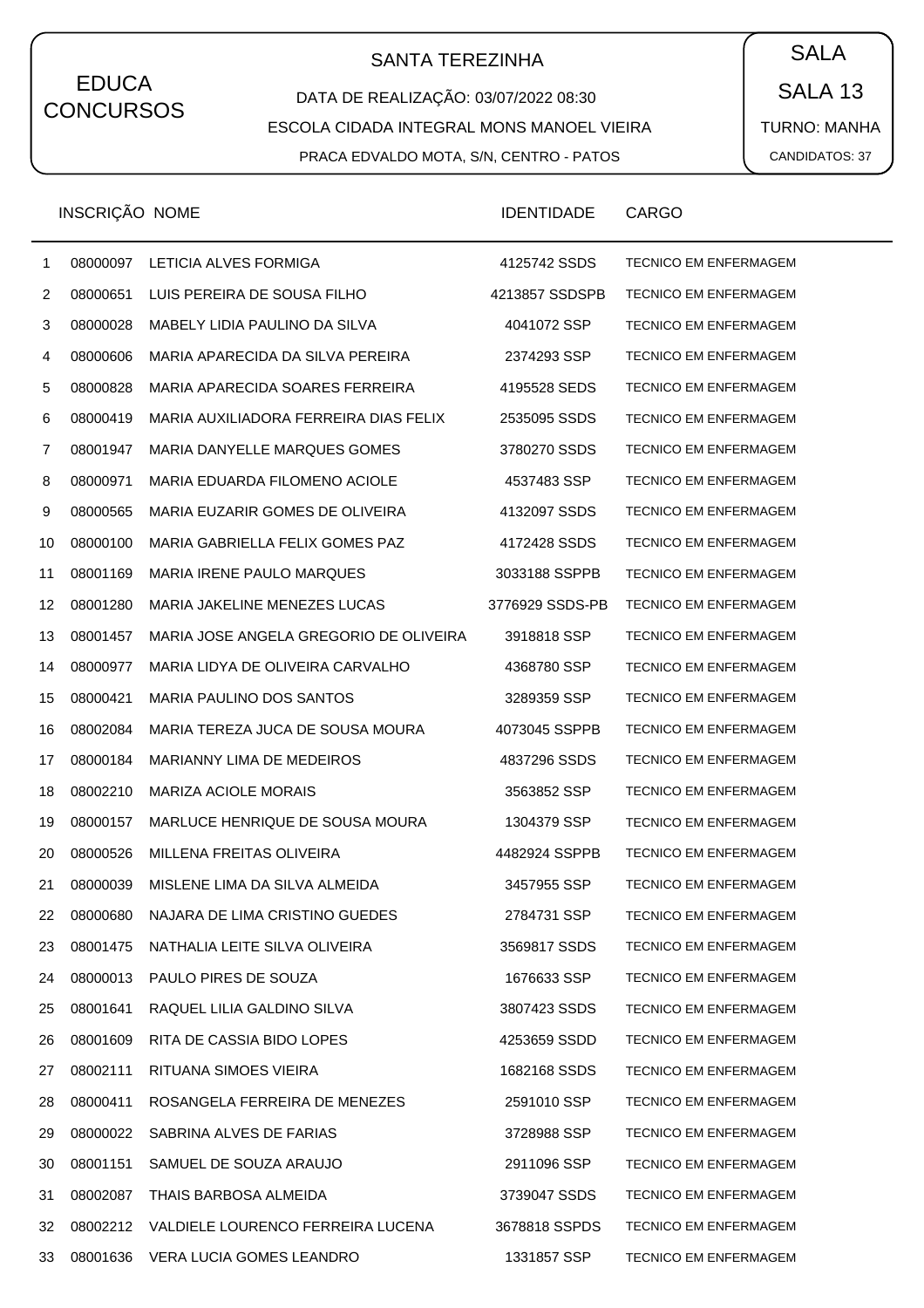EDUCA CONCURSOS

## SANTA TEREZINHA

DATA DE REALIZAÇÃO: 03/07/2022 08:30

ESCOLA CIDADA INTEGRAL MONS MANOEL VIEIRA

PRACA EDVALDO MOTA, S/N, CENTRO - PATOS

SALA

SALA 13

TURNO: MANHA

CANDIDATOS: 37

| | INSCRIÇÃO | NOME | IDENTIDADE | CARGO |
|---|---|---|---|---|
| 1 | 08000097 | LETICIA ALVES FORMIGA | 4125742 SSDS | TECNICO EM ENFERMAGEM |
| 2 | 08000651 | LUIS PEREIRA DE SOUSA FILHO | 4213857 SSDSPB | TECNICO EM ENFERMAGEM |
| 3 | 08000028 | MABELY LIDIA PAULINO DA SILVA | 4041072 SSP | TECNICO EM ENFERMAGEM |
| 4 | 08000606 | MARIA APARECIDA DA SILVA PEREIRA | 2374293 SSP | TECNICO EM ENFERMAGEM |
| 5 | 08000828 | MARIA APARECIDA SOARES FERREIRA | 4195528 SEDS | TECNICO EM ENFERMAGEM |
| 6 | 08000419 | MARIA AUXILIADORA FERREIRA DIAS FELIX | 2535095 SSDS | TECNICO EM ENFERMAGEM |
| 7 | 08001947 | MARIA DANYELLE MARQUES GOMES | 3780270 SSDS | TECNICO EM ENFERMAGEM |
| 8 | 08000971 | MARIA EDUARDA FILOMENO ACIOLE | 4537483 SSP | TECNICO EM ENFERMAGEM |
| 9 | 08000565 | MARIA EUZARIR GOMES DE OLIVEIRA | 4132097 SSDS | TECNICO EM ENFERMAGEM |
| 10 | 08000100 | MARIA GABRIELLA FELIX GOMES PAZ | 4172428 SSDS | TECNICO EM ENFERMAGEM |
| 11 | 08001169 | MARIA IRENE PAULO MARQUES | 3033188 SSPPB | TECNICO EM ENFERMAGEM |
| 12 | 08001280 | MARIA JAKELINE MENEZES LUCAS | 3776929 SSDS-PB | TECNICO EM ENFERMAGEM |
| 13 | 08001457 | MARIA JOSE ANGELA GREGORIO DE OLIVEIRA | 3918818 SSP | TECNICO EM ENFERMAGEM |
| 14 | 08000977 | MARIA LIDYA DE OLIVEIRA CARVALHO | 4368780 SSP | TECNICO EM ENFERMAGEM |
| 15 | 08000421 | MARIA PAULINO DOS SANTOS | 3289359 SSP | TECNICO EM ENFERMAGEM |
| 16 | 08002084 | MARIA TEREZA JUCA DE SOUSA MOURA | 4073045 SSPPB | TECNICO EM ENFERMAGEM |
| 17 | 08000184 | MARIANNY LIMA DE MEDEIROS | 4837296 SSDS | TECNICO EM ENFERMAGEM |
| 18 | 08002210 | MARIZA ACIOLE MORAIS | 3563852 SSP | TECNICO EM ENFERMAGEM |
| 19 | 08000157 | MARLUCE HENRIQUE DE SOUSA MOURA | 1304379 SSP | TECNICO EM ENFERMAGEM |
| 20 | 08000526 | MILLENA FREITAS OLIVEIRA | 4482924 SSPPB | TECNICO EM ENFERMAGEM |
| 21 | 08000039 | MISLENE LIMA DA SILVA ALMEIDA | 3457955 SSP | TECNICO EM ENFERMAGEM |
| 22 | 08000680 | NAJARA DE LIMA CRISTINO GUEDES | 2784731 SSP | TECNICO EM ENFERMAGEM |
| 23 | 08001475 | NATHALIA LEITE SILVA OLIVEIRA | 3569817 SSDS | TECNICO EM ENFERMAGEM |
| 24 | 08000013 | PAULO PIRES DE SOUZA | 1676633 SSP | TECNICO EM ENFERMAGEM |
| 25 | 08001641 | RAQUEL LILIA GALDINO SILVA | 3807423 SSDS | TECNICO EM ENFERMAGEM |
| 26 | 08001609 | RITA DE CASSIA BIDO LOPES | 4253659 SSDD | TECNICO EM ENFERMAGEM |
| 27 | 08002111 | RITUANA SIMOES VIEIRA | 1682168 SSDS | TECNICO EM ENFERMAGEM |
| 28 | 08000411 | ROSANGELA FERREIRA DE MENEZES | 2591010 SSP | TECNICO EM ENFERMAGEM |
| 29 | 08000022 | SABRINA ALVES DE FARIAS | 3728988 SSP | TECNICO EM ENFERMAGEM |
| 30 | 08001151 | SAMUEL DE SOUZA ARAUJO | 2911096 SSP | TECNICO EM ENFERMAGEM |
| 31 | 08002087 | THAIS BARBOSA ALMEIDA | 3739047 SSDS | TECNICO EM ENFERMAGEM |
| 32 | 08002212 | VALDIELE LOURENCO FERREIRA LUCENA | 3678818 SSPDS | TECNICO EM ENFERMAGEM |
| 33 | 08001636 | VERA LUCIA GOMES LEANDRO | 1331857 SSP | TECNICO EM ENFERMAGEM |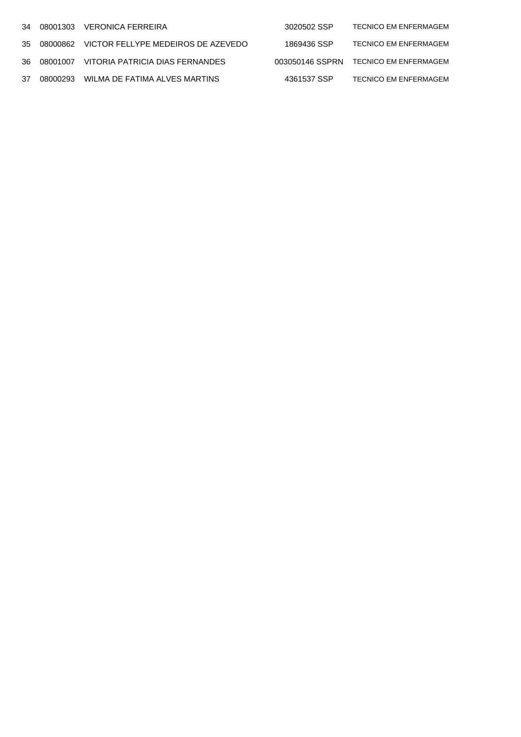| | | | | |
|---|---|---|---|---|
| 34 | 08001303 | VERONICA FERREIRA | 3020502 SSP | TECNICO EM ENFERMAGEM |
| 35 | 08000862 | VICTOR FELLYPE MEDEIROS DE AZEVEDO | 1869436 SSP | TECNICO EM ENFERMAGEM |
| 36 | 08001007 | VITORIA PATRICIA DIAS FERNANDES | 003050146 SSPRN | TECNICO EM ENFERMAGEM |
| 37 | 08000293 | WILMA DE FATIMA ALVES MARTINS | 4361537 SSP | TECNICO EM ENFERMAGEM |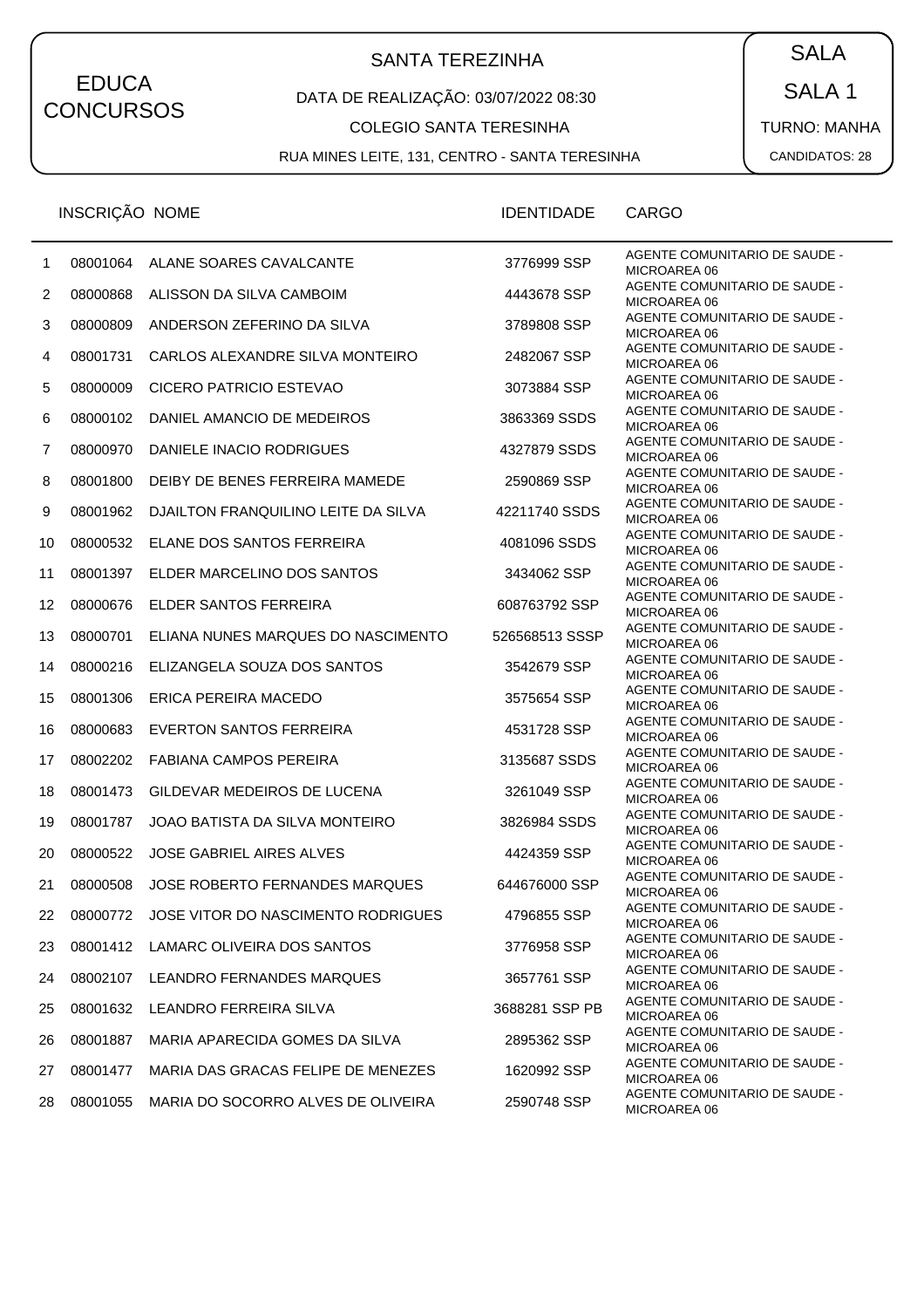EDUCA CONCURSOS

# SANTA TEREZINHA

DATA DE REALIZAÇÃO: 03/07/2022 08:30

COLEGIO SANTA TERESINHA

RUA MINES LEITE, 131, CENTRO - SANTA TERESINHA

SALA

SALA 1

TURNO: MANHA

CANDIDATOS: 28

| | INSCRIÇÃO | NOME | IDENTIDADE | CARGO |
|---|---|---|---|---|
| 1 | 08001064 | ALANE SOARES CAVALCANTE | 3776999 SSP | AGENTE COMUNITARIO DE SAUDE - MICROAREA 06 |
| 2 | 08000868 | ALISSON DA SILVA CAMBOIM | 4443678 SSP | AGENTE COMUNITARIO DE SAUDE - MICROAREA 06 |
| 3 | 08000809 | ANDERSON ZEFERINO DA SILVA | 3789808 SSP | AGENTE COMUNITARIO DE SAUDE - MICROAREA 06 |
| 4 | 08001731 | CARLOS ALEXANDRE SILVA MONTEIRO | 2482067 SSP | AGENTE COMUNITARIO DE SAUDE - MICROAREA 06 |
| 5 | 08000009 | CICERO PATRICIO ESTEVAO | 3073884 SSP | AGENTE COMUNITARIO DE SAUDE - MICROAREA 06 |
| 6 | 08000102 | DANIEL AMANCIO DE MEDEIROS | 3863369 SSDS | AGENTE COMUNITARIO DE SAUDE - MICROAREA 06 |
| 7 | 08000970 | DANIELE INACIO RODRIGUES | 4327879 SSDS | AGENTE COMUNITARIO DE SAUDE - MICROAREA 06 |
| 8 | 08001800 | DEIBY DE BENES FERREIRA MAMEDE | 2590869 SSP | AGENTE COMUNITARIO DE SAUDE - MICROAREA 06 |
| 9 | 08001962 | DJAILTON FRANQUILINO LEITE DA SILVA | 42211740 SSDS | AGENTE COMUNITARIO DE SAUDE - MICROAREA 06 |
| 10 | 08000532 | ELANE DOS SANTOS FERREIRA | 4081096 SSDS | AGENTE COMUNITARIO DE SAUDE - MICROAREA 06 |
| 11 | 08001397 | ELDER MARCELINO DOS SANTOS | 3434062 SSP | AGENTE COMUNITARIO DE SAUDE - MICROAREA 06 |
| 12 | 08000676 | ELDER SANTOS FERREIRA | 608763792 SSP | AGENTE COMUNITARIO DE SAUDE - MICROAREA 06 |
| 13 | 08000701 | ELIANA NUNES MARQUES DO NASCIMENTO | 526568513 SSSP | AGENTE COMUNITARIO DE SAUDE - MICROAREA 06 |
| 14 | 08000216 | ELIZANGELA SOUZA DOS SANTOS | 3542679 SSP | AGENTE COMUNITARIO DE SAUDE - MICROAREA 06 |
| 15 | 08001306 | ERICA PEREIRA MACEDO | 3575654 SSP | AGENTE COMUNITARIO DE SAUDE - MICROAREA 06 |
| 16 | 08000683 | EVERTON SANTOS FERREIRA | 4531728 SSP | AGENTE COMUNITARIO DE SAUDE - MICROAREA 06 |
| 17 | 08002202 | FABIANA CAMPOS PEREIRA | 3135687 SSDS | AGENTE COMUNITARIO DE SAUDE - MICROAREA 06 |
| 18 | 08001473 | GILDEVAR MEDEIROS DE LUCENA | 3261049 SSP | AGENTE COMUNITARIO DE SAUDE - MICROAREA 06 |
| 19 | 08001787 | JOAO BATISTA DA SILVA MONTEIRO | 3826984 SSDS | AGENTE COMUNITARIO DE SAUDE - MICROAREA 06 |
| 20 | 08000522 | JOSE GABRIEL AIRES ALVES | 4424359 SSP | AGENTE COMUNITARIO DE SAUDE - MICROAREA 06 |
| 21 | 08000508 | JOSE ROBERTO FERNANDES MARQUES | 644676000 SSP | AGENTE COMUNITARIO DE SAUDE - MICROAREA 06 |
| 22 | 08000772 | JOSE VITOR DO NASCIMENTO RODRIGUES | 4796855 SSP | AGENTE COMUNITARIO DE SAUDE - MICROAREA 06 |
| 23 | 08001412 | LAMARC OLIVEIRA DOS SANTOS | 3776958 SSP | AGENTE COMUNITARIO DE SAUDE - MICROAREA 06 |
| 24 | 08002107 | LEANDRO FERNANDES MARQUES | 3657761 SSP | AGENTE COMUNITARIO DE SAUDE - MICROAREA 06 |
| 25 | 08001632 | LEANDRO FERREIRA SILVA | 3688281 SSP PB | AGENTE COMUNITARIO DE SAUDE - MICROAREA 06 |
| 26 | 08001887 | MARIA APARECIDA GOMES DA SILVA | 2895362 SSP | AGENTE COMUNITARIO DE SAUDE - MICROAREA 06 |
| 27 | 08001477 | MARIA DAS GRACAS FELIPE DE MENEZES | 1620992 SSP | AGENTE COMUNITARIO DE SAUDE - MICROAREA 06 |
| 28 | 08001055 | MARIA DO SOCORRO ALVES DE OLIVEIRA | 2590748 SSP | AGENTE COMUNITARIO DE SAUDE - MICROAREA 06 |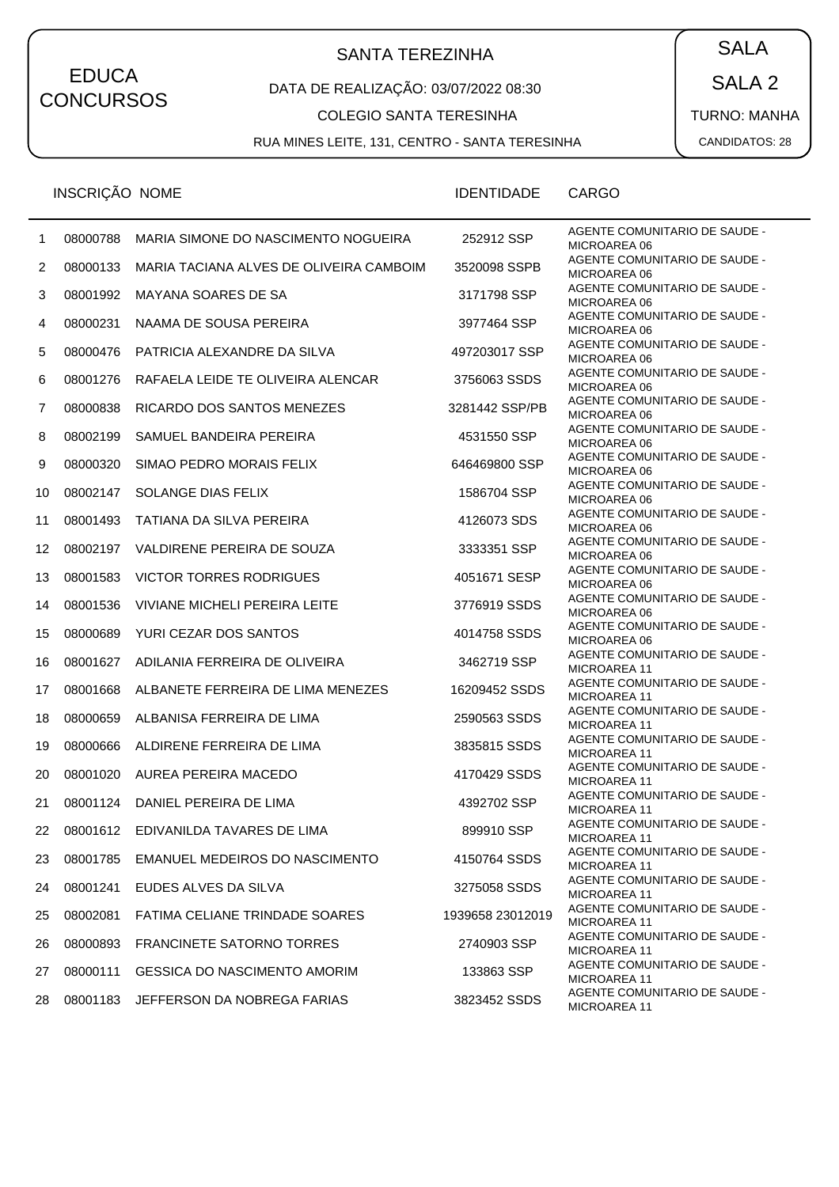EDUCA CONCURSOS

SANTA TEREZINHA

DATA DE REALIZAÇÃO: 03/07/2022 08:30

COLEGIO SANTA TERESINHA

RUA MINES LEITE, 131, CENTRO - SANTA TERESINHA

SALA

SALA 2

TURNO: MANHA

CANDIDATOS: 28

| | INSCRIÇÃO | NOME | IDENTIDADE | CARGO |
|---|---|---|---|---|
| 1 | 08000788 | MARIA SIMONE DO NASCIMENTO NOGUEIRA | 252912 SSP | AGENTE COMUNITARIO DE SAUDE - MICROAREA 06 |
| 2 | 08000133 | MARIA TACIANA ALVES DE OLIVEIRA CAMBOIM | 3520098 SSPB | AGENTE COMUNITARIO DE SAUDE - MICROAREA 06 |
| 3 | 08001992 | MAYANA SOARES DE SA | 3171798 SSP | AGENTE COMUNITARIO DE SAUDE - MICROAREA 06 |
| 4 | 08000231 | NAAMA DE SOUSA PEREIRA | 3977464 SSP | AGENTE COMUNITARIO DE SAUDE - MICROAREA 06 |
| 5 | 08000476 | PATRICIA ALEXANDRE DA SILVA | 497203017 SSP | AGENTE COMUNITARIO DE SAUDE - MICROAREA 06 |
| 6 | 08001276 | RAFAELA LEIDE TE OLIVEIRA ALENCAR | 3756063 SSDS | AGENTE COMUNITARIO DE SAUDE - MICROAREA 06 |
| 7 | 08000838 | RICARDO DOS SANTOS MENEZES | 3281442 SSP/PB | AGENTE COMUNITARIO DE SAUDE - MICROAREA 06 |
| 8 | 08002199 | SAMUEL BANDEIRA PEREIRA | 4531550 SSP | AGENTE COMUNITARIO DE SAUDE - MICROAREA 06 |
| 9 | 08000320 | SIMAO PEDRO MORAIS FELIX | 646469800 SSP | AGENTE COMUNITARIO DE SAUDE - MICROAREA 06 |
| 10 | 08002147 | SOLANGE DIAS FELIX | 1586704 SSP | AGENTE COMUNITARIO DE SAUDE - MICROAREA 06 |
| 11 | 08001493 | TATIANA DA SILVA PEREIRA | 4126073 SDS | AGENTE COMUNITARIO DE SAUDE - MICROAREA 06 |
| 12 | 08002197 | VALDIRENE PEREIRA DE SOUZA | 3333351 SSP | AGENTE COMUNITARIO DE SAUDE - MICROAREA 06 |
| 13 | 08001583 | VICTOR TORRES RODRIGUES | 4051671 SESP | AGENTE COMUNITARIO DE SAUDE - MICROAREA 06 |
| 14 | 08001536 | VIVIANE MICHELI PEREIRA LEITE | 3776919 SSDS | AGENTE COMUNITARIO DE SAUDE - MICROAREA 06 |
| 15 | 08000689 | YURI CEZAR DOS SANTOS | 4014758 SSDS | AGENTE COMUNITARIO DE SAUDE - MICROAREA 06 |
| 16 | 08001627 | ADILANIA FERREIRA DE OLIVEIRA | 3462719 SSP | AGENTE COMUNITARIO DE SAUDE - MICROAREA 11 |
| 17 | 08001668 | ALBANETE FERREIRA DE LIMA MENEZES | 16209452 SSDS | AGENTE COMUNITARIO DE SAUDE - MICROAREA 11 |
| 18 | 08000659 | ALBANISA FERREIRA DE LIMA | 2590563 SSDS | AGENTE COMUNITARIO DE SAUDE - MICROAREA 11 |
| 19 | 08000666 | ALDIRENE FERREIRA DE LIMA | 3835815 SSDS | AGENTE COMUNITARIO DE SAUDE - MICROAREA 11 |
| 20 | 08001020 | AUREA PEREIRA MACEDO | 4170429 SSDS | AGENTE COMUNITARIO DE SAUDE - MICROAREA 11 |
| 21 | 08001124 | DANIEL PEREIRA DE LIMA | 4392702 SSP | AGENTE COMUNITARIO DE SAUDE - MICROAREA 11 |
| 22 | 08001612 | EDIVANILDA TAVARES DE LIMA | 899910 SSP | AGENTE COMUNITARIO DE SAUDE - MICROAREA 11 |
| 23 | 08001785 | EMANUEL MEDEIROS DO NASCIMENTO | 4150764 SSDS | AGENTE COMUNITARIO DE SAUDE - MICROAREA 11 |
| 24 | 08001241 | EUDES ALVES DA SILVA | 3275058 SSDS | AGENTE COMUNITARIO DE SAUDE - MICROAREA 11 |
| 25 | 08002081 | FATIMA CELIANE TRINDADE SOARES | 1939658 23012019 | AGENTE COMUNITARIO DE SAUDE - MICROAREA 11 |
| 26 | 08000893 | FRANCINETE SATORNO TORRES | 2740903 SSP | AGENTE COMUNITARIO DE SAUDE - MICROAREA 11 |
| 27 | 08000111 | GESSICA DO NASCIMENTO AMORIM | 133863 SSP | AGENTE COMUNITARIO DE SAUDE - MICROAREA 11 |
| 28 | 08001183 | JEFFERSON DA NOBREGA FARIAS | 3823452 SSDS | AGENTE COMUNITARIO DE SAUDE - MICROAREA 11 |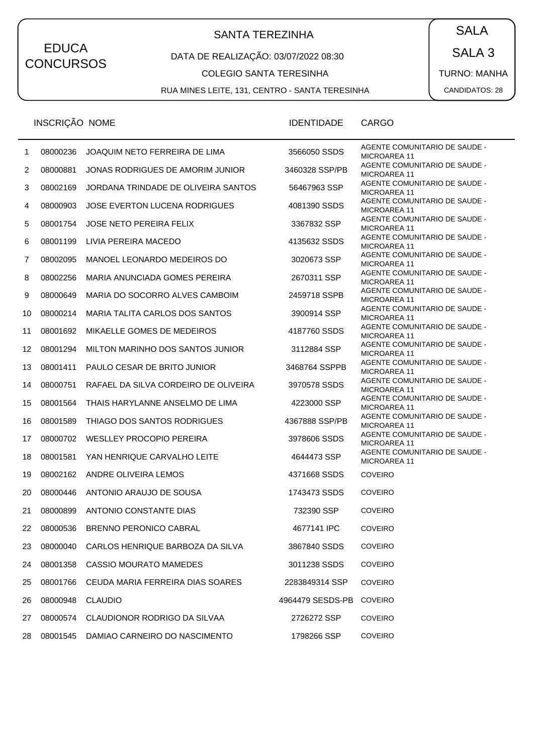EDUCA CONCURSOS

# SANTA TEREZINHA

DATA DE REALIZAÇÃO: 03/07/2022 08:30

COLEGIO SANTA TERESINHA

RUA MINES LEITE, 131, CENTRO - SANTA TERESINHA

SALA

SALA 3

TURNO: MANHA

CANDIDATOS: 28

| | INSCRIÇÃO | NOME | IDENTIDADE | CARGO |
|---|---|---|---|---|
| 1 | 08000236 | JOAQUIM NETO FERREIRA DE LIMA | 3566050 SSDS | AGENTE COMUNITARIO DE SAUDE - MICROAREA 11 |
| 2 | 08000881 | JONAS RODRIGUES DE AMORIM JUNIOR | 3460328 SSP/PB | AGENTE COMUNITARIO DE SAUDE - MICROAREA 11 |
| 3 | 08002169 | JORDANA TRINDADE DE OLIVEIRA SANTOS | 56467963 SSP | AGENTE COMUNITARIO DE SAUDE - MICROAREA 11 |
| 4 | 08000903 | JOSE EVERTON LUCENA RODRIGUES | 4081390 SSDS | AGENTE COMUNITARIO DE SAUDE - MICROAREA 11 |
| 5 | 08001754 | JOSE NETO PEREIRA FELIX | 3367832 SSP | AGENTE COMUNITARIO DE SAUDE - MICROAREA 11 |
| 6 | 08001199 | LIVIA PEREIRA MACEDO | 4135632 SSDS | AGENTE COMUNITARIO DE SAUDE - MICROAREA 11 |
| 7 | 08002095 | MANOEL LEONARDO MEDEIROS DO | 3020673 SSP | AGENTE COMUNITARIO DE SAUDE - MICROAREA 11 |
| 8 | 08002256 | MARIA ANUNCIADA GOMES PEREIRA | 2670311 SSP | AGENTE COMUNITARIO DE SAUDE - MICROAREA 11 |
| 9 | 08000649 | MARIA DO SOCORRO ALVES CAMBOIM | 2459718 SSPB | AGENTE COMUNITARIO DE SAUDE - MICROAREA 11 |
| 10 | 08000214 | MARIA TALITA CARLOS DOS SANTOS | 3900914 SSP | AGENTE COMUNITARIO DE SAUDE - MICROAREA 11 |
| 11 | 08001692 | MIKAELLE GOMES DE MEDEIROS | 4187760 SSDS | AGENTE COMUNITARIO DE SAUDE - MICROAREA 11 |
| 12 | 08001294 | MILTON MARINHO DOS SANTOS JUNIOR | 3112884 SSP | AGENTE COMUNITARIO DE SAUDE - MICROAREA 11 |
| 13 | 08001411 | PAULO CESAR DE BRITO JUNIOR | 3468764 SSPPB | AGENTE COMUNITARIO DE SAUDE - MICROAREA 11 |
| 14 | 08000751 | RAFAEL DA SILVA CORDEIRO DE OLIVEIRA | 3970578 SSDS | AGENTE COMUNITARIO DE SAUDE - MICROAREA 11 |
| 15 | 08001564 | THAIS HARYLANNE ANSELMO DE LIMA | 4223000 SSP | AGENTE COMUNITARIO DE SAUDE - MICROAREA 11 |
| 16 | 08001589 | THIAGO DOS SANTOS RODRIGUES | 4367888 SSP/PB | AGENTE COMUNITARIO DE SAUDE - MICROAREA 11 |
| 17 | 08000702 | WESLLEY PROCOPIO PEREIRA | 3978606 SSDS | AGENTE COMUNITARIO DE SAUDE - MICROAREA 11 |
| 18 | 08001581 | YAN HENRIQUE CARVALHO LEITE | 4644473 SSP | AGENTE COMUNITARIO DE SAUDE - MICROAREA 11 |
| 19 | 08002162 | ANDRE OLIVEIRA LEMOS | 4371668 SSDS | COVEIRO |
| 20 | 08000446 | ANTONIO ARAUJO DE SOUSA | 1743473 SSDS | COVEIRO |
| 21 | 08000899 | ANTONIO CONSTANTE DIAS | 732390 SSP | COVEIRO |
| 22 | 08000536 | BRENNO PERONICO CABRAL | 4677141 IPC | COVEIRO |
| 23 | 08000040 | CARLOS HENRIQUE BARBOZA DA SILVA | 3867840 SSDS | COVEIRO |
| 24 | 08001358 | CASSIO MOURATO MAMEDES | 3011238 SSDS | COVEIRO |
| 25 | 08001766 | CEUDA MARIA FERREIRA DIAS SOARES | 2283849314 SSP | COVEIRO |
| 26 | 08000948 | CLAUDIO | 4964479 SESDS-PB | COVEIRO |
| 27 | 08000574 | CLAUDIONOR RODRIGO DA SILVAA | 2726272 SSP | COVEIRO |
| 28 | 08001545 | DAMIAO CARNEIRO DO NASCIMENTO | 1798266 SSP | COVEIRO |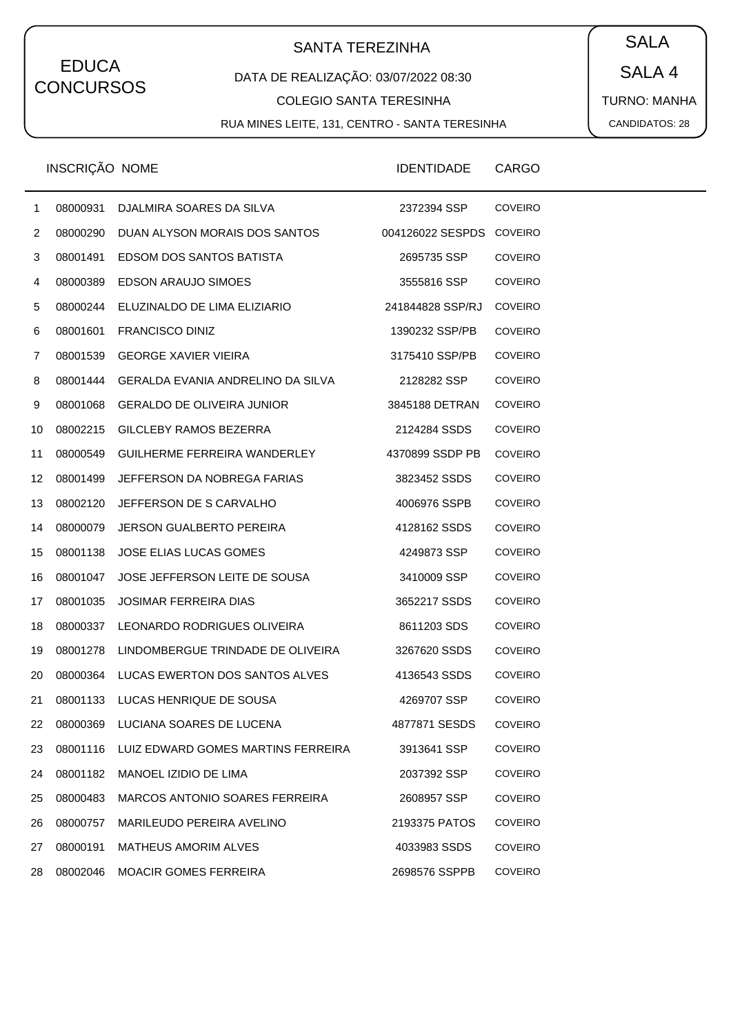EDUCA CONCURSOS

SANTA TEREZINHA

DATA DE REALIZAÇÃO: 03/07/2022 08:30

COLEGIO SANTA TERESINHA

RUA MINES LEITE, 131, CENTRO - SANTA TERESINHA

SALA

SALA 4

TURNO: MANHA

CANDIDATOS: 28

| | INSCRIÇÃO | NOME | IDENTIDADE | CARGO |
|---|---|---|---|---|
| 1 | 08000931 | DJALMIRA SOARES DA SILVA | 2372394 SSP | COVEIRO |
| 2 | 08000290 | DUAN ALYSON MORAIS DOS SANTOS | 004126022 SESPDS | COVEIRO |
| 3 | 08001491 | EDSOM DOS SANTOS BATISTA | 2695735 SSP | COVEIRO |
| 4 | 08000389 | EDSON ARAUJO SIMOES | 3555816 SSP | COVEIRO |
| 5 | 08000244 | ELUZINALDO DE LIMA ELIZIARIO | 241844828 SSP/RJ | COVEIRO |
| 6 | 08001601 | FRANCISCO DINIZ | 1390232 SSP/PB | COVEIRO |
| 7 | 08001539 | GEORGE XAVIER VIEIRA | 3175410 SSP/PB | COVEIRO |
| 8 | 08001444 | GERALDA EVANIA ANDRELINO DA SILVA | 2128282 SSP | COVEIRO |
| 9 | 08001068 | GERALDO DE OLIVEIRA JUNIOR | 3845188 DETRAN | COVEIRO |
| 10 | 08002215 | GILCLEBY RAMOS BEZERRA | 2124284 SSDS | COVEIRO |
| 11 | 08000549 | GUILHERME FERREIRA WANDERLEY | 4370899 SSDP PB | COVEIRO |
| 12 | 08001499 | JEFFERSON DA NOBREGA FARIAS | 3823452 SSDS | COVEIRO |
| 13 | 08002120 | JEFFERSON DE S CARVALHO | 4006976 SSPB | COVEIRO |
| 14 | 08000079 | JERSON GUALBERTO PEREIRA | 4128162 SSDS | COVEIRO |
| 15 | 08001138 | JOSE ELIAS LUCAS GOMES | 4249873 SSP | COVEIRO |
| 16 | 08001047 | JOSE JEFFERSON LEITE DE SOUSA | 3410009 SSP | COVEIRO |
| 17 | 08001035 | JOSIMAR FERREIRA DIAS | 3652217 SSDS | COVEIRO |
| 18 | 08000337 | LEONARDO RODRIGUES OLIVEIRA | 8611203 SDS | COVEIRO |
| 19 | 08001278 | LINDOMBERGUE TRINDADE DE OLIVEIRA | 3267620 SSDS | COVEIRO |
| 20 | 08000364 | LUCAS EWERTON DOS SANTOS ALVES | 4136543 SSDS | COVEIRO |
| 21 | 08001133 | LUCAS HENRIQUE DE SOUSA | 4269707 SSP | COVEIRO |
| 22 | 08000369 | LUCIANA SOARES DE LUCENA | 4877871 SESDS | COVEIRO |
| 23 | 08001116 | LUIZ EDWARD GOMES MARTINS FERREIRA | 3913641 SSP | COVEIRO |
| 24 | 08001182 | MANOEL IZIDIO DE LIMA | 2037392 SSP | COVEIRO |
| 25 | 08000483 | MARCOS ANTONIO SOARES FERREIRA | 2608957 SSP | COVEIRO |
| 26 | 08000757 | MARILEUDO PEREIRA AVELINO | 2193375 PATOS | COVEIRO |
| 27 | 08000191 | MATHEUS AMORIM ALVES | 4033983 SSDS | COVEIRO |
| 28 | 08002046 | MOACIR GOMES FERREIRA | 2698576 SSPPB | COVEIRO |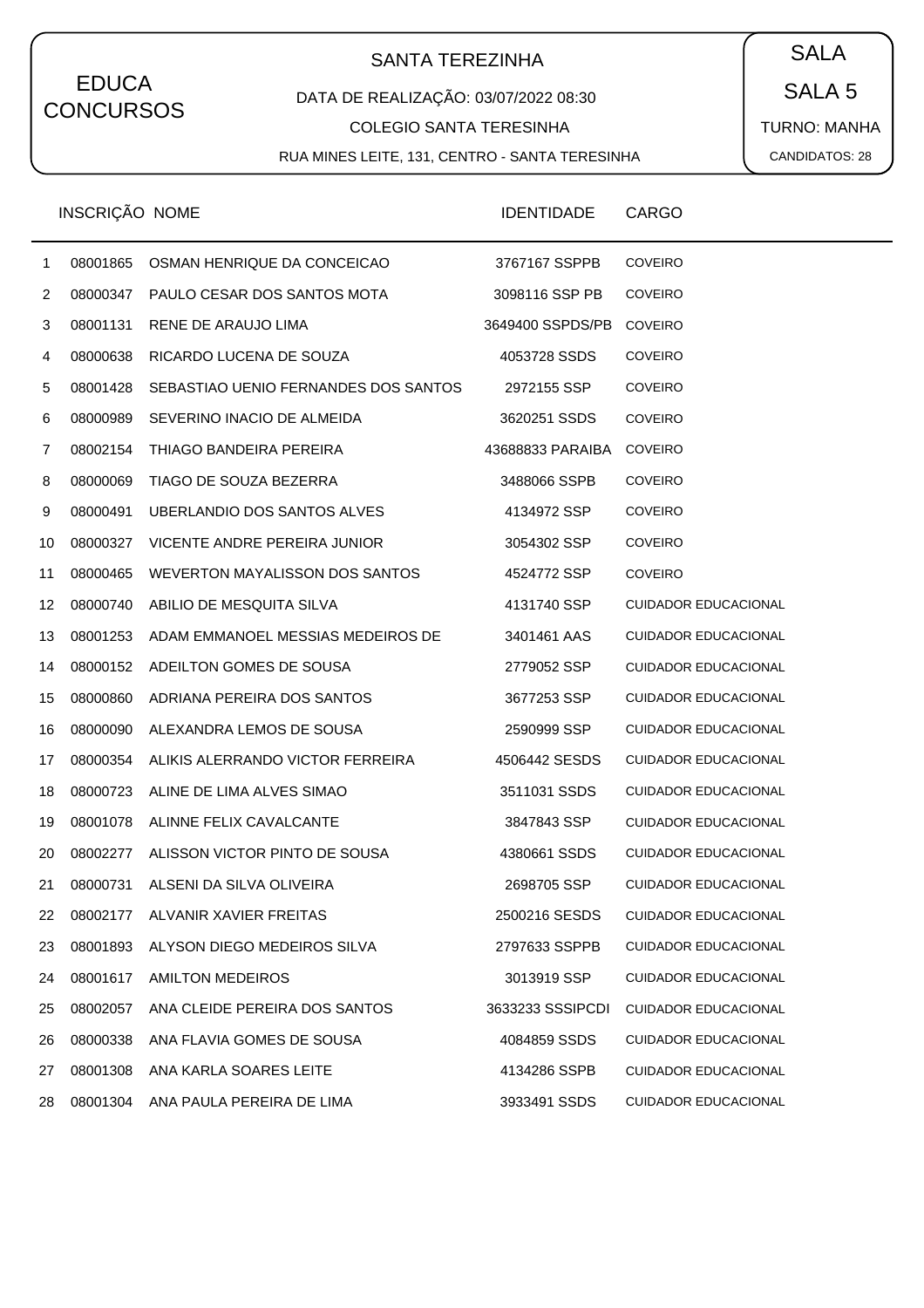EDUCA CONCURSOS

# SANTA TEREZINHA

DATA DE REALIZAÇÃO: 03/07/2022 08:30

COLEGIO SANTA TERESINHA

RUA MINES LEITE, 131, CENTRO - SANTA TERESINHA

SALA

SALA 5

TURNO: MANHA

CANDIDATOS: 28

| | INSCRIÇÃO | NOME | IDENTIDADE | CARGO |
|---|---|---|---|---|
| 1 | 08001865 | OSMAN HENRIQUE DA CONCEICAO | 3767167 SSPPB | COVEIRO |
| 2 | 08000347 | PAULO CESAR DOS SANTOS MOTA | 3098116 SSP PB | COVEIRO |
| 3 | 08001131 | RENE DE ARAUJO LIMA | 3649400 SSPDS/PB | COVEIRO |
| 4 | 08000638 | RICARDO LUCENA DE SOUZA | 4053728 SSDS | COVEIRO |
| 5 | 08001428 | SEBASTIAO UENIO FERNANDES DOS SANTOS | 2972155 SSP | COVEIRO |
| 6 | 08000989 | SEVERINO INACIO DE ALMEIDA | 3620251 SSDS | COVEIRO |
| 7 | 08002154 | THIAGO BANDEIRA PEREIRA | 43688833 PARAIBA | COVEIRO |
| 8 | 08000069 | TIAGO DE SOUZA BEZERRA | 3488066 SSPB | COVEIRO |
| 9 | 08000491 | UBERLANDIO DOS SANTOS ALVES | 4134972 SSP | COVEIRO |
| 10 | 08000327 | VICENTE ANDRE PEREIRA JUNIOR | 3054302 SSP | COVEIRO |
| 11 | 08000465 | WEVERTON MAYALISSON DOS SANTOS | 4524772 SSP | COVEIRO |
| 12 | 08000740 | ABILIO DE MESQUITA SILVA | 4131740 SSP | CUIDADOR EDUCACIONAL |
| 13 | 08001253 | ADAM EMMANOEL MESSIAS MEDEIROS DE | 3401461 AAS | CUIDADOR EDUCACIONAL |
| 14 | 08000152 | ADEILTON GOMES DE SOUSA | 2779052 SSP | CUIDADOR EDUCACIONAL |
| 15 | 08000860 | ADRIANA PEREIRA DOS SANTOS | 3677253 SSP | CUIDADOR EDUCACIONAL |
| 16 | 08000090 | ALEXANDRA LEMOS DE SOUSA | 2590999 SSP | CUIDADOR EDUCACIONAL |
| 17 | 08000354 | ALIKIS ALERRANDO VICTOR FERREIRA | 4506442 SESDS | CUIDADOR EDUCACIONAL |
| 18 | 08000723 | ALINE DE LIMA ALVES SIMAO | 3511031 SSDS | CUIDADOR EDUCACIONAL |
| 19 | 08001078 | ALINNE FELIX CAVALCANTE | 3847843 SSP | CUIDADOR EDUCACIONAL |
| 20 | 08002277 | ALISSON VICTOR PINTO DE SOUSA | 4380661 SSDS | CUIDADOR EDUCACIONAL |
| 21 | 08000731 | ALSENI DA SILVA OLIVEIRA | 2698705 SSP | CUIDADOR EDUCACIONAL |
| 22 | 08002177 | ALVANIR XAVIER FREITAS | 2500216 SESDS | CUIDADOR EDUCACIONAL |
| 23 | 08001893 | ALYSON DIEGO MEDEIROS SILVA | 2797633 SSPPB | CUIDADOR EDUCACIONAL |
| 24 | 08001617 | AMILTON MEDEIROS | 3013919 SSP | CUIDADOR EDUCACIONAL |
| 25 | 08002057 | ANA CLEIDE PEREIRA DOS SANTOS | 3633233 SSSIPCDI | CUIDADOR EDUCACIONAL |
| 26 | 08000338 | ANA FLAVIA GOMES DE SOUSA | 4084859 SSDS | CUIDADOR EDUCACIONAL |
| 27 | 08001308 | ANA KARLA SOARES LEITE | 4134286 SSPB | CUIDADOR EDUCACIONAL |
| 28 | 08001304 | ANA PAULA PEREIRA DE LIMA | 3933491 SSDS | CUIDADOR EDUCACIONAL |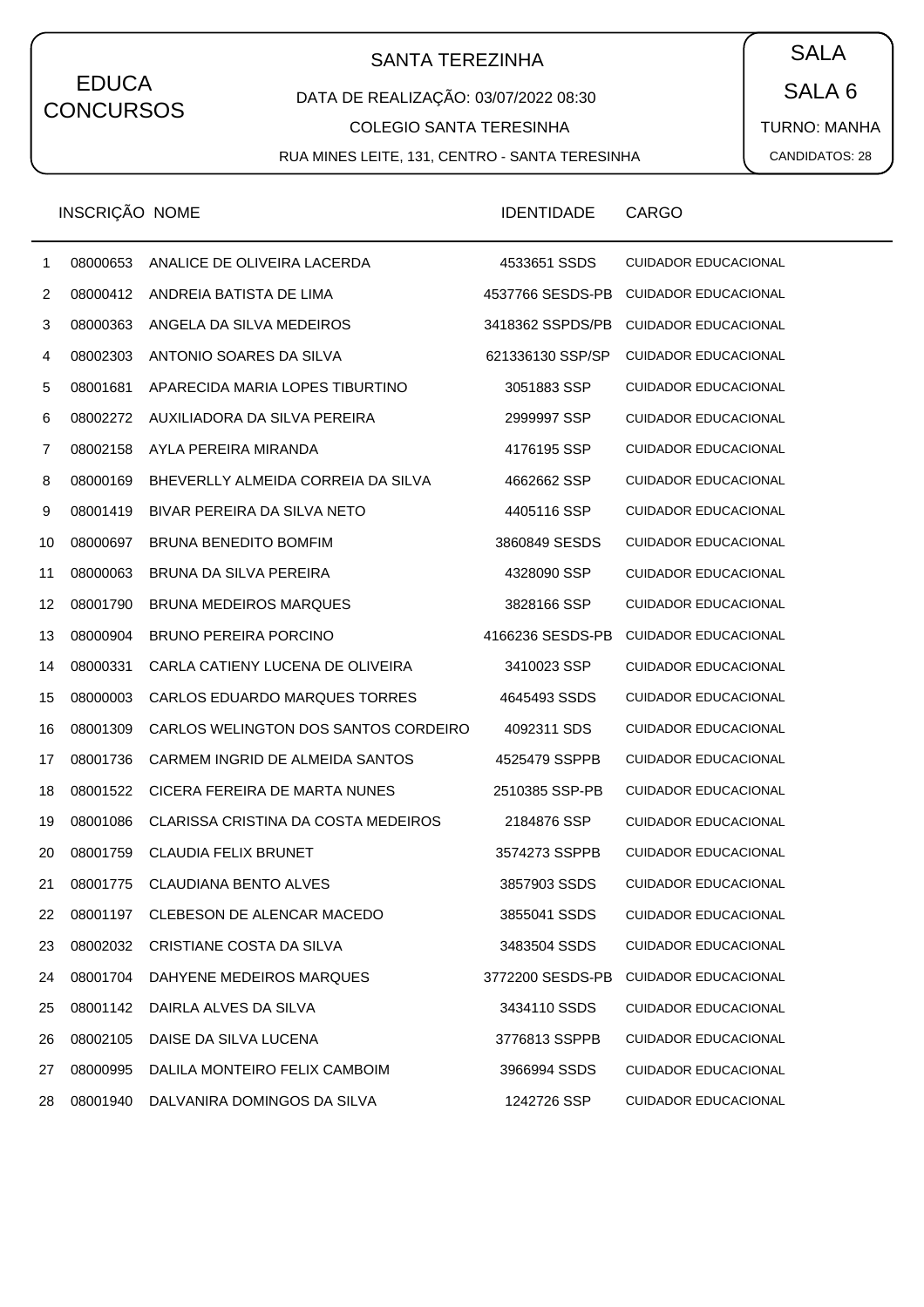EDUCA CONCURSOS

**SANTA TEREZINHA**

DATA DE REALIZAÇÃO: 03/07/2022 08:30

COLEGIO SANTA TERESINHA

RUA MINES LEITE, 131, CENTRO - SANTA TERESINHA

**SALA**

**SALA 6**

TURNO: MANHA

CANDIDATOS: 28

| | INSCRIÇÃO | NOME | IDENTIDADE | CARGO |
|---|---|---|---|---|
| 1 | 08000653 | ANALICE DE OLIVEIRA LACERDA | 4533651 SSDS | CUIDADOR EDUCACIONAL |
| 2 | 08000412 | ANDREIA BATISTA DE LIMA | 4537766 SESDS-PB | CUIDADOR EDUCACIONAL |
| 3 | 08000363 | ANGELA DA SILVA MEDEIROS | 3418362 SSPDS/PB | CUIDADOR EDUCACIONAL |
| 4 | 08002303 | ANTONIO SOARES DA SILVA | 621336130 SSP/SP | CUIDADOR EDUCACIONAL |
| 5 | 08001681 | APARECIDA MARIA LOPES TIBURTINO | 3051883 SSP | CUIDADOR EDUCACIONAL |
| 6 | 08002272 | AUXILIADORA DA SILVA PEREIRA | 2999997 SSP | CUIDADOR EDUCACIONAL |
| 7 | 08002158 | AYLA PEREIRA MIRANDA | 4176195 SSP | CUIDADOR EDUCACIONAL |
| 8 | 08000169 | BHEVERLLY ALMEIDA CORREIA DA SILVA | 4662662 SSP | CUIDADOR EDUCACIONAL |
| 9 | 08001419 | BIVAR PEREIRA DA SILVA NETO | 4405116 SSP | CUIDADOR EDUCACIONAL |
| 10 | 08000697 | BRUNA BENEDITO BOMFIM | 3860849 SESDS | CUIDADOR EDUCACIONAL |
| 11 | 08000063 | BRUNA DA SILVA PEREIRA | 4328090 SSP | CUIDADOR EDUCACIONAL |
| 12 | 08001790 | BRUNA MEDEIROS MARQUES | 3828166 SSP | CUIDADOR EDUCACIONAL |
| 13 | 08000904 | BRUNO PEREIRA PORCINO | 4166236 SESDS-PB | CUIDADOR EDUCACIONAL |
| 14 | 08000331 | CARLA CATIENY LUCENA DE OLIVEIRA | 3410023 SSP | CUIDADOR EDUCACIONAL |
| 15 | 08000003 | CARLOS EDUARDO MARQUES TORRES | 4645493 SSDS | CUIDADOR EDUCACIONAL |
| 16 | 08001309 | CARLOS WELINGTON DOS SANTOS CORDEIRO | 4092311 SDS | CUIDADOR EDUCACIONAL |
| 17 | 08001736 | CARMEM INGRID DE ALMEIDA SANTOS | 4525479 SSPPB | CUIDADOR EDUCACIONAL |
| 18 | 08001522 | CICERA FEREIRA DE MARTA NUNES | 2510385 SSP-PB | CUIDADOR EDUCACIONAL |
| 19 | 08001086 | CLARISSA CRISTINA DA COSTA MEDEIROS | 2184876 SSP | CUIDADOR EDUCACIONAL |
| 20 | 08001759 | CLAUDIA FELIX BRUNET | 3574273 SSPPB | CUIDADOR EDUCACIONAL |
| 21 | 08001775 | CLAUDIANA BENTO ALVES | 3857903 SSDS | CUIDADOR EDUCACIONAL |
| 22 | 08001197 | CLEBESON DE ALENCAR MACEDO | 3855041 SSDS | CUIDADOR EDUCACIONAL |
| 23 | 08002032 | CRISTIANE COSTA DA SILVA | 3483504 SSDS | CUIDADOR EDUCACIONAL |
| 24 | 08001704 | DAHYENE MEDEIROS MARQUES | 3772200 SESDS-PB | CUIDADOR EDUCACIONAL |
| 25 | 08001142 | DAIRLA ALVES DA SILVA | 3434110 SSDS | CUIDADOR EDUCACIONAL |
| 26 | 08002105 | DAISE DA SILVA LUCENA | 3776813 SSPPB | CUIDADOR EDUCACIONAL |
| 27 | 08000995 | DALILA MONTEIRO FELIX CAMBOIM | 3966994 SSDS | CUIDADOR EDUCACIONAL |
| 28 | 08001940 | DALVANIRA DOMINGOS DA SILVA | 1242726 SSP | CUIDADOR EDUCACIONAL |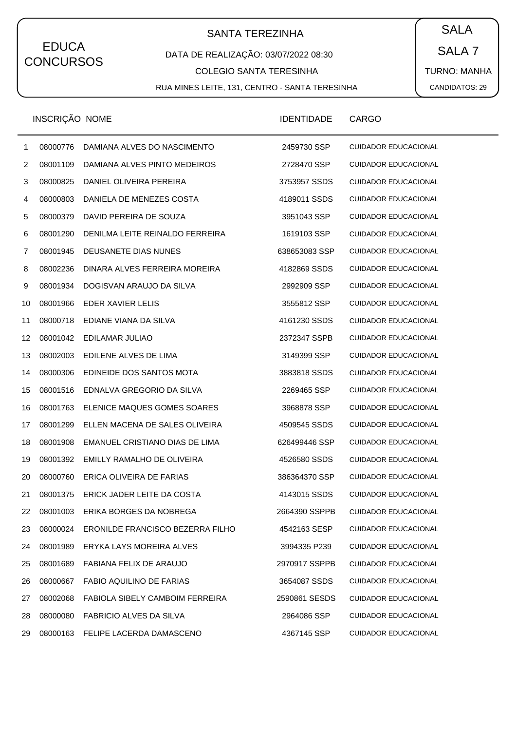EDUCA CONCURSOS

SANTA TEREZINHA

DATA DE REALIZAÇÃO: 03/07/2022 08:30

COLEGIO SANTA TERESINHA

RUA MINES LEITE, 131, CENTRO - SANTA TERESINHA

SALA

SALA 7

TURNO: MANHA

CANDIDATOS: 29

| | INSCRIÇÃO | NOME | IDENTIDADE | CARGO |
|---|---|---|---|---|
| 1 | 08000776 | DAMIANA ALVES DO NASCIMENTO | 2459730 SSP | CUIDADOR EDUCACIONAL |
| 2 | 08001109 | DAMIANA ALVES PINTO MEDEIROS | 2728470 SSP | CUIDADOR EDUCACIONAL |
| 3 | 08000825 | DANIEL OLIVEIRA PEREIRA | 3753957 SSDS | CUIDADOR EDUCACIONAL |
| 4 | 08000803 | DANIELA DE MENEZES COSTA | 4189011 SSDS | CUIDADOR EDUCACIONAL |
| 5 | 08000379 | DAVID PEREIRA DE SOUZA | 3951043 SSP | CUIDADOR EDUCACIONAL |
| 6 | 08001290 | DENILMA LEITE REINALDO FERREIRA | 1619103 SSP | CUIDADOR EDUCACIONAL |
| 7 | 08001945 | DEUSANETE DIAS NUNES | 638653083 SSP | CUIDADOR EDUCACIONAL |
| 8 | 08002236 | DINARA ALVES FERREIRA MOREIRA | 4182869 SSDS | CUIDADOR EDUCACIONAL |
| 9 | 08001934 | DOGISVAN ARAUJO DA SILVA | 2992909 SSP | CUIDADOR EDUCACIONAL |
| 10 | 08001966 | EDER XAVIER LELIS | 3555812 SSP | CUIDADOR EDUCACIONAL |
| 11 | 08000718 | EDIANE VIANA DA SILVA | 4161230 SSDS | CUIDADOR EDUCACIONAL |
| 12 | 08001042 | EDILAMAR JULIAO | 2372347 SSPB | CUIDADOR EDUCACIONAL |
| 13 | 08002003 | EDILENE ALVES DE LIMA | 3149399 SSP | CUIDADOR EDUCACIONAL |
| 14 | 08000306 | EDINEIDE DOS SANTOS MOTA | 3883818 SSDS | CUIDADOR EDUCACIONAL |
| 15 | 08001516 | EDNALVA GREGORIO DA SILVA | 2269465 SSP | CUIDADOR EDUCACIONAL |
| 16 | 08001763 | ELENICE MAQUES GOMES SOARES | 3968878 SSP | CUIDADOR EDUCACIONAL |
| 17 | 08001299 | ELLEN MACENA DE SALES OLIVEIRA | 4509545 SSDS | CUIDADOR EDUCACIONAL |
| 18 | 08001908 | EMANUEL CRISTIANO DIAS DE LIMA | 626499446 SSP | CUIDADOR EDUCACIONAL |
| 19 | 08001392 | EMILLY RAMALHO DE OLIVEIRA | 4526580 SSDS | CUIDADOR EDUCACIONAL |
| 20 | 08000760 | ERICA OLIVEIRA DE FARIAS | 386364370 SSP | CUIDADOR EDUCACIONAL |
| 21 | 08001375 | ERICK JADER LEITE DA COSTA | 4143015 SSDS | CUIDADOR EDUCACIONAL |
| 22 | 08001003 | ERIKA BORGES DA NOBREGA | 2664390 SSPPB | CUIDADOR EDUCACIONAL |
| 23 | 08000024 | ERONILDE FRANCISCO BEZERRA FILHO | 4542163 SESP | CUIDADOR EDUCACIONAL |
| 24 | 08001989 | ERYKA LAYS MOREIRA ALVES | 3994335 P239 | CUIDADOR EDUCACIONAL |
| 25 | 08001689 | FABIANA FELIX DE ARAUJO | 2970917 SSPPB | CUIDADOR EDUCACIONAL |
| 26 | 08000667 | FABIO AQUILINO DE FARIAS | 3654087 SSDS | CUIDADOR EDUCACIONAL |
| 27 | 08002068 | FABIOLA SIBELY CAMBOIM FERREIRA | 2590861 SESDS | CUIDADOR EDUCACIONAL |
| 28 | 08000080 | FABRICIO ALVES DA SILVA | 2964086 SSP | CUIDADOR EDUCACIONAL |
| 29 | 08000163 | FELIPE LACERDA DAMASCENO | 4367145 SSP | CUIDADOR EDUCACIONAL |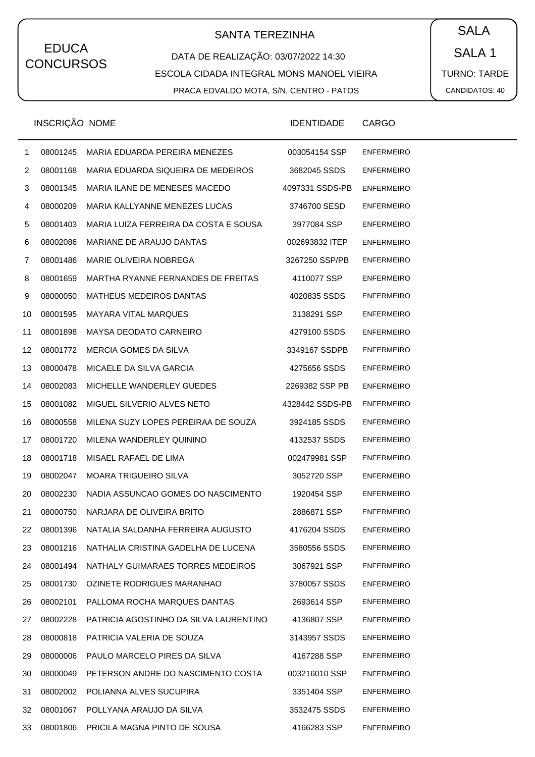EDUCA CONCURSOS

# SANTA TEREZINHA

DATA DE REALIZAÇÃO: 03/07/2022 14:30

ESCOLA CIDADA INTEGRAL MONS MANOEL VIEIRA

PRACA EDVALDO MOTA, S/N, CENTRO - PATOS

SALA

SALA 1

TURNO: TARDE

CANDIDATOS: 40

| | INSCRIÇÃO | NOME | IDENTIDADE | CARGO |
|---|---|---|---|---|
| 1 | 08001245 | MARIA EDUARDA PEREIRA MENEZES | 003054154 SSP | ENFERMEIRO |
| 2 | 08001168 | MARIA EDUARDA SIQUEIRA DE MEDEIROS | 3682045 SSDS | ENFERMEIRO |
| 3 | 08001345 | MARIA ILANE DE MENESES MACEDO | 4097331 SSDS-PB | ENFERMEIRO |
| 4 | 08000209 | MARIA KALLYANNE MENEZES LUCAS | 3746700 SESD | ENFERMEIRO |
| 5 | 08001403 | MARIA LUIZA FERREIRA DA COSTA E SOUSA | 3977084 SSP | ENFERMEIRO |
| 6 | 08002086 | MARIANE DE ARAUJO DANTAS | 002693832 ITEP | ENFERMEIRO |
| 7 | 08001486 | MARIE OLIVEIRA NOBREGA | 3267250 SSP/PB | ENFERMEIRO |
| 8 | 08001659 | MARTHA RYANNE FERNANDES DE FREITAS | 4110077 SSP | ENFERMEIRO |
| 9 | 08000050 | MATHEUS MEDEIROS DANTAS | 4020835 SSDS | ENFERMEIRO |
| 10 | 08001595 | MAYARA VITAL MARQUES | 3138291 SSP | ENFERMEIRO |
| 11 | 08001898 | MAYSA DEODATO CARNEIRO | 4279100 SSDS | ENFERMEIRO |
| 12 | 08001772 | MERCIA GOMES DA SILVA | 3349167 SSDPB | ENFERMEIRO |
| 13 | 08000478 | MICAELE DA SILVA GARCIA | 4275656 SSDS | ENFERMEIRO |
| 14 | 08002083 | MICHELLE WANDERLEY GUEDES | 2269382 SSP PB | ENFERMEIRO |
| 15 | 08001082 | MIGUEL SILVERIO ALVES NETO | 4328442 SSDS-PB | ENFERMEIRO |
| 16 | 08000558 | MILENA SUZY LOPES PEREIRAA DE SOUZA | 3924185 SSDS | ENFERMEIRO |
| 17 | 08001720 | MILENA WANDERLEY QUININO | 4132537 SSDS | ENFERMEIRO |
| 18 | 08001718 | MISAEL RAFAEL DE LIMA | 002479981 SSP | ENFERMEIRO |
| 19 | 08002047 | MOARA TRIGUEIRO SILVA | 3052720 SSP | ENFERMEIRO |
| 20 | 08002230 | NADIA ASSUNCAO GOMES DO NASCIMENTO | 1920454 SSP | ENFERMEIRO |
| 21 | 08000750 | NARJARA DE OLIVEIRA BRITO | 2886871 SSP | ENFERMEIRO |
| 22 | 08001396 | NATALIA SALDANHA FERREIRA AUGUSTO | 4176204 SSDS | ENFERMEIRO |
| 23 | 08001216 | NATHALIA CRISTINA GADELHA DE LUCENA | 3580556 SSDS | ENFERMEIRO |
| 24 | 08001494 | NATHALY GUIMARAES TORRES MEDEIROS | 3067921 SSP | ENFERMEIRO |
| 25 | 08001730 | OZINETE RODRIGUES MARANHAO | 3780057 SSDS | ENFERMEIRO |
| 26 | 08002101 | PALLOMA ROCHA MARQUES DANTAS | 2693614 SSP | ENFERMEIRO |
| 27 | 08002228 | PATRICIA AGOSTINHO DA SILVA LAURENTINO | 4136807 SSP | ENFERMEIRO |
| 28 | 08000818 | PATRICIA VALERIA DE SOUZA | 3143957 SSDS | ENFERMEIRO |
| 29 | 08000006 | PAULO MARCELO PIRES DA SILVA | 4167288 SSP | ENFERMEIRO |
| 30 | 08000049 | PETERSON ANDRE DO NASCIMENTO COSTA | 003216010 SSP | ENFERMEIRO |
| 31 | 08002002 | POLIANNA ALVES SUCUPIRA | 3351404 SSP | ENFERMEIRO |
| 32 | 08001067 | POLLYANA ARAUJO DA SILVA | 3532475 SSDS | ENFERMEIRO |
| 33 | 08001806 | PRICILA MAGNA PINTO DE SOUSA | 4166283 SSP | ENFERMEIRO |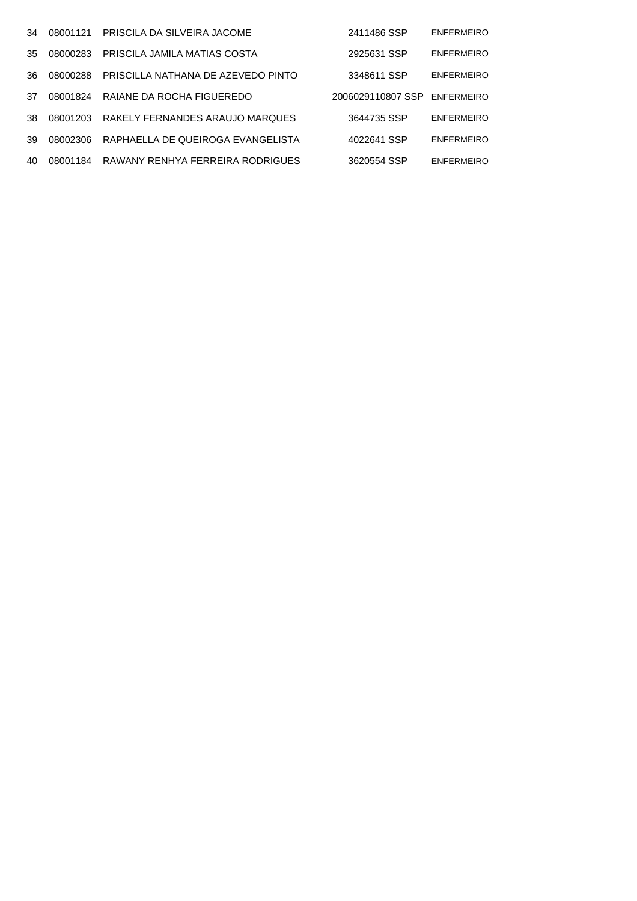| | | | | |
|---|---|---|---|---|
| 34 | 08001121 | PRISCILA DA SILVEIRA JACOME | 2411486 SSP | ENFERMEIRO |
| 35 | 08000283 | PRISCILA JAMILA MATIAS COSTA | 2925631 SSP | ENFERMEIRO |
| 36 | 08000288 | PRISCILLA NATHANA DE AZEVEDO PINTO | 3348611 SSP | ENFERMEIRO |
| 37 | 08001824 | RAIANE DA ROCHA FIGUEREDO | 2006029110807 SSP | ENFERMEIRO |
| 38 | 08001203 | RAKELY FERNANDES ARAUJO MARQUES | 3644735 SSP | ENFERMEIRO |
| 39 | 08002306 | RAPHAELLA DE QUEIROGA EVANGELISTA | 4022641 SSP | ENFERMEIRO |
| 40 | 08001184 | RAWANY RENHYA FERREIRA RODRIGUES | 3620554 SSP | ENFERMEIRO |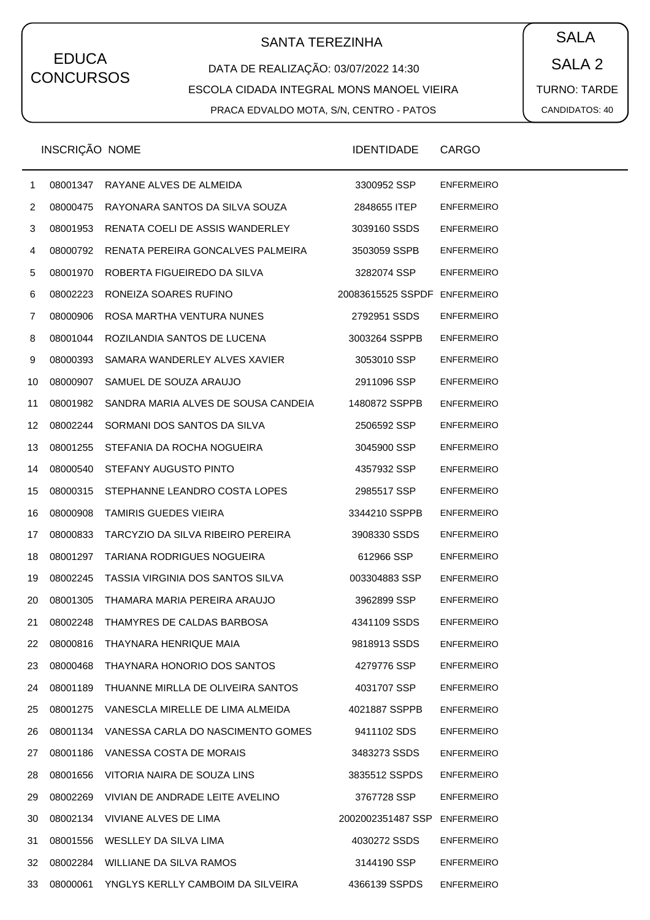EDUCA CONCURSOS

## SANTA TEREZINHA

DATA DE REALIZAÇÃO: 03/07/2022 14:30

ESCOLA CIDADA INTEGRAL MONS MANOEL VIEIRA

PRACA EDVALDO MOTA, S/N, CENTRO - PATOS

SALA

SALA 2

TURNO: TARDE

CANDIDATOS: 40

| | INSCRIÇÃO | NOME | IDENTIDADE | CARGO |
|---|---|---|---|---|
| 1 | 08001347 | RAYANE ALVES DE ALMEIDA | 3300952 SSP | ENFERMEIRO |
| 2 | 08000475 | RAYONARA SANTOS DA SILVA SOUZA | 2848655 ITEP | ENFERMEIRO |
| 3 | 08001953 | RENATA COELI DE ASSIS WANDERLEY | 3039160 SSDS | ENFERMEIRO |
| 4 | 08000792 | RENATA PEREIRA GONCALVES PALMEIRA | 3503059 SSPB | ENFERMEIRO |
| 5 | 08001970 | ROBERTA FIGUEIREDO DA SILVA | 3282074 SSP | ENFERMEIRO |
| 6 | 08002223 | RONEIZA SOARES RUFINO | 20083615525 SSPDF | ENFERMEIRO |
| 7 | 08000906 | ROSA MARTHA VENTURA NUNES | 2792951 SSDS | ENFERMEIRO |
| 8 | 08001044 | ROZILANDIA SANTOS DE LUCENA | 3003264 SSPPB | ENFERMEIRO |
| 9 | 08000393 | SAMARA WANDERLEY ALVES XAVIER | 3053010 SSP | ENFERMEIRO |
| 10 | 08000907 | SAMUEL DE SOUZA ARAUJO | 2911096 SSP | ENFERMEIRO |
| 11 | 08001982 | SANDRA MARIA ALVES DE SOUSA CANDEIA | 1480872 SSPPB | ENFERMEIRO |
| 12 | 08002244 | SORMANI DOS SANTOS DA SILVA | 2506592 SSP | ENFERMEIRO |
| 13 | 08001255 | STEFANIA DA ROCHA NOGUEIRA | 3045900 SSP | ENFERMEIRO |
| 14 | 08000540 | STEFANY AUGUSTO PINTO | 4357932 SSP | ENFERMEIRO |
| 15 | 08000315 | STEPHANNE LEANDRO COSTA LOPES | 2985517 SSP | ENFERMEIRO |
| 16 | 08000908 | TAMIRIS GUEDES VIEIRA | 3344210 SSPPB | ENFERMEIRO |
| 17 | 08000833 | TARCYZIO DA SILVA RIBEIRO PEREIRA | 3908330 SSDS | ENFERMEIRO |
| 18 | 08001297 | TARIANA RODRIGUES NOGUEIRA | 612966 SSP | ENFERMEIRO |
| 19 | 08002245 | TASSIA VIRGINIA DOS SANTOS SILVA | 003304883 SSP | ENFERMEIRO |
| 20 | 08001305 | THAMARA MARIA PEREIRA ARAUJO | 3962899 SSP | ENFERMEIRO |
| 21 | 08002248 | THAMYRES DE CALDAS BARBOSA | 4341109 SSDS | ENFERMEIRO |
| 22 | 08000816 | THAYNARA HENRIQUE MAIA | 9818913 SSDS | ENFERMEIRO |
| 23 | 08000468 | THAYNARA HONORIO DOS SANTOS | 4279776 SSP | ENFERMEIRO |
| 24 | 08001189 | THUANNE MIRLLA DE OLIVEIRA SANTOS | 4031707 SSP | ENFERMEIRO |
| 25 | 08001275 | VANESCLA MIRELLE DE LIMA ALMEIDA | 4021887 SSPPB | ENFERMEIRO |
| 26 | 08001134 | VANESSA CARLA DO NASCIMENTO GOMES | 9411102 SDS | ENFERMEIRO |
| 27 | 08001186 | VANESSA COSTA DE MORAIS | 3483273 SSDS | ENFERMEIRO |
| 28 | 08001656 | VITORIA NAIRA DE SOUZA LINS | 3835512 SSPDS | ENFERMEIRO |
| 29 | 08002269 | VIVIAN DE ANDRADE LEITE AVELINO | 3767728 SSP | ENFERMEIRO |
| 30 | 08002134 | VIVIANE ALVES DE LIMA | 2002002351487 SSP | ENFERMEIRO |
| 31 | 08001556 | WESLLEY DA SILVA LIMA | 4030272 SSDS | ENFERMEIRO |
| 32 | 08002284 | WILLIANE DA SILVA RAMOS | 3144190 SSP | ENFERMEIRO |
| 33 | 08000061 | YNGLYS KERLLY CAMBOIM DA SILVEIRA | 4366139 SSPDS | ENFERMEIRO |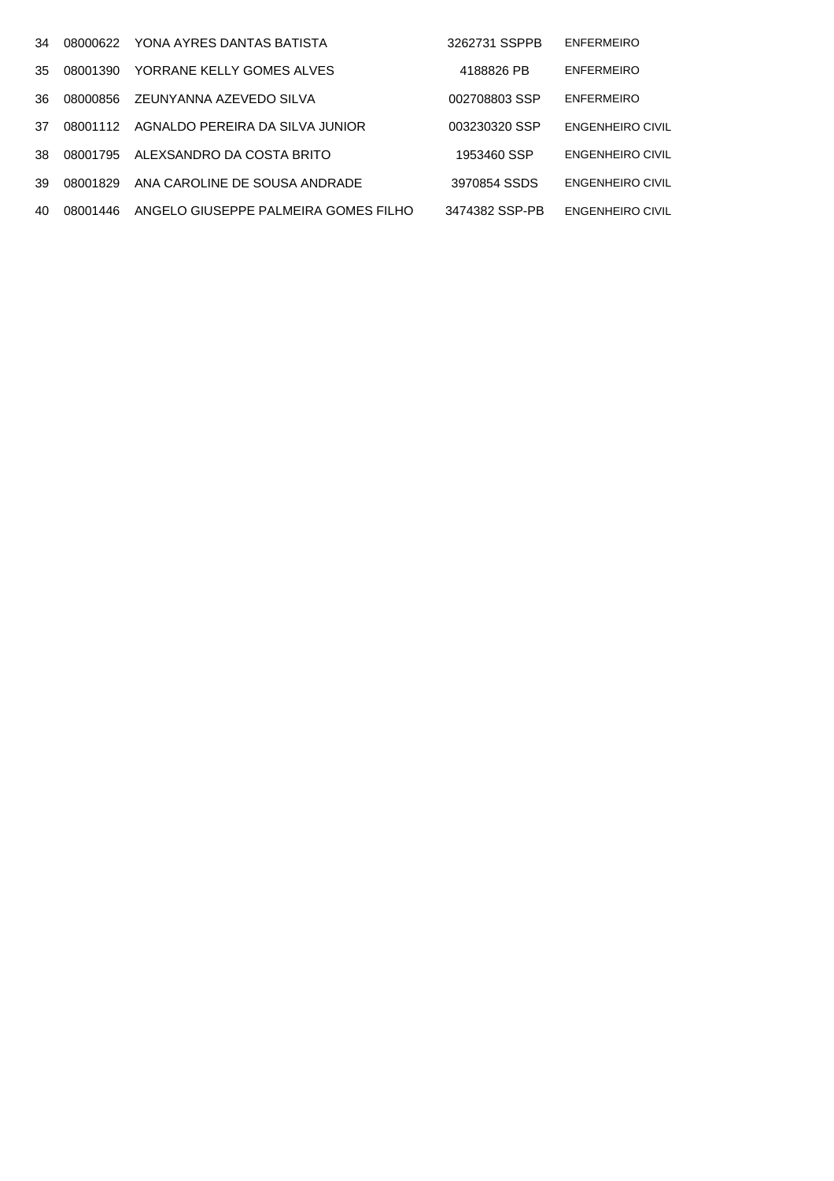| | | | | |
|---|---|---|---|---|
| 34 | 08000622 | YONA AYRES DANTAS BATISTA | 3262731 SSPPB | ENFERMEIRO |
| 35 | 08001390 | YORRANE KELLY GOMES ALVES | 4188826 PB | ENFERMEIRO |
| 36 | 08000856 | ZEUNYANNA AZEVEDO SILVA | 002708803 SSP | ENFERMEIRO |
| 37 | 08001112 | AGNALDO PEREIRA DA SILVA JUNIOR | 003230320 SSP | ENGENHEIRO CIVIL |
| 38 | 08001795 | ALEXSANDRO DA COSTA BRITO | 1953460 SSP | ENGENHEIRO CIVIL |
| 39 | 08001829 | ANA CAROLINE DE SOUSA ANDRADE | 3970854 SSDS | ENGENHEIRO CIVIL |
| 40 | 08001446 | ANGELO GIUSEPPE PALMEIRA GOMES FILHO | 3474382 SSP-PB | ENGENHEIRO CIVIL |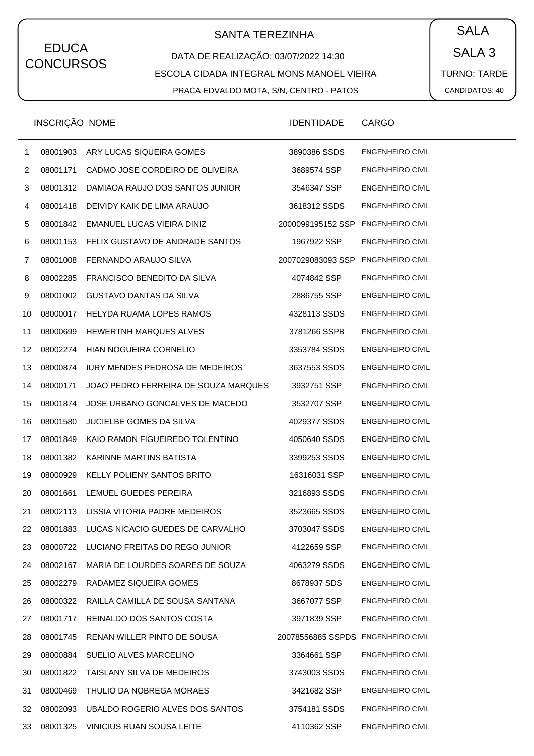EDUCA CONCURSOS

## SANTA TEREZINHA

DATA DE REALIZAÇÃO: 03/07/2022 14:30

ESCOLA CIDADA INTEGRAL MONS MANOEL VIEIRA

PRACA EDVALDO MOTA, S/N, CENTRO - PATOS

SALA

SALA 3

TURNO: TARDE

CANDIDATOS: 40

| | INSCRIÇÃO | NOME | IDENTIDADE | CARGO |
|---|---|---|---|---|
| 1 | 08001903 | ARY LUCAS SIQUEIRA GOMES | 3890386 SSDS | ENGENHEIRO CIVIL |
| 2 | 08001171 | CADMO JOSE CORDEIRO DE OLIVEIRA | 3689574 SSP | ENGENHEIRO CIVIL |
| 3 | 08001312 | DAMIAOA RAUJO DOS SANTOS JUNIOR | 3546347 SSP | ENGENHEIRO CIVIL |
| 4 | 08001418 | DEIVIDY KAIK DE LIMA ARAUJO | 3618312 SSDS | ENGENHEIRO CIVIL |
| 5 | 08001842 | EMANUEL LUCAS VIEIRA DINIZ | 2000099195152 SSP | ENGENHEIRO CIVIL |
| 6 | 08001153 | FELIX GUSTAVO DE ANDRADE SANTOS | 1967922 SSP | ENGENHEIRO CIVIL |
| 7 | 08001008 | FERNANDO ARAUJO SILVA | 2007029083093 SSP | ENGENHEIRO CIVIL |
| 8 | 08002285 | FRANCISCO BENEDITO DA SILVA | 4074842 SSP | ENGENHEIRO CIVIL |
| 9 | 08001002 | GUSTAVO DANTAS DA SILVA | 2886755 SSP | ENGENHEIRO CIVIL |
| 10 | 08000017 | HELYDA RUAMA LOPES RAMOS | 4328113 SSDS | ENGENHEIRO CIVIL |
| 11 | 08000699 | HEWERTNH MARQUES ALVES | 3781266 SSPB | ENGENHEIRO CIVIL |
| 12 | 08002274 | HIAN NOGUEIRA CORNELIO | 3353784 SSDS | ENGENHEIRO CIVIL |
| 13 | 08000874 | IURY MENDES PEDROSA DE MEDEIROS | 3637553 SSDS | ENGENHEIRO CIVIL |
| 14 | 08000171 | JOAO PEDRO FERREIRA DE SOUZA MARQUES | 3932751 SSP | ENGENHEIRO CIVIL |
| 15 | 08001874 | JOSE URBANO GONCALVES DE MACEDO | 3532707 SSP | ENGENHEIRO CIVIL |
| 16 | 08001580 | JUCIELBE GOMES DA SILVA | 4029377 SSDS | ENGENHEIRO CIVIL |
| 17 | 08001849 | KAIO RAMON FIGUEIREDO TOLENTINO | 4050640 SSDS | ENGENHEIRO CIVIL |
| 18 | 08001382 | KARINNE MARTINS BATISTA | 3399253 SSDS | ENGENHEIRO CIVIL |
| 19 | 08000929 | KELLY POLIENY SANTOS BRITO | 16316031 SSP | ENGENHEIRO CIVIL |
| 20 | 08001661 | LEMUEL GUEDES PEREIRA | 3216893 SSDS | ENGENHEIRO CIVIL |
| 21 | 08002113 | LISSIA VITORIA PADRE MEDEIROS | 3523665 SSDS | ENGENHEIRO CIVIL |
| 22 | 08001883 | LUCAS NICACIO GUEDES DE CARVALHO | 3703047 SSDS | ENGENHEIRO CIVIL |
| 23 | 08000722 | LUCIANO FREITAS DO REGO JUNIOR | 4122659 SSP | ENGENHEIRO CIVIL |
| 24 | 08002167 | MARIA DE LOURDES SOARES DE SOUZA | 4063279 SSDS | ENGENHEIRO CIVIL |
| 25 | 08002279 | RADAMEZ SIQUEIRA GOMES | 8678937 SDS | ENGENHEIRO CIVIL |
| 26 | 08000322 | RAILLA CAMILLA DE SOUSA SANTANA | 3667077 SSP | ENGENHEIRO CIVIL |
| 27 | 08001717 | REINALDO DOS SANTOS COSTA | 3971839 SSP | ENGENHEIRO CIVIL |
| 28 | 08001745 | RENAN WILLER PINTO DE SOUSA | 20078556885 SSPDS | ENGENHEIRO CIVIL |
| 29 | 08000884 | SUELIO ALVES MARCELINO | 3364661 SSP | ENGENHEIRO CIVIL |
| 30 | 08001822 | TAISLANY SILVA DE MEDEIROS | 3743003 SSDS | ENGENHEIRO CIVIL |
| 31 | 08000469 | THULIO DA NOBREGA MORAES | 3421682 SSP | ENGENHEIRO CIVIL |
| 32 | 08002093 | UBALDO ROGERIO ALVES DOS SANTOS | 3754181 SSDS | ENGENHEIRO CIVIL |
| 33 | 08001325 | VINICIUS RUAN SOUSA LEITE | 4110362 SSP | ENGENHEIRO CIVIL |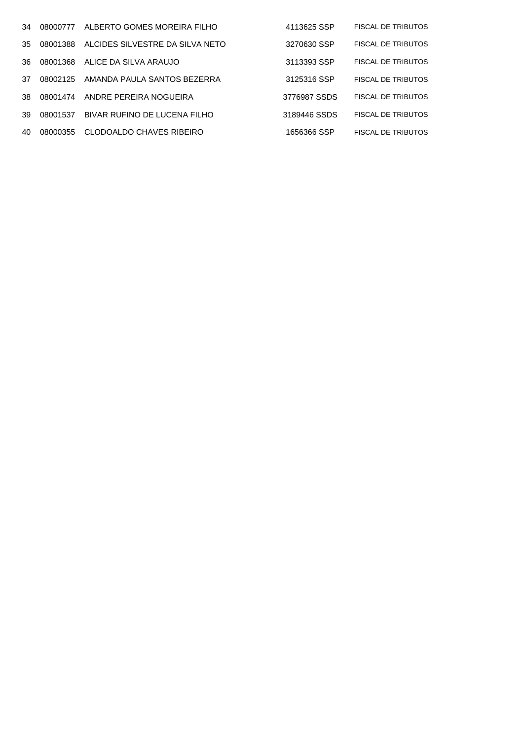| | | | | |
|---|---|---|---|---|
| 34 | 08000777 | ALBERTO GOMES MOREIRA FILHO | 4113625 SSP | FISCAL DE TRIBUTOS |
| 35 | 08001388 | ALCIDES SILVESTRE DA SILVA NETO | 3270630 SSP | FISCAL DE TRIBUTOS |
| 36 | 08001368 | ALICE DA SILVA ARAUJO | 3113393 SSP | FISCAL DE TRIBUTOS |
| 37 | 08002125 | AMANDA PAULA SANTOS BEZERRA | 3125316 SSP | FISCAL DE TRIBUTOS |
| 38 | 08001474 | ANDRE PEREIRA NOGUEIRA | 3776987 SSDS | FISCAL DE TRIBUTOS |
| 39 | 08001537 | BIVAR RUFINO DE LUCENA FILHO | 3189446 SSDS | FISCAL DE TRIBUTOS |
| 40 | 08000355 | CLODOALDO CHAVES RIBEIRO | 1656366 SSP | FISCAL DE TRIBUTOS |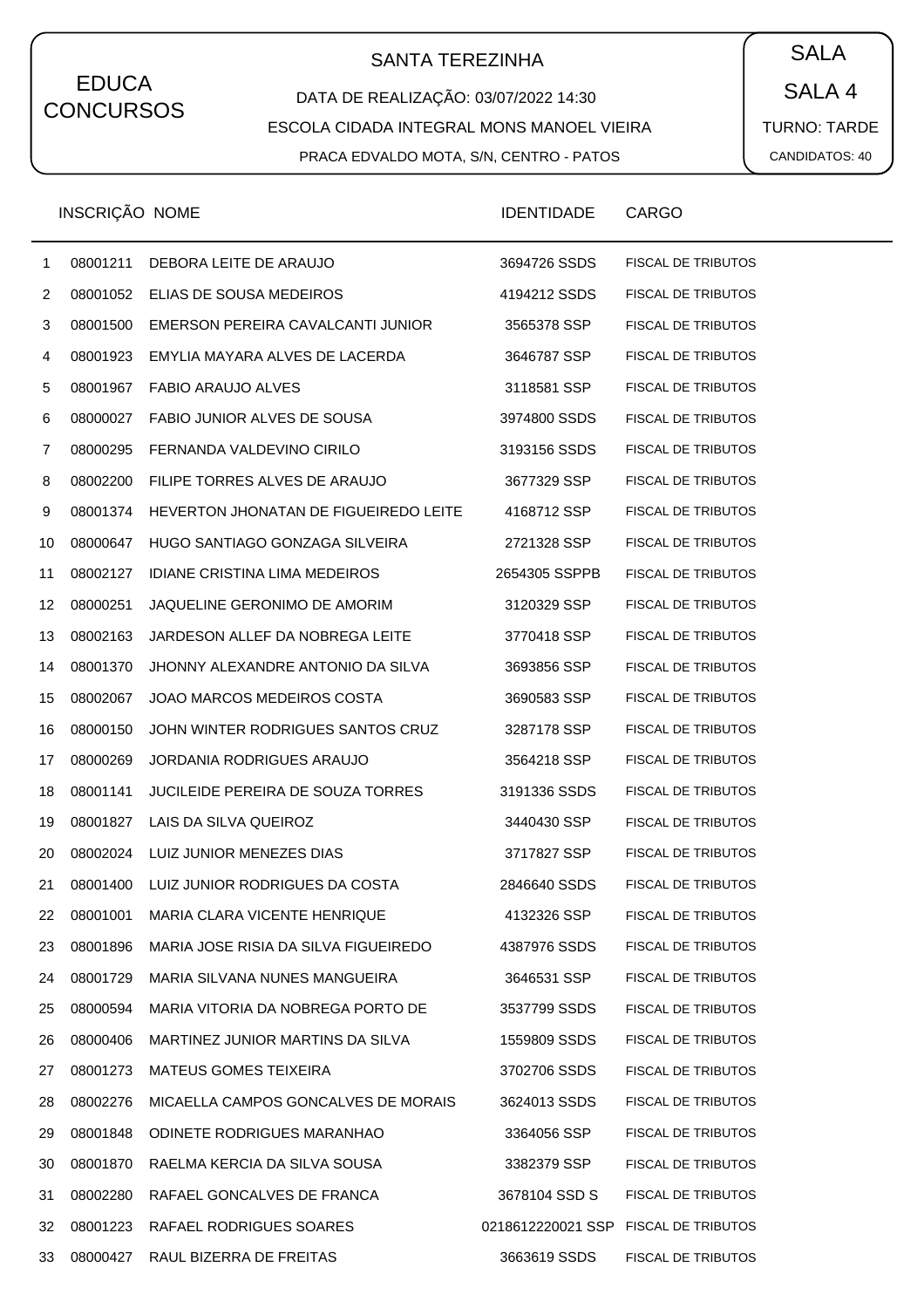EDUCA CONCURSOS

SANTA TEREZINHA

DATA DE REALIZAÇÃO: 03/07/2022 14:30

ESCOLA CIDADA INTEGRAL MONS MANOEL VIEIRA

PRACA EDVALDO MOTA, S/N, CENTRO - PATOS

SALA

SALA 4

TURNO: TARDE

CANDIDATOS: 40

| | INSCRIÇÃO | NOME | IDENTIDADE | CARGO |
|---|---|---|---|---|
| 1 | 08001211 | DEBORA LEITE DE ARAUJO | 3694726 SSDS | FISCAL DE TRIBUTOS |
| 2 | 08001052 | ELIAS DE SOUSA MEDEIROS | 4194212 SSDS | FISCAL DE TRIBUTOS |
| 3 | 08001500 | EMERSON PEREIRA CAVALCANTI JUNIOR | 3565378 SSP | FISCAL DE TRIBUTOS |
| 4 | 08001923 | EMYLIA MAYARA ALVES DE LACERDA | 3646787 SSP | FISCAL DE TRIBUTOS |
| 5 | 08001967 | FABIO ARAUJO ALVES | 3118581 SSP | FISCAL DE TRIBUTOS |
| 6 | 08000027 | FABIO JUNIOR ALVES DE SOUSA | 3974800 SSDS | FISCAL DE TRIBUTOS |
| 7 | 08000295 | FERNANDA VALDEVINO CIRILO | 3193156 SSDS | FISCAL DE TRIBUTOS |
| 8 | 08002200 | FILIPE TORRES ALVES DE ARAUJO | 3677329 SSP | FISCAL DE TRIBUTOS |
| 9 | 08001374 | HEVERTON JHONATAN DE FIGUEIREDO LEITE | 4168712 SSP | FISCAL DE TRIBUTOS |
| 10 | 08000647 | HUGO SANTIAGO GONZAGA SILVEIRA | 2721328 SSP | FISCAL DE TRIBUTOS |
| 11 | 08002127 | IDIANE CRISTINA LIMA MEDEIROS | 2654305 SSPPB | FISCAL DE TRIBUTOS |
| 12 | 08000251 | JAQUELINE GERONIMO DE AMORIM | 3120329 SSP | FISCAL DE TRIBUTOS |
| 13 | 08002163 | JARDESON ALLEF DA NOBREGA LEITE | 3770418 SSP | FISCAL DE TRIBUTOS |
| 14 | 08001370 | JHONNY ALEXANDRE ANTONIO DA SILVA | 3693856 SSP | FISCAL DE TRIBUTOS |
| 15 | 08002067 | JOAO MARCOS MEDEIROS COSTA | 3690583 SSP | FISCAL DE TRIBUTOS |
| 16 | 08000150 | JOHN WINTER RODRIGUES SANTOS CRUZ | 3287178 SSP | FISCAL DE TRIBUTOS |
| 17 | 08000269 | JORDANIA RODRIGUES ARAUJO | 3564218 SSP | FISCAL DE TRIBUTOS |
| 18 | 08001141 | JUCILEIDE PEREIRA DE SOUZA TORRES | 3191336 SSDS | FISCAL DE TRIBUTOS |
| 19 | 08001827 | LAIS DA SILVA QUEIROZ | 3440430 SSP | FISCAL DE TRIBUTOS |
| 20 | 08002024 | LUIZ JUNIOR MENEZES DIAS | 3717827 SSP | FISCAL DE TRIBUTOS |
| 21 | 08001400 | LUIZ JUNIOR RODRIGUES DA COSTA | 2846640 SSDS | FISCAL DE TRIBUTOS |
| 22 | 08001001 | MARIA CLARA VICENTE HENRIQUE | 4132326 SSP | FISCAL DE TRIBUTOS |
| 23 | 08001896 | MARIA JOSE RISIA DA SILVA FIGUEIREDO | 4387976 SSDS | FISCAL DE TRIBUTOS |
| 24 | 08001729 | MARIA SILVANA NUNES MANGUEIRA | 3646531 SSP | FISCAL DE TRIBUTOS |
| 25 | 08000594 | MARIA VITORIA DA NOBREGA PORTO DE | 3537799 SSDS | FISCAL DE TRIBUTOS |
| 26 | 08000406 | MARTINEZ JUNIOR MARTINS DA SILVA | 1559809 SSDS | FISCAL DE TRIBUTOS |
| 27 | 08001273 | MATEUS GOMES TEIXEIRA | 3702706 SSDS | FISCAL DE TRIBUTOS |
| 28 | 08002276 | MICAELLA CAMPOS GONCALVES DE MORAIS | 3624013 SSDS | FISCAL DE TRIBUTOS |
| 29 | 08001848 | ODINETE RODRIGUES MARANHAO | 3364056 SSP | FISCAL DE TRIBUTOS |
| 30 | 08001870 | RAELMA KERCIA DA SILVA SOUSA | 3382379 SSP | FISCAL DE TRIBUTOS |
| 31 | 08002280 | RAFAEL GONCALVES DE FRANCA | 3678104 SSD S | FISCAL DE TRIBUTOS |
| 32 | 08001223 | RAFAEL RODRIGUES SOARES | 0218612220021 SSP | FISCAL DE TRIBUTOS |
| 33 | 08000427 | RAUL BIZERRA DE FREITAS | 3663619 SSDS | FISCAL DE TRIBUTOS |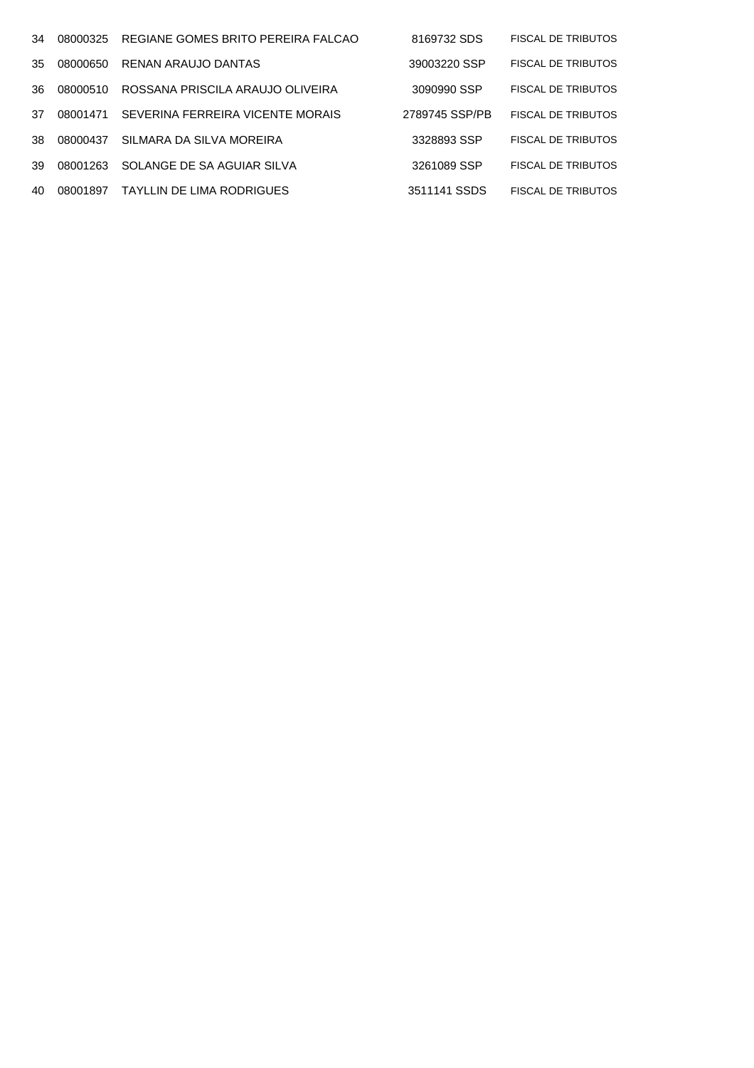| | | | | |
|---|---|---|---|---|
| 34 | 08000325 | REGIANE GOMES BRITO PEREIRA FALCAO | 8169732 SDS | FISCAL DE TRIBUTOS |
| 35 | 08000650 | RENAN ARAUJO DANTAS | 39003220 SSP | FISCAL DE TRIBUTOS |
| 36 | 08000510 | ROSSANA PRISCILA ARAUJO OLIVEIRA | 3090990 SSP | FISCAL DE TRIBUTOS |
| 37 | 08001471 | SEVERINA FERREIRA VICENTE MORAIS | 2789745 SSP/PB | FISCAL DE TRIBUTOS |
| 38 | 08000437 | SILMARA DA SILVA MOREIRA | 3328893 SSP | FISCAL DE TRIBUTOS |
| 39 | 08001263 | SOLANGE DE SA AGUIAR SILVA | 3261089 SSP | FISCAL DE TRIBUTOS |
| 40 | 08001897 | TAYLLIN DE LIMA RODRIGUES | 3511141 SSDS | FISCAL DE TRIBUTOS |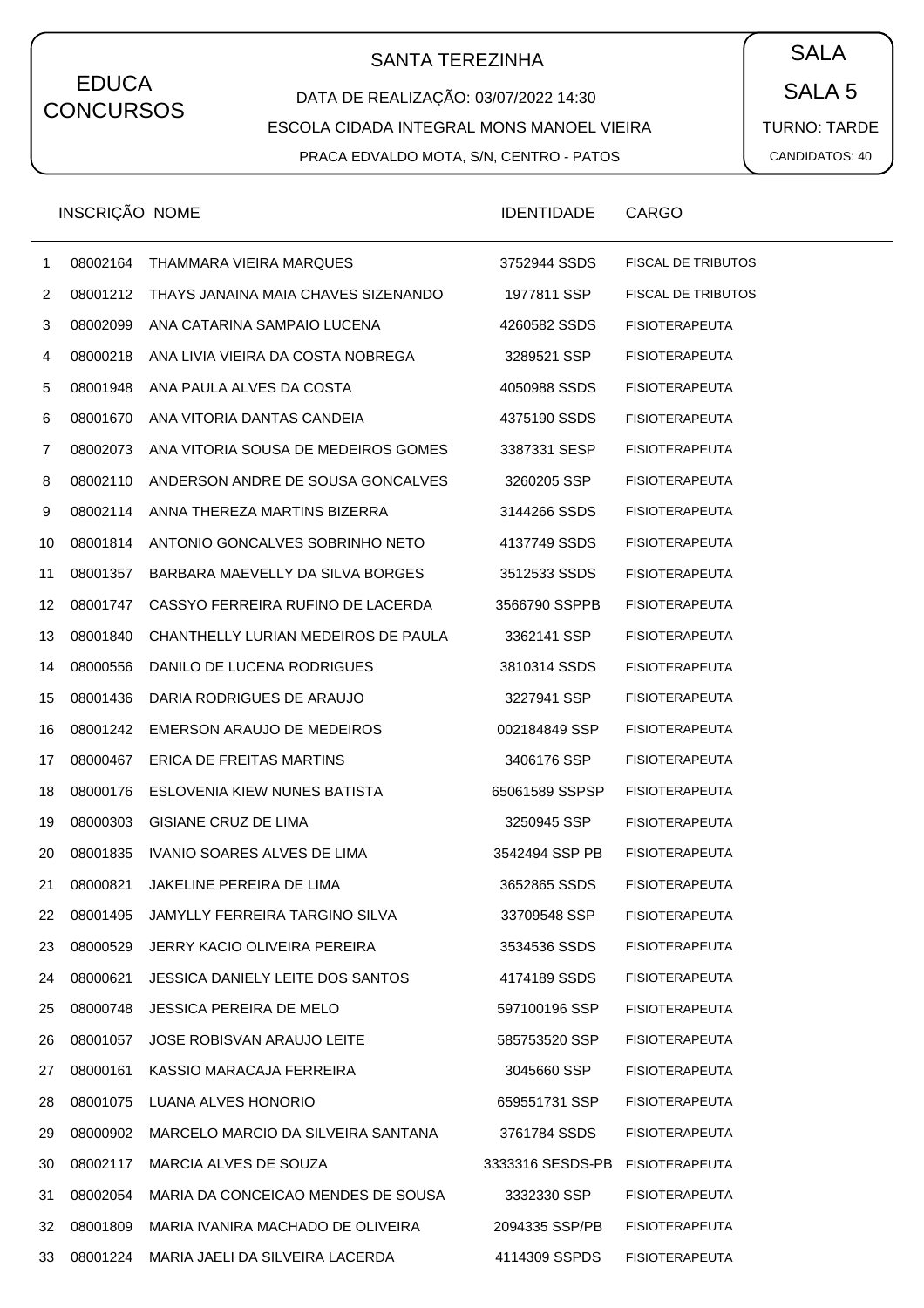EDUCA CONCURSOS

# SANTA TEREZINHA

DATA DE REALIZAÇÃO: 03/07/2022 14:30

ESCOLA CIDADA INTEGRAL MONS MANOEL VIEIRA

PRACA EDVALDO MOTA, S/N, CENTRO - PATOS

SALA

SALA 5

TURNO: TARDE

CANDIDATOS: 40

| | INSCRIÇÃO | NOME | IDENTIDADE | CARGO |
|---|---|---|---|---|
| 1 | 08002164 | THAMMARA VIEIRA MARQUES | 3752944 SSDS | FISCAL DE TRIBUTOS |
| 2 | 08001212 | THAYS JANAINA MAIA CHAVES SIZENANDO | 1977811 SSP | FISCAL DE TRIBUTOS |
| 3 | 08002099 | ANA CATARINA SAMPAIO LUCENA | 4260582 SSDS | FISIOTERAPEUTA |
| 4 | 08000218 | ANA LIVIA VIEIRA DA COSTA NOBREGA | 3289521 SSP | FISIOTERAPEUTA |
| 5 | 08001948 | ANA PAULA ALVES DA COSTA | 4050988 SSDS | FISIOTERAPEUTA |
| 6 | 08001670 | ANA VITORIA DANTAS CANDEIA | 4375190 SSDS | FISIOTERAPEUTA |
| 7 | 08002073 | ANA VITORIA SOUSA DE MEDEIROS GOMES | 3387331 SESP | FISIOTERAPEUTA |
| 8 | 08002110 | ANDERSON ANDRE DE SOUSA GONCALVES | 3260205 SSP | FISIOTERAPEUTA |
| 9 | 08002114 | ANNA THEREZA MARTINS BIZERRA | 3144266 SSDS | FISIOTERAPEUTA |
| 10 | 08001814 | ANTONIO GONCALVES SOBRINHO NETO | 4137749 SSDS | FISIOTERAPEUTA |
| 11 | 08001357 | BARBARA MAEVELLY DA SILVA BORGES | 3512533 SSDS | FISIOTERAPEUTA |
| 12 | 08001747 | CASSYO FERREIRA RUFINO DE LACERDA | 3566790 SSPPB | FISIOTERAPEUTA |
| 13 | 08001840 | CHANTHELLY LURIAN MEDEIROS DE PAULA | 3362141 SSP | FISIOTERAPEUTA |
| 14 | 08000556 | DANILO DE LUCENA RODRIGUES | 3810314 SSDS | FISIOTERAPEUTA |
| 15 | 08001436 | DARIA RODRIGUES DE ARAUJO | 3227941 SSP | FISIOTERAPEUTA |
| 16 | 08001242 | EMERSON ARAUJO DE MEDEIROS | 002184849 SSP | FISIOTERAPEUTA |
| 17 | 08000467 | ERICA DE FREITAS MARTINS | 3406176 SSP | FISIOTERAPEUTA |
| 18 | 08000176 | ESLOVENIA KIEW NUNES BATISTA | 65061589 SSPSP | FISIOTERAPEUTA |
| 19 | 08000303 | GISIANE CRUZ DE LIMA | 3250945 SSP | FISIOTERAPEUTA |
| 20 | 08001835 | IVANIO SOARES ALVES DE LIMA | 3542494 SSP PB | FISIOTERAPEUTA |
| 21 | 08000821 | JAKELINE PEREIRA DE LIMA | 3652865 SSDS | FISIOTERAPEUTA |
| 22 | 08001495 | JAMYLLY FERREIRA TARGINO SILVA | 33709548 SSP | FISIOTERAPEUTA |
| 23 | 08000529 | JERRY KACIO OLIVEIRA PEREIRA | 3534536 SSDS | FISIOTERAPEUTA |
| 24 | 08000621 | JESSICA DANIELY LEITE DOS SANTOS | 4174189 SSDS | FISIOTERAPEUTA |
| 25 | 08000748 | JESSICA PEREIRA DE MELO | 597100196 SSP | FISIOTERAPEUTA |
| 26 | 08001057 | JOSE ROBISVAN ARAUJO LEITE | 585753520 SSP | FISIOTERAPEUTA |
| 27 | 08000161 | KASSIO MARACAJA FERREIRA | 3045660 SSP | FISIOTERAPEUTA |
| 28 | 08001075 | LUANA ALVES HONORIO | 659551731 SSP | FISIOTERAPEUTA |
| 29 | 08000902 | MARCELO MARCIO DA SILVEIRA SANTANA | 3761784 SSDS | FISIOTERAPEUTA |
| 30 | 08002117 | MARCIA ALVES DE SOUZA | 3333316 SESDS-PB | FISIOTERAPEUTA |
| 31 | 08002054 | MARIA DA CONCEICAO MENDES DE SOUSA | 3332330 SSP | FISIOTERAPEUTA |
| 32 | 08001809 | MARIA IVANIRA MACHADO DE OLIVEIRA | 2094335 SSP/PB | FISIOTERAPEUTA |
| 33 | 08001224 | MARIA JAELI DA SILVEIRA LACERDA | 4114309 SSPDS | FISIOTERAPEUTA |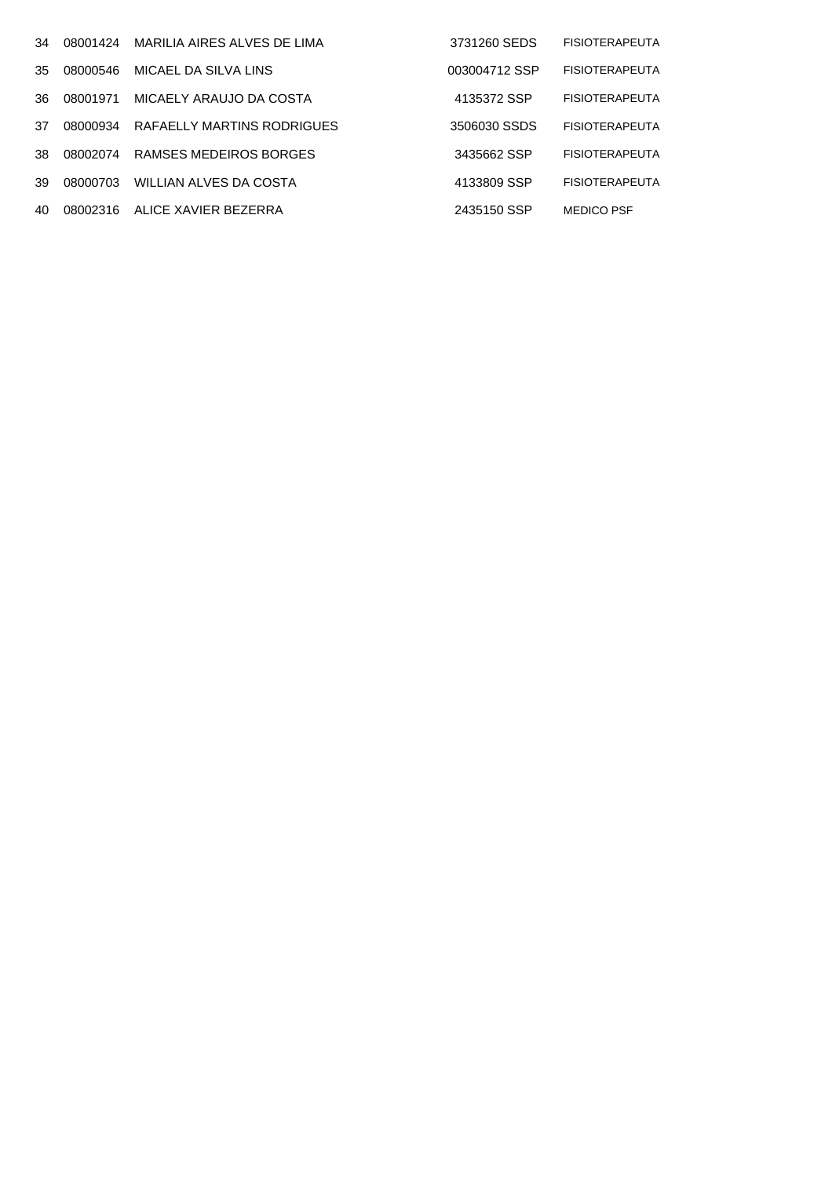| | | | | |
|---|---|---|---|---|
| 34 | 08001424 | MARILIA AIRES ALVES DE LIMA | 3731260 SEDS | FISIOTERAPEUTA |
| 35 | 08000546 | MICAEL DA SILVA LINS | 003004712 SSP | FISIOTERAPEUTA |
| 36 | 08001971 | MICAELY ARAUJO DA COSTA | 4135372 SSP | FISIOTERAPEUTA |
| 37 | 08000934 | RAFAELLY MARTINS RODRIGUES | 3506030 SSDS | FISIOTERAPEUTA |
| 38 | 08002074 | RAMSES MEDEIROS BORGES | 3435662 SSP | FISIOTERAPEUTA |
| 39 | 08000703 | WILLIAN ALVES DA COSTA | 4133809 SSP | FISIOTERAPEUTA |
| 40 | 08002316 | ALICE XAVIER BEZERRA | 2435150 SSP | MEDICO PSF |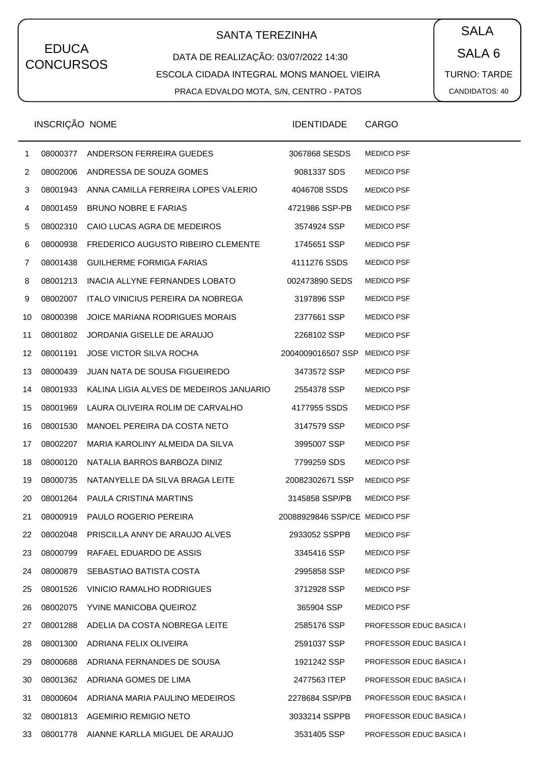EDUCA CONCURSOS

# SANTA TEREZINHA

DATA DE REALIZAÇÃO: 03/07/2022 14:30

ESCOLA CIDADA INTEGRAL MONS MANOEL VIEIRA

PRACA EDVALDO MOTA, S/N, CENTRO - PATOS

SALA

SALA 6

TURNO: TARDE

CANDIDATOS: 40

| | INSCRIÇÃO | NOME | IDENTIDADE | CARGO |
|---|---|---|---|---|
| 1 | 08000377 | ANDERSON FERREIRA GUEDES | 3067868 SESDS | MEDICO PSF |
| 2 | 08002006 | ANDRESSA DE SOUZA GOMES | 9081337 SDS | MEDICO PSF |
| 3 | 08001943 | ANNA CAMILLA FERREIRA LOPES VALERIO | 4046708 SSDS | MEDICO PSF |
| 4 | 08001459 | BRUNO NOBRE E FARIAS | 4721986 SSP-PB | MEDICO PSF |
| 5 | 08002310 | CAIO LUCAS AGRA DE MEDEIROS | 3574924 SSP | MEDICO PSF |
| 6 | 08000938 | FREDERICO AUGUSTO RIBEIRO CLEMENTE | 1745651 SSP | MEDICO PSF |
| 7 | 08001438 | GUILHERME FORMIGA FARIAS | 4111276 SSDS | MEDICO PSF |
| 8 | 08001213 | INACIA ALLYNE FERNANDES LOBATO | 002473890 SEDS | MEDICO PSF |
| 9 | 08002007 | ITALO VINICIUS PEREIRA DA NOBREGA | 3197896 SSP | MEDICO PSF |
| 10 | 08000398 | JOICE MARIANA RODRIGUES MORAIS | 2377661 SSP | MEDICO PSF |
| 11 | 08001802 | JORDANIA GISELLE DE ARAUJO | 2268102 SSP | MEDICO PSF |
| 12 | 08001191 | JOSE VICTOR SILVA ROCHA | 2004009016507 SSP | MEDICO PSF |
| 13 | 08000439 | JUAN NATA DE SOUSA FIGUEIREDO | 3473572 SSP | MEDICO PSF |
| 14 | 08001933 | KALINA LIGIA ALVES DE MEDEIROS JANUARIO | 2554378 SSP | MEDICO PSF |
| 15 | 08001969 | LAURA OLIVEIRA ROLIM DE CARVALHO | 4177955 SSDS | MEDICO PSF |
| 16 | 08001530 | MANOEL PEREIRA DA COSTA NETO | 3147579 SSP | MEDICO PSF |
| 17 | 08002207 | MARIA KAROLINY ALMEIDA DA SILVA | 3995007 SSP | MEDICO PSF |
| 18 | 08000120 | NATALIA BARROS BARBOZA DINIZ | 7799259 SDS | MEDICO PSF |
| 19 | 08000735 | NATANYELLE DA SILVA BRAGA LEITE | 20082302671 SSP | MEDICO PSF |
| 20 | 08001264 | PAULA CRISTINA MARTINS | 3145858 SSP/PB | MEDICO PSF |
| 21 | 08000919 | PAULO ROGERIO PEREIRA | 20088929846 SSP/CE | MEDICO PSF |
| 22 | 08002048 | PRISCILLA ANNY DE ARAUJO ALVES | 2933052 SSPPB | MEDICO PSF |
| 23 | 08000799 | RAFAEL EDUARDO DE ASSIS | 3345416 SSP | MEDICO PSF |
| 24 | 08000879 | SEBASTIAO BATISTA COSTA | 2995858 SSP | MEDICO PSF |
| 25 | 08001526 | VINICIO RAMALHO RODRIGUES | 3712928 SSP | MEDICO PSF |
| 26 | 08002075 | YVINE MANICOBA QUEIROZ | 365904 SSP | MEDICO PSF |
| 27 | 08001288 | ADELIA DA COSTA NOBREGA LEITE | 2585176 SSP | PROFESSOR EDUC BASICA I |
| 28 | 08001300 | ADRIANA FELIX OLIVEIRA | 2591037 SSP | PROFESSOR EDUC BASICA I |
| 29 | 08000688 | ADRIANA FERNANDES DE SOUSA | 1921242 SSP | PROFESSOR EDUC BASICA I |
| 30 | 08001362 | ADRIANA GOMES DE LIMA | 2477563 ITEP | PROFESSOR EDUC BASICA I |
| 31 | 08000604 | ADRIANA MARIA PAULINO MEDEIROS | 2278684 SSP/PB | PROFESSOR EDUC BASICA I |
| 32 | 08001813 | AGEMIRIO REMIGIO NETO | 3033214 SSPPB | PROFESSOR EDUC BASICA I |
| 33 | 08001778 | AIANNE KARLLA MIGUEL DE ARAUJO | 3531405 SSP | PROFESSOR EDUC BASICA I |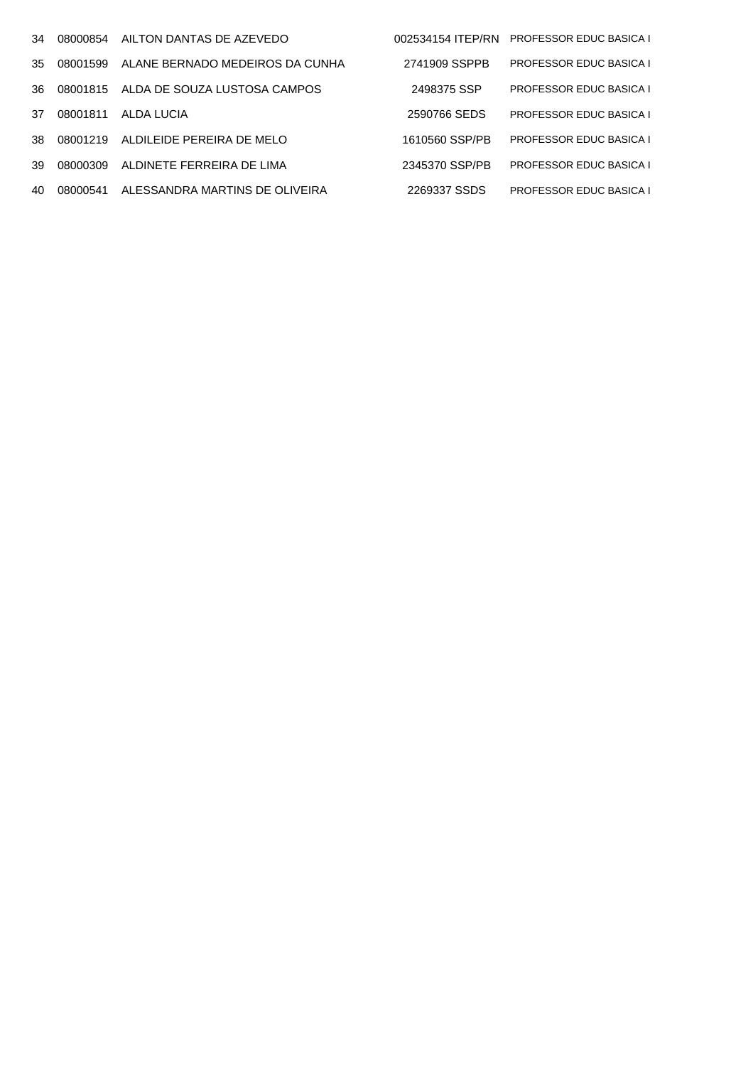| | | | | |
|---|---|---|---|---|
| 34 | 08000854 | AILTON DANTAS DE AZEVEDO | 002534154 ITEP/RN | PROFESSOR EDUC BASICA I |
| 35 | 08001599 | ALANE BERNADO MEDEIROS DA CUNHA | 2741909 SSPPB | PROFESSOR EDUC BASICA I |
| 36 | 08001815 | ALDA DE SOUZA LUSTOSA CAMPOS | 2498375 SSP | PROFESSOR EDUC BASICA I |
| 37 | 08001811 | ALDA LUCIA | 2590766 SEDS | PROFESSOR EDUC BASICA I |
| 38 | 08001219 | ALDILEIDE PEREIRA DE MELO | 1610560 SSP/PB | PROFESSOR EDUC BASICA I |
| 39 | 08000309 | ALDINETE FERREIRA DE LIMA | 2345370 SSP/PB | PROFESSOR EDUC BASICA I |
| 40 | 08000541 | ALESSANDRA MARTINS DE OLIVEIRA | 2269337 SSDS | PROFESSOR EDUC BASICA I |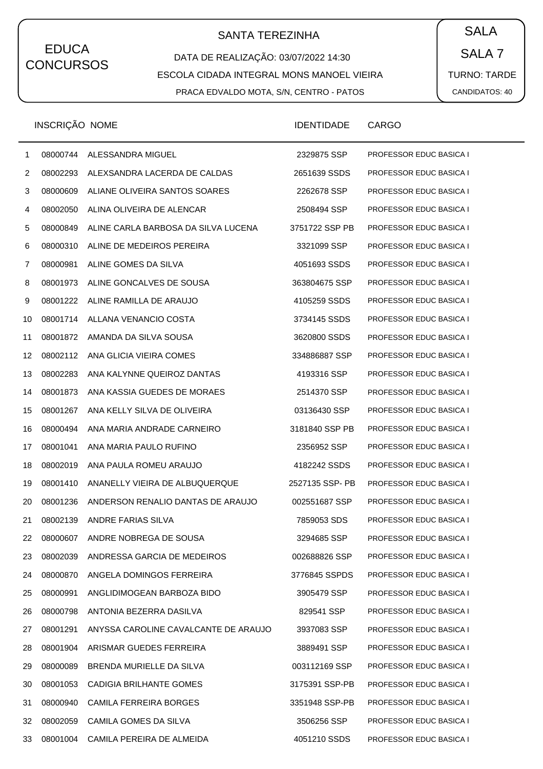EDUCA CONCURSOS

## SANTA TEREZINHA

DATA DE REALIZAÇÃO: 03/07/2022 14:30

ESCOLA CIDADA INTEGRAL MONS MANOEL VIEIRA

PRACA EDVALDO MOTA, S/N, CENTRO - PATOS

SALA

SALA 7

TURNO: TARDE

CANDIDATOS: 40

| | INSCRIÇÃO | NOME | IDENTIDADE | CARGO |
|---|---|---|---|---|
| 1 | 08000744 | ALESSANDRA MIGUEL | 2329875 SSP | PROFESSOR EDUC BASICA I |
| 2 | 08002293 | ALEXSANDRA LACERDA DE CALDAS | 2651639 SSDS | PROFESSOR EDUC BASICA I |
| 3 | 08000609 | ALIANE OLIVEIRA SANTOS SOARES | 2262678 SSP | PROFESSOR EDUC BASICA I |
| 4 | 08002050 | ALINA OLIVEIRA DE ALENCAR | 2508494 SSP | PROFESSOR EDUC BASICA I |
| 5 | 08000849 | ALINE CARLA BARBOSA DA SILVA LUCENA | 3751722 SSP PB | PROFESSOR EDUC BASICA I |
| 6 | 08000310 | ALINE DE MEDEIROS PEREIRA | 3321099 SSP | PROFESSOR EDUC BASICA I |
| 7 | 08000981 | ALINE GOMES DA SILVA | 4051693 SSDS | PROFESSOR EDUC BASICA I |
| 8 | 08001973 | ALINE GONCALVES DE SOUSA | 363804675 SSP | PROFESSOR EDUC BASICA I |
| 9 | 08001222 | ALINE RAMILLA DE ARAUJO | 4105259 SSDS | PROFESSOR EDUC BASICA I |
| 10 | 08001714 | ALLANA VENANCIO COSTA | 3734145 SSDS | PROFESSOR EDUC BASICA I |
| 11 | 08001872 | AMANDA DA SILVA SOUSA | 3620800 SSDS | PROFESSOR EDUC BASICA I |
| 12 | 08002112 | ANA GLICIA VIEIRA COMES | 334886887 SSP | PROFESSOR EDUC BASICA I |
| 13 | 08002283 | ANA KALYNNE QUEIROZ DANTAS | 4193316 SSP | PROFESSOR EDUC BASICA I |
| 14 | 08001873 | ANA KASSIA GUEDES DE MORAES | 2514370 SSP | PROFESSOR EDUC BASICA I |
| 15 | 08001267 | ANA KELLY SILVA DE OLIVEIRA | 03136430 SSP | PROFESSOR EDUC BASICA I |
| 16 | 08000494 | ANA MARIA ANDRADE CARNEIRO | 3181840 SSP PB | PROFESSOR EDUC BASICA I |
| 17 | 08001041 | ANA MARIA PAULO RUFINO | 2356952 SSP | PROFESSOR EDUC BASICA I |
| 18 | 08002019 | ANA PAULA ROMEU ARAUJO | 4182242 SSDS | PROFESSOR EDUC BASICA I |
| 19 | 08001410 | ANANELLY VIEIRA DE ALBUQUERQUE | 2527135 SSP- PB | PROFESSOR EDUC BASICA I |
| 20 | 08001236 | ANDERSON RENALIO DANTAS DE ARAUJO | 002551687 SSP | PROFESSOR EDUC BASICA I |
| 21 | 08002139 | ANDRE FARIAS SILVA | 7859053 SDS | PROFESSOR EDUC BASICA I |
| 22 | 08000607 | ANDRE NOBREGA DE SOUSA | 3294685 SSP | PROFESSOR EDUC BASICA I |
| 23 | 08002039 | ANDRESSA GARCIA DE MEDEIROS | 002688826 SSP | PROFESSOR EDUC BASICA I |
| 24 | 08000870 | ANGELA DOMINGOS FERREIRA | 3776845 SSPDS | PROFESSOR EDUC BASICA I |
| 25 | 08000991 | ANGLIDIMOGEAN BARBOZA BIDO | 3905479 SSP | PROFESSOR EDUC BASICA I |
| 26 | 08000798 | ANTONIA BEZERRA DASILVA | 829541 SSP | PROFESSOR EDUC BASICA I |
| 27 | 08001291 | ANYSSA CAROLINE CAVALCANTE DE ARAUJO | 3937083 SSP | PROFESSOR EDUC BASICA I |
| 28 | 08001904 | ARISMAR GUEDES FERREIRA | 3889491 SSP | PROFESSOR EDUC BASICA I |
| 29 | 08000089 | BRENDA MURIELLE DA SILVA | 003112169 SSP | PROFESSOR EDUC BASICA I |
| 30 | 08001053 | CADIGIA BRILHANTE GOMES | 3175391 SSP-PB | PROFESSOR EDUC BASICA I |
| 31 | 08000940 | CAMILA FERREIRA BORGES | 3351948 SSP-PB | PROFESSOR EDUC BASICA I |
| 32 | 08002059 | CAMILA GOMES DA SILVA | 3506256 SSP | PROFESSOR EDUC BASICA I |
| 33 | 08001004 | CAMILA PEREIRA DE ALMEIDA | 4051210 SSDS | PROFESSOR EDUC BASICA I |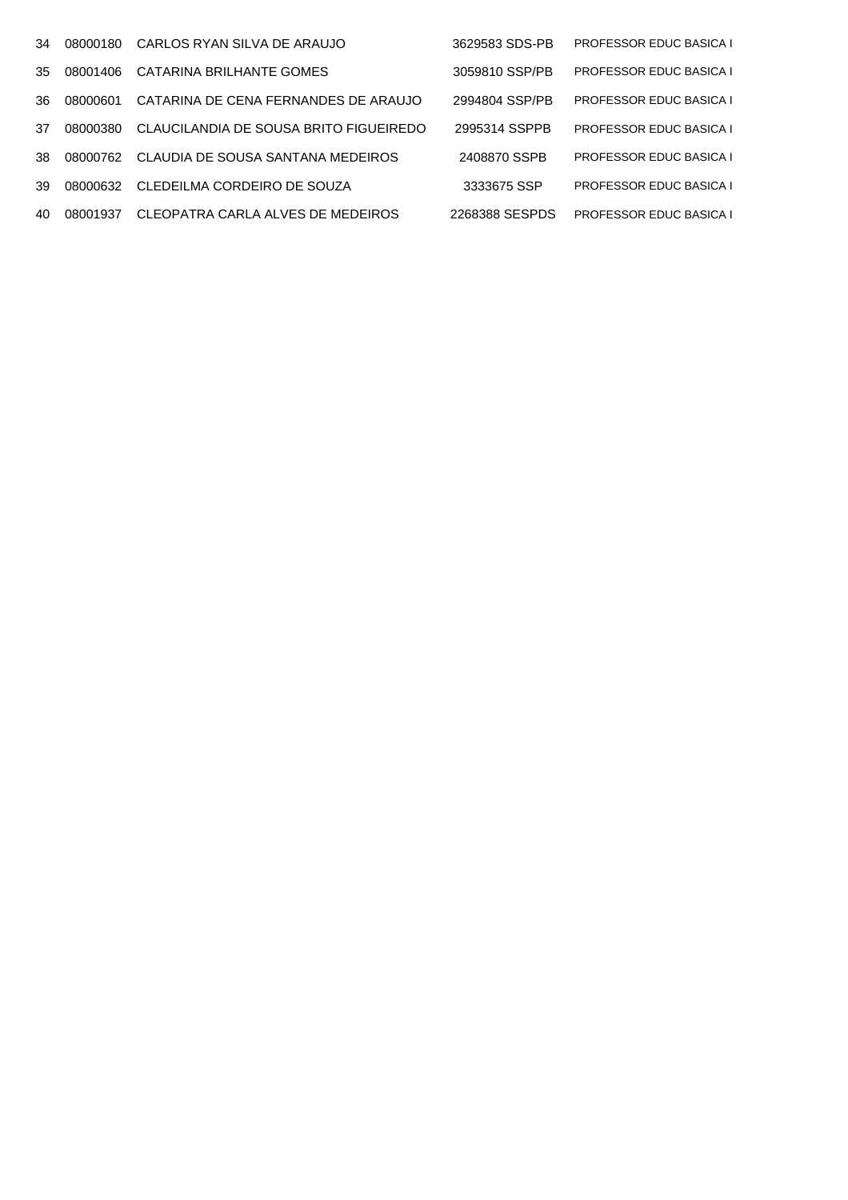| | | | | |
|---|---|---|---|---|
| 34 | 08000180 | CARLOS RYAN SILVA DE ARAUJO | 3629583 SDS-PB | PROFESSOR EDUC BASICA I |
| 35 | 08001406 | CATARINA BRILHANTE GOMES | 3059810 SSP/PB | PROFESSOR EDUC BASICA I |
| 36 | 08000601 | CATARINA DE CENA FERNANDES DE ARAUJO | 2994804 SSP/PB | PROFESSOR EDUC BASICA I |
| 37 | 08000380 | CLAUCILANDIA DE SOUSA BRITO FIGUEIREDO | 2995314 SSPPB | PROFESSOR EDUC BASICA I |
| 38 | 08000762 | CLAUDIA DE SOUSA SANTANA MEDEIROS | 2408870 SSPB | PROFESSOR EDUC BASICA I |
| 39 | 08000632 | CLEDEILMA CORDEIRO DE SOUZA | 3333675 SSP | PROFESSOR EDUC BASICA I |
| 40 | 08001937 | CLEOPATRA CARLA ALVES DE MEDEIROS | 2268388 SESPDS | PROFESSOR EDUC BASICA I |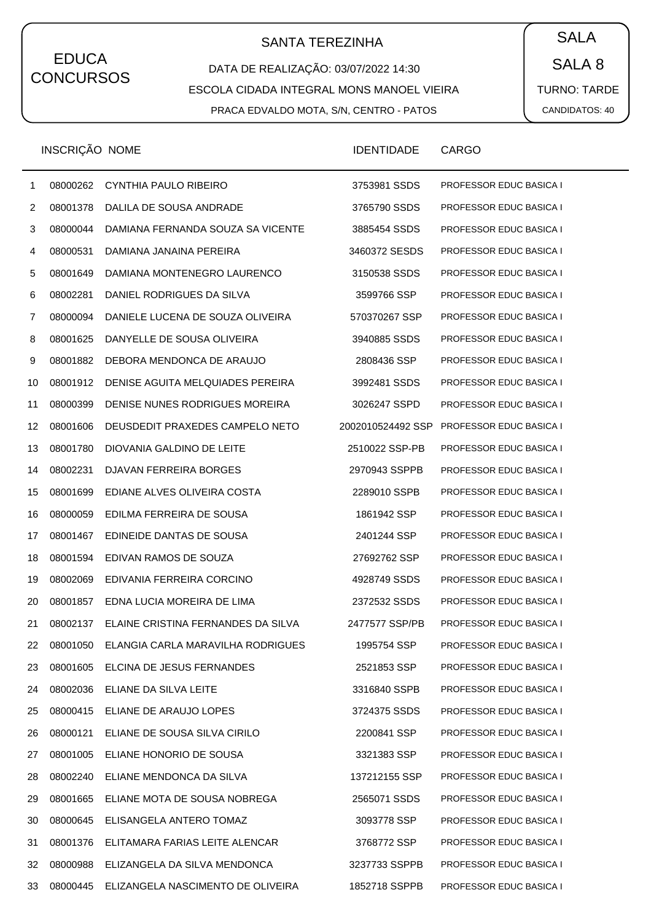EDUCA CONCURSOS

SANTA TEREZINHA

DATA DE REALIZAÇÃO: 03/07/2022 14:30

ESCOLA CIDADA INTEGRAL MONS MANOEL VIEIRA

PRACA EDVALDO MOTA, S/N, CENTRO - PATOS

SALA

SALA 8

TURNO: TARDE

CANDIDATOS: 40

| | INSCRIÇÃO | NOME | IDENTIDADE | CARGO |
|---|---|---|---|---|
| 1 | 08000262 | CYNTHIA PAULO RIBEIRO | 3753981 SSDS | PROFESSOR EDUC BASICA I |
| 2 | 08001378 | DALILA DE SOUSA ANDRADE | 3765790 SSDS | PROFESSOR EDUC BASICA I |
| 3 | 08000044 | DAMIANA FERNANDA SOUZA SA VICENTE | 3885454 SSDS | PROFESSOR EDUC BASICA I |
| 4 | 08000531 | DAMIANA JANAINA PEREIRA | 3460372 SESDS | PROFESSOR EDUC BASICA I |
| 5 | 08001649 | DAMIANA MONTENEGRO LAURENCO | 3150538 SSDS | PROFESSOR EDUC BASICA I |
| 6 | 08002281 | DANIEL RODRIGUES DA SILVA | 3599766 SSP | PROFESSOR EDUC BASICA I |
| 7 | 08000094 | DANIELE LUCENA DE SOUZA OLIVEIRA | 570370267 SSP | PROFESSOR EDUC BASICA I |
| 8 | 08001625 | DANYELLE DE SOUSA OLIVEIRA | 3940885 SSDS | PROFESSOR EDUC BASICA I |
| 9 | 08001882 | DEBORA MENDONCA DE ARAUJO | 2808436 SSP | PROFESSOR EDUC BASICA I |
| 10 | 08001912 | DENISE AGUITA MELQUIADES PEREIRA | 3992481 SSDS | PROFESSOR EDUC BASICA I |
| 11 | 08000399 | DENISE NUNES RODRIGUES MOREIRA | 3026247 SSPD | PROFESSOR EDUC BASICA I |
| 12 | 08001606 | DEUSDEDIT PRAXEDES CAMPELO NETO | 2002010524492 SSP | PROFESSOR EDUC BASICA I |
| 13 | 08001780 | DIOVANIA GALDINO DE LEITE | 2510022 SSP-PB | PROFESSOR EDUC BASICA I |
| 14 | 08002231 | DJAVAN FERREIRA BORGES | 2970943 SSPPB | PROFESSOR EDUC BASICA I |
| 15 | 08001699 | EDIANE ALVES OLIVEIRA COSTA | 2289010 SSPB | PROFESSOR EDUC BASICA I |
| 16 | 08000059 | EDILMA FERREIRA DE SOUSA | 1861942 SSP | PROFESSOR EDUC BASICA I |
| 17 | 08001467 | EDINEIDE DANTAS DE SOUSA | 2401244 SSP | PROFESSOR EDUC BASICA I |
| 18 | 08001594 | EDIVAN RAMOS DE SOUZA | 27692762 SSP | PROFESSOR EDUC BASICA I |
| 19 | 08002069 | EDIVANIA FERREIRA CORCINO | 4928749 SSDS | PROFESSOR EDUC BASICA I |
| 20 | 08001857 | EDNA LUCIA MOREIRA DE LIMA | 2372532 SSDS | PROFESSOR EDUC BASICA I |
| 21 | 08002137 | ELAINE CRISTINA FERNANDES DA SILVA | 2477577 SSP/PB | PROFESSOR EDUC BASICA I |
| 22 | 08001050 | ELANGIA CARLA MARAVILHA RODRIGUES | 1995754 SSP | PROFESSOR EDUC BASICA I |
| 23 | 08001605 | ELCINA DE JESUS FERNANDES | 2521853 SSP | PROFESSOR EDUC BASICA I |
| 24 | 08002036 | ELIANE DA SILVA LEITE | 3316840 SSPB | PROFESSOR EDUC BASICA I |
| 25 | 08000415 | ELIANE DE ARAUJO LOPES | 3724375 SSDS | PROFESSOR EDUC BASICA I |
| 26 | 08000121 | ELIANE DE SOUSA SILVA CIRILO | 2200841 SSP | PROFESSOR EDUC BASICA I |
| 27 | 08001005 | ELIANE HONORIO DE SOUSA | 3321383 SSP | PROFESSOR EDUC BASICA I |
| 28 | 08002240 | ELIANE MENDONCA DA SILVA | 137212155 SSP | PROFESSOR EDUC BASICA I |
| 29 | 08001665 | ELIANE MOTA DE SOUSA NOBREGA | 2565071 SSDS | PROFESSOR EDUC BASICA I |
| 30 | 08000645 | ELISANGELA ANTERO TOMAZ | 3093778 SSP | PROFESSOR EDUC BASICA I |
| 31 | 08001376 | ELITAMARA FARIAS LEITE ALENCAR | 3768772 SSP | PROFESSOR EDUC BASICA I |
| 32 | 08000988 | ELIZANGELA DA SILVA MENDONCA | 3237733 SSPPB | PROFESSOR EDUC BASICA I |
| 33 | 08000445 | ELIZANGELA NASCIMENTO DE OLIVEIRA | 1852718 SSPPB | PROFESSOR EDUC BASICA I |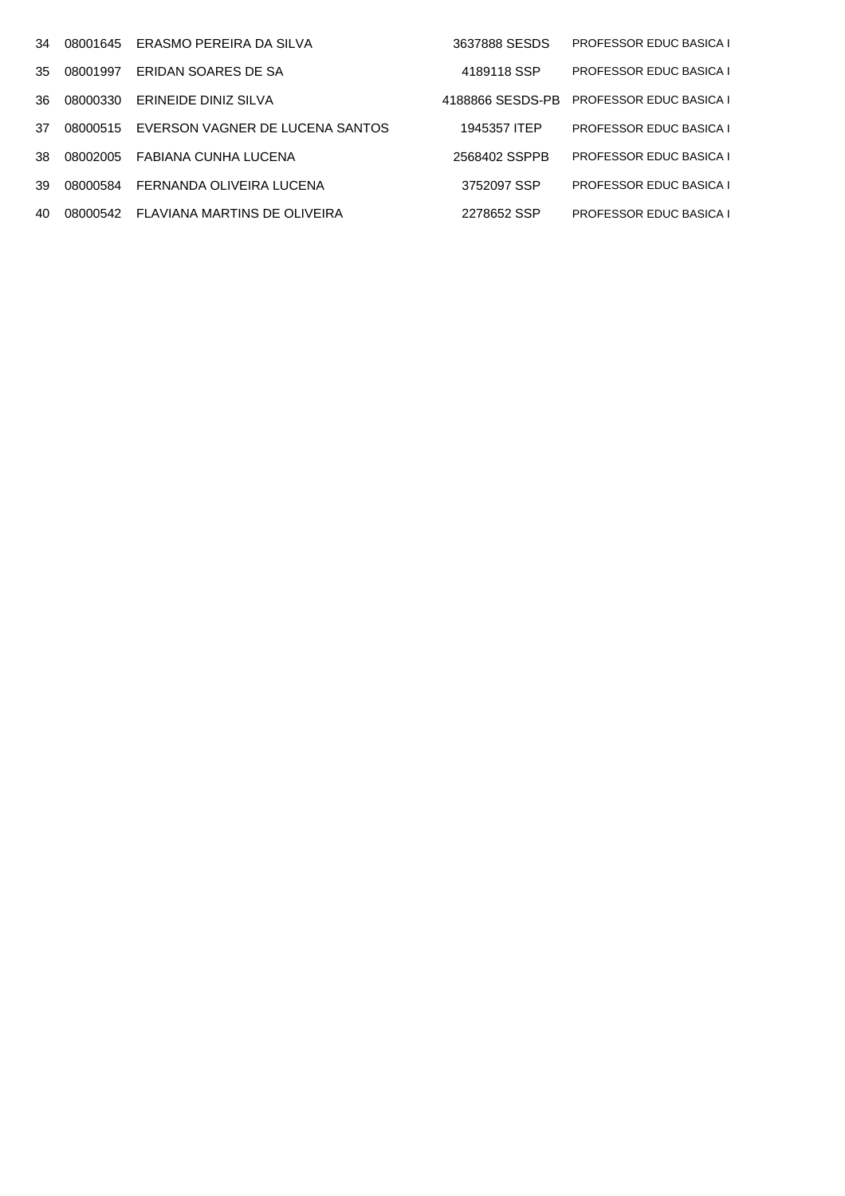| | | | | |
|---|---|---|---|---|
| 34 | 08001645 | ERASMO PEREIRA DA SILVA | 3637888 SESDS | PROFESSOR EDUC BASICA I |
| 35 | 08001997 | ERIDAN SOARES DE SA | 4189118 SSP | PROFESSOR EDUC BASICA I |
| 36 | 08000330 | ERINEIDE DINIZ SILVA | 4188866 SESDS-PB | PROFESSOR EDUC BASICA I |
| 37 | 08000515 | EVERSON VAGNER DE LUCENA SANTOS | 1945357 ITEP | PROFESSOR EDUC BASICA I |
| 38 | 08002005 | FABIANA CUNHA LUCENA | 2568402 SSPPB | PROFESSOR EDUC BASICA I |
| 39 | 08000584 | FERNANDA OLIVEIRA LUCENA | 3752097 SSP | PROFESSOR EDUC BASICA I |
| 40 | 08000542 | FLAVIANA MARTINS DE OLIVEIRA | 2278652 SSP | PROFESSOR EDUC BASICA I |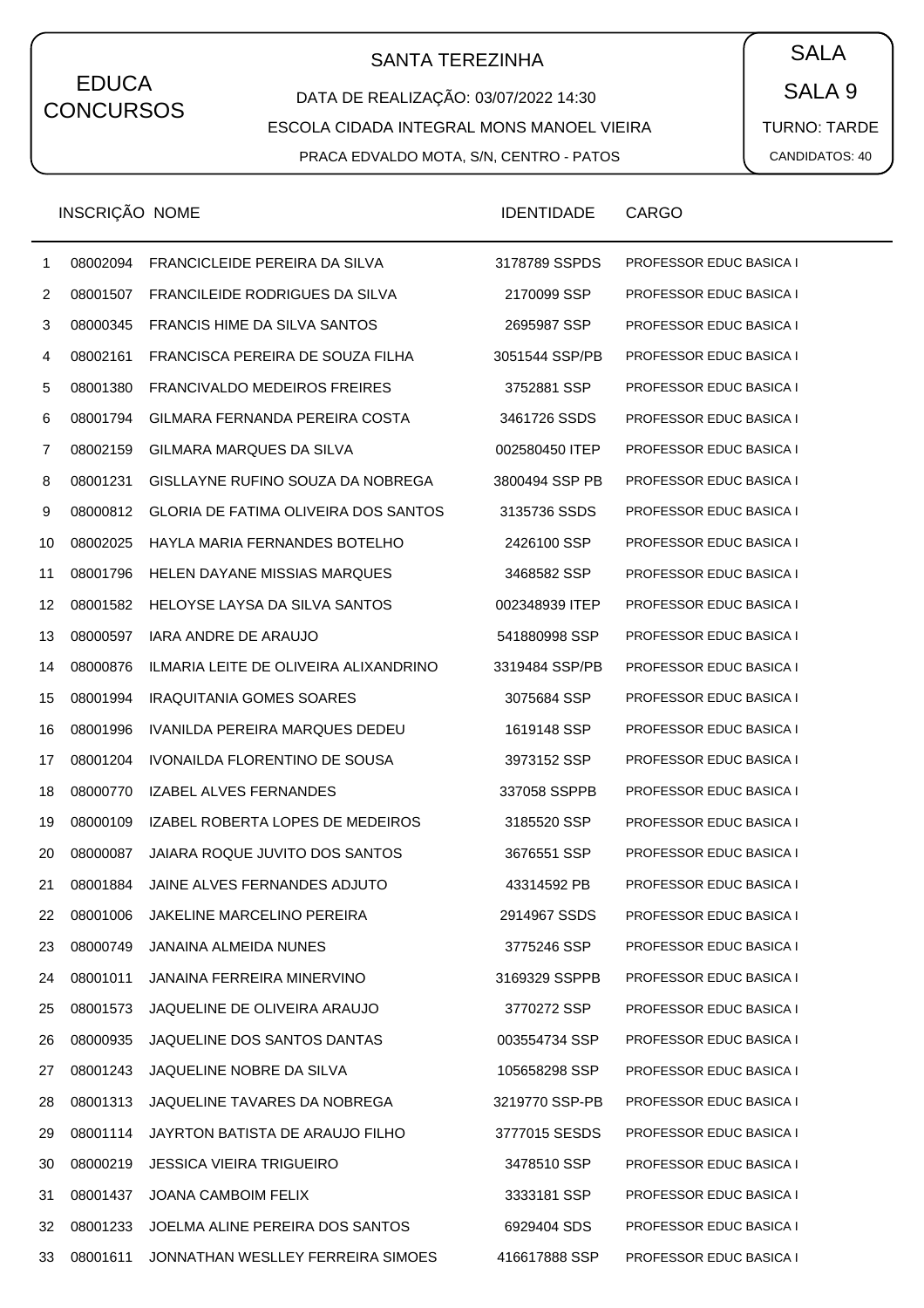EDUCA CONCURSOS

## SANTA TEREZINHA

DATA DE REALIZAÇÃO: 03/07/2022 14:30

ESCOLA CIDADA INTEGRAL MONS MANOEL VIEIRA

PRACA EDVALDO MOTA, S/N, CENTRO - PATOS

SALA

SALA 9

TURNO: TARDE

CANDIDATOS: 40

| | INSCRIÇÃO | NOME | IDENTIDADE | CARGO |
|---|---|---|---|---|
| 1 | 08002094 | FRANCICLEIDE PEREIRA DA SILVA | 3178789 SSPDS | PROFESSOR EDUC BASICA I |
| 2 | 08001507 | FRANCILEIDE RODRIGUES DA SILVA | 2170099 SSP | PROFESSOR EDUC BASICA I |
| 3 | 08000345 | FRANCIS HIME DA SILVA SANTOS | 2695987 SSP | PROFESSOR EDUC BASICA I |
| 4 | 08002161 | FRANCISCA PEREIRA DE SOUZA FILHA | 3051544 SSP/PB | PROFESSOR EDUC BASICA I |
| 5 | 08001380 | FRANCIVALDO MEDEIROS FREIRES | 3752881 SSP | PROFESSOR EDUC BASICA I |
| 6 | 08001794 | GILMARA FERNANDA PEREIRA COSTA | 3461726 SSDS | PROFESSOR EDUC BASICA I |
| 7 | 08002159 | GILMARA MARQUES DA SILVA | 002580450 ITEP | PROFESSOR EDUC BASICA I |
| 8 | 08001231 | GISLLAYNE RUFINO SOUZA DA NOBREGA | 3800494 SSP PB | PROFESSOR EDUC BASICA I |
| 9 | 08000812 | GLORIA DE FATIMA OLIVEIRA DOS SANTOS | 3135736 SSDS | PROFESSOR EDUC BASICA I |
| 10 | 08002025 | HAYLA MARIA FERNANDES BOTELHO | 2426100 SSP | PROFESSOR EDUC BASICA I |
| 11 | 08001796 | HELEN DAYANE MISSIAS MARQUES | 3468582 SSP | PROFESSOR EDUC BASICA I |
| 12 | 08001582 | HELOYSE LAYSA DA SILVA SANTOS | 002348939 ITEP | PROFESSOR EDUC BASICA I |
| 13 | 08000597 | IARA ANDRE DE ARAUJO | 541880998 SSP | PROFESSOR EDUC BASICA I |
| 14 | 08000876 | ILMARIA LEITE DE OLIVEIRA ALIXANDRINO | 3319484 SSP/PB | PROFESSOR EDUC BASICA I |
| 15 | 08001994 | IRAQUITANIA GOMES SOARES | 3075684 SSP | PROFESSOR EDUC BASICA I |
| 16 | 08001996 | IVANILDA PEREIRA MARQUES DEDEU | 1619148 SSP | PROFESSOR EDUC BASICA I |
| 17 | 08001204 | IVONAILDA FLORENTINO DE SOUSA | 3973152 SSP | PROFESSOR EDUC BASICA I |
| 18 | 08000770 | IZABEL ALVES FERNANDES | 337058 SSPPB | PROFESSOR EDUC BASICA I |
| 19 | 08000109 | IZABEL ROBERTA LOPES DE MEDEIROS | 3185520 SSP | PROFESSOR EDUC BASICA I |
| 20 | 08000087 | JAIARA ROQUE JUVITO DOS SANTOS | 3676551 SSP | PROFESSOR EDUC BASICA I |
| 21 | 08001884 | JAINE ALVES FERNANDES ADJUTO | 43314592 PB | PROFESSOR EDUC BASICA I |
| 22 | 08001006 | JAKELINE MARCELINO PEREIRA | 2914967 SSDS | PROFESSOR EDUC BASICA I |
| 23 | 08000749 | JANAINA ALMEIDA NUNES | 3775246 SSP | PROFESSOR EDUC BASICA I |
| 24 | 08001011 | JANAINA FERREIRA MINERVINO | 3169329 SSPPB | PROFESSOR EDUC BASICA I |
| 25 | 08001573 | JAQUELINE DE OLIVEIRA ARAUJO | 3770272 SSP | PROFESSOR EDUC BASICA I |
| 26 | 08000935 | JAQUELINE DOS SANTOS DANTAS | 003554734 SSP | PROFESSOR EDUC BASICA I |
| 27 | 08001243 | JAQUELINE NOBRE DA SILVA | 105658298 SSP | PROFESSOR EDUC BASICA I |
| 28 | 08001313 | JAQUELINE TAVARES DA NOBREGA | 3219770 SSP-PB | PROFESSOR EDUC BASICA I |
| 29 | 08001114 | JAYRTON BATISTA DE ARAUJO FILHO | 3777015 SESDS | PROFESSOR EDUC BASICA I |
| 30 | 08000219 | JESSICA VIEIRA TRIGUEIRO | 3478510 SSP | PROFESSOR EDUC BASICA I |
| 31 | 08001437 | JOANA CAMBOIM FELIX | 3333181 SSP | PROFESSOR EDUC BASICA I |
| 32 | 08001233 | JOELMA ALINE PEREIRA DOS SANTOS | 6929404 SDS | PROFESSOR EDUC BASICA I |
| 33 | 08001611 | JONNATHAN WESLLEY FERREIRA SIMOES | 416617888 SSP | PROFESSOR EDUC BASICA I |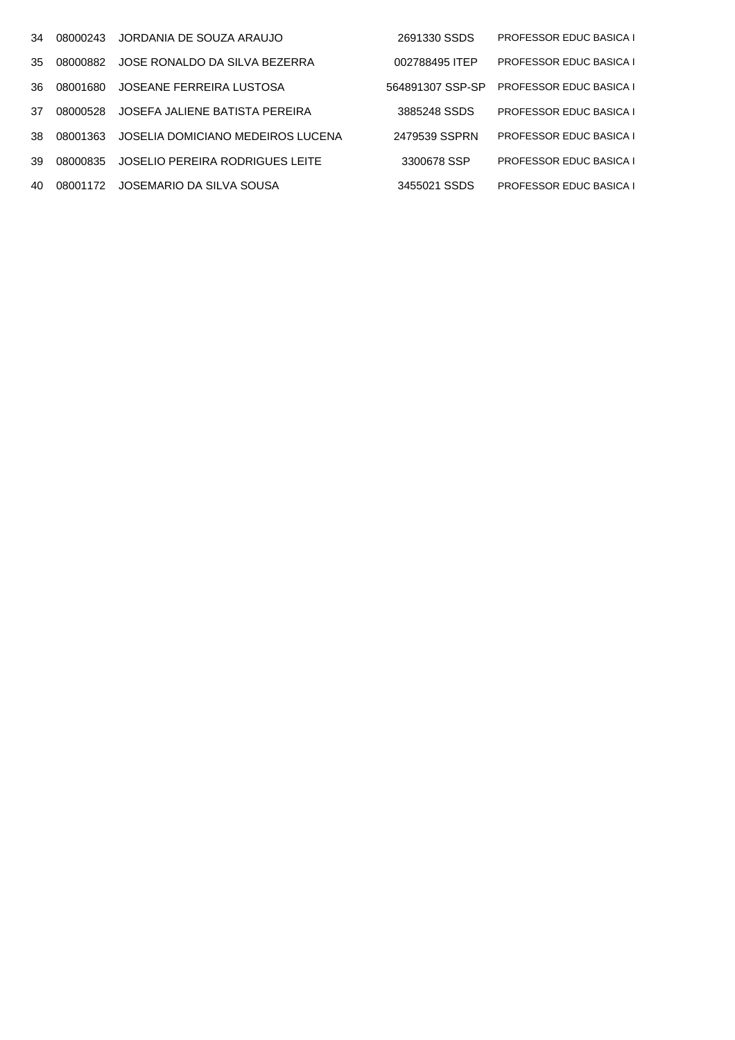| | | | | |
|---|---|---|---|---|
| 34 | 08000243 | JORDANIA DE SOUZA ARAUJO | 2691330 SSDS | PROFESSOR EDUC BASICA I |
| 35 | 08000882 | JOSE RONALDO DA SILVA BEZERRA | 002788495 ITEP | PROFESSOR EDUC BASICA I |
| 36 | 08001680 | JOSEANE FERREIRA LUSTOSA | 564891307 SSP-SP | PROFESSOR EDUC BASICA I |
| 37 | 08000528 | JOSEFA JALIENE BATISTA PEREIRA | 3885248 SSDS | PROFESSOR EDUC BASICA I |
| 38 | 08001363 | JOSELIA DOMICIANO MEDEIROS LUCENA | 2479539 SSPRN | PROFESSOR EDUC BASICA I |
| 39 | 08000835 | JOSELIO PEREIRA RODRIGUES LEITE | 3300678 SSP | PROFESSOR EDUC BASICA I |
| 40 | 08001172 | JOSEMARIO DA SILVA SOUSA | 3455021 SSDS | PROFESSOR EDUC BASICA I |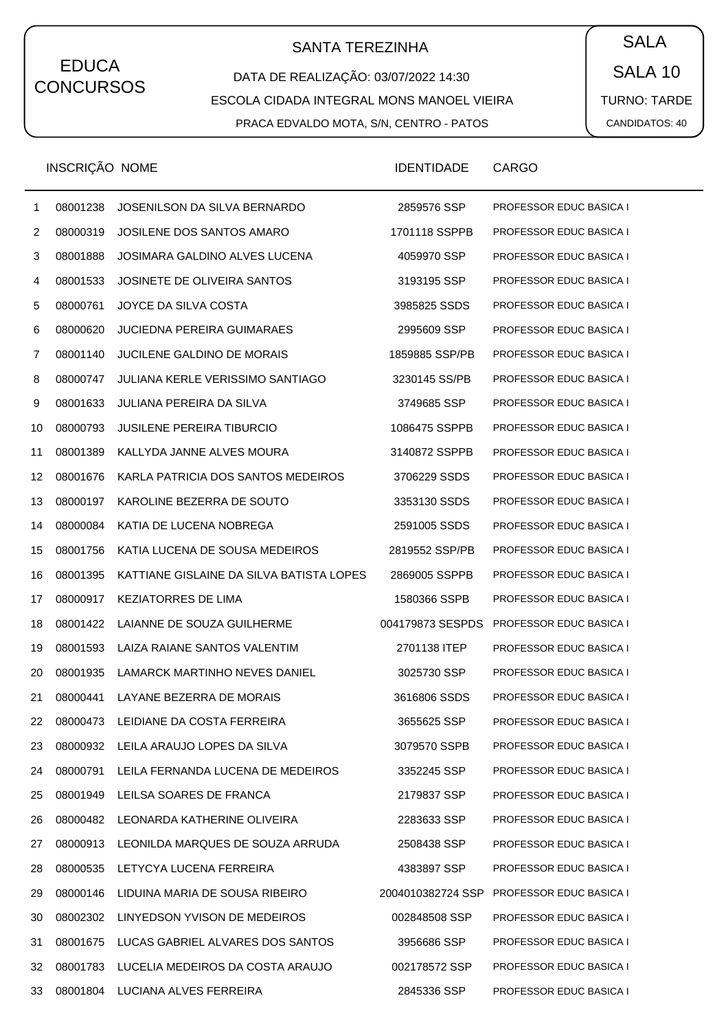EDUCA CONCURSOS

## SANTA TEREZINHA

DATA DE REALIZAÇÃO: 03/07/2022 14:30

ESCOLA CIDADA INTEGRAL MONS MANOEL VIEIRA

PRACA EDVALDO MOTA, S/N, CENTRO - PATOS

SALA

SALA 10

TURNO: TARDE

CANDIDATOS: 40

| | INSCRIÇÃO | NOME | IDENTIDADE | CARGO |
|---|---|---|---|---|
| 1 | 08001238 | JOSENILSON DA SILVA BERNARDO | 2859576 SSP | PROFESSOR EDUC BASICA I |
| 2 | 08000319 | JOSILENE DOS SANTOS AMARO | 1701118 SSPPB | PROFESSOR EDUC BASICA I |
| 3 | 08001888 | JOSIMARA GALDINO ALVES LUCENA | 4059970 SSP | PROFESSOR EDUC BASICA I |
| 4 | 08001533 | JOSINETE DE OLIVEIRA SANTOS | 3193195 SSP | PROFESSOR EDUC BASICA I |
| 5 | 08000761 | JOYCE DA SILVA COSTA | 3985825 SSDS | PROFESSOR EDUC BASICA I |
| 6 | 08000620 | JUCIEDNA PEREIRA GUIMARAES | 2995609 SSP | PROFESSOR EDUC BASICA I |
| 7 | 08001140 | JUCILENE GALDINO DE MORAIS | 1859885 SSP/PB | PROFESSOR EDUC BASICA I |
| 8 | 08000747 | JULIANA KERLE VERISSIMO SANTIAGO | 3230145 SS/PB | PROFESSOR EDUC BASICA I |
| 9 | 08001633 | JULIANA PEREIRA DA SILVA | 3749685 SSP | PROFESSOR EDUC BASICA I |
| 10 | 08000793 | JUSILENE PEREIRA TIBURCIO | 1086475 SSPPB | PROFESSOR EDUC BASICA I |
| 11 | 08001389 | KALLYDA JANNE ALVES MOURA | 3140872 SSPPB | PROFESSOR EDUC BASICA I |
| 12 | 08001676 | KARLA PATRICIA DOS SANTOS MEDEIROS | 3706229 SSDS | PROFESSOR EDUC BASICA I |
| 13 | 08000197 | KAROLINE BEZERRA DE SOUTO | 3353130 SSDS | PROFESSOR EDUC BASICA I |
| 14 | 08000084 | KATIA DE LUCENA NOBREGA | 2591005 SSDS | PROFESSOR EDUC BASICA I |
| 15 | 08001756 | KATIA LUCENA DE SOUSA MEDEIROS | 2819552 SSP/PB | PROFESSOR EDUC BASICA I |
| 16 | 08001395 | KATTIANE GISLAINE DA SILVA BATISTA LOPES | 2869005 SSPPB | PROFESSOR EDUC BASICA I |
| 17 | 08000917 | KEZIATORRES DE LIMA | 1580366 SSPB | PROFESSOR EDUC BASICA I |
| 18 | 08001422 | LAIANNE DE SOUZA GUILHERME | 004179873 SESPDS | PROFESSOR EDUC BASICA I |
| 19 | 08001593 | LAIZA RAIANE SANTOS VALENTIM | 2701138 ITEP | PROFESSOR EDUC BASICA I |
| 20 | 08001935 | LAMARCK MARTINHO NEVES DANIEL | 3025730 SSP | PROFESSOR EDUC BASICA I |
| 21 | 08000441 | LAYANE BEZERRA DE MORAIS | 3616806 SSDS | PROFESSOR EDUC BASICA I |
| 22 | 08000473 | LEIDIANE DA COSTA FERREIRA | 3655625 SSP | PROFESSOR EDUC BASICA I |
| 23 | 08000932 | LEILA ARAUJO LOPES DA SILVA | 3079570 SSPB | PROFESSOR EDUC BASICA I |
| 24 | 08000791 | LEILA FERNANDA LUCENA DE MEDEIROS | 3352245 SSP | PROFESSOR EDUC BASICA I |
| 25 | 08001949 | LEILSA SOARES DE FRANCA | 2179837 SSP | PROFESSOR EDUC BASICA I |
| 26 | 08000482 | LEONARDA KATHERINE OLIVEIRA | 2283633 SSP | PROFESSOR EDUC BASICA I |
| 27 | 08000913 | LEONILDA MARQUES DE SOUZA ARRUDA | 2508438 SSP | PROFESSOR EDUC BASICA I |
| 28 | 08000535 | LETYCYA LUCENA FERREIRA | 4383897 SSP | PROFESSOR EDUC BASICA I |
| 29 | 08000146 | LIDUINA MARIA DE SOUSA RIBEIRO | 2004010382724 SSP | PROFESSOR EDUC BASICA I |
| 30 | 08002302 | LINYEDSON YVISON DE MEDEIROS | 002848508 SSP | PROFESSOR EDUC BASICA I |
| 31 | 08001675 | LUCAS GABRIEL ALVARES DOS SANTOS | 3956686 SSP | PROFESSOR EDUC BASICA I |
| 32 | 08001783 | LUCELIA MEDEIROS DA COSTA ARAUJO | 002178572 SSP | PROFESSOR EDUC BASICA I |
| 33 | 08001804 | LUCIANA ALVES FERREIRA | 2845336 SSP | PROFESSOR EDUC BASICA I |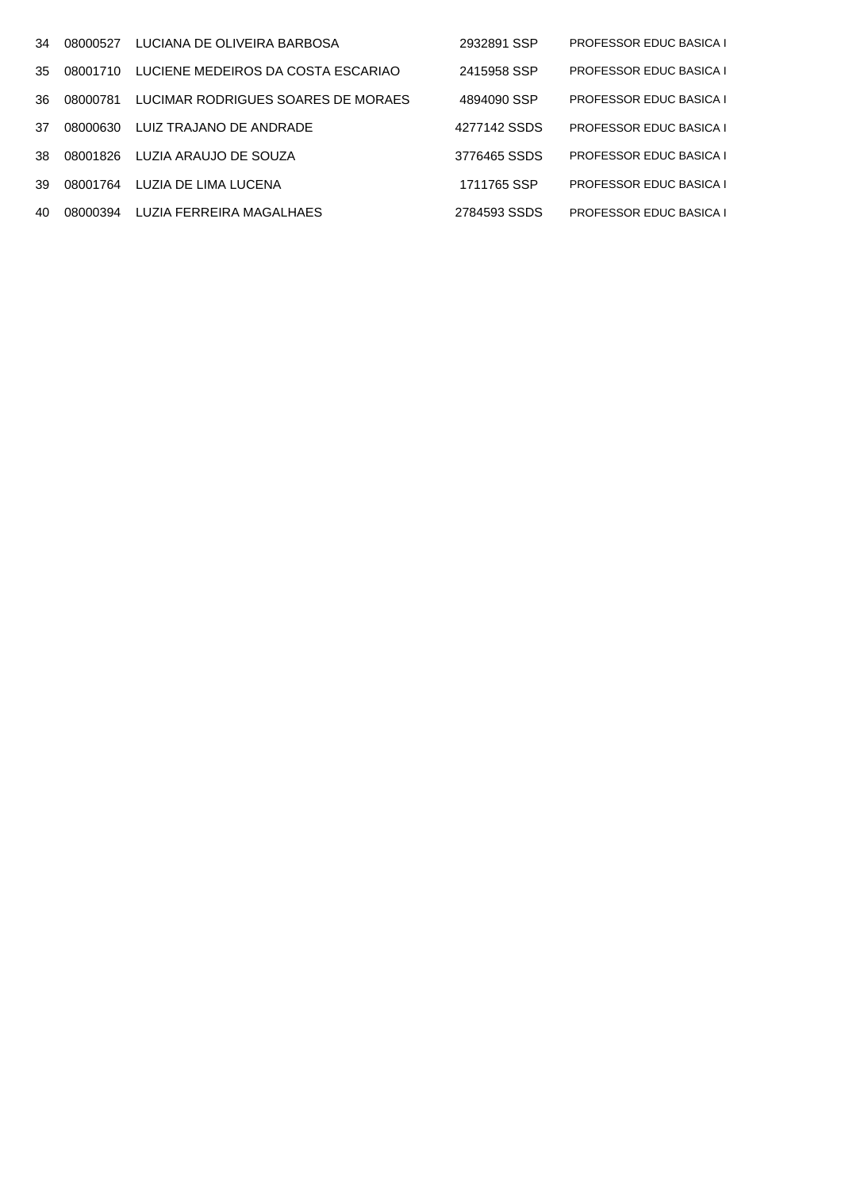| | | | | |
|---|---|---|---|---|
| 34 | 08000527 | LUCIANA DE OLIVEIRA BARBOSA | 2932891 SSP | PROFESSOR EDUC BASICA I |
| 35 | 08001710 | LUCIENE MEDEIROS DA COSTA ESCARIAO | 2415958 SSP | PROFESSOR EDUC BASICA I |
| 36 | 08000781 | LUCIMAR RODRIGUES SOARES DE MORAES | 4894090 SSP | PROFESSOR EDUC BASICA I |
| 37 | 08000630 | LUIZ TRAJANO DE ANDRADE | 4277142 SSDS | PROFESSOR EDUC BASICA I |
| 38 | 08001826 | LUZIA ARAUJO DE SOUZA | 3776465 SSDS | PROFESSOR EDUC BASICA I |
| 39 | 08001764 | LUZIA DE LIMA LUCENA | 1711765 SSP | PROFESSOR EDUC BASICA I |
| 40 | 08000394 | LUZIA FERREIRA MAGALHAES | 2784593 SSDS | PROFESSOR EDUC BASICA I |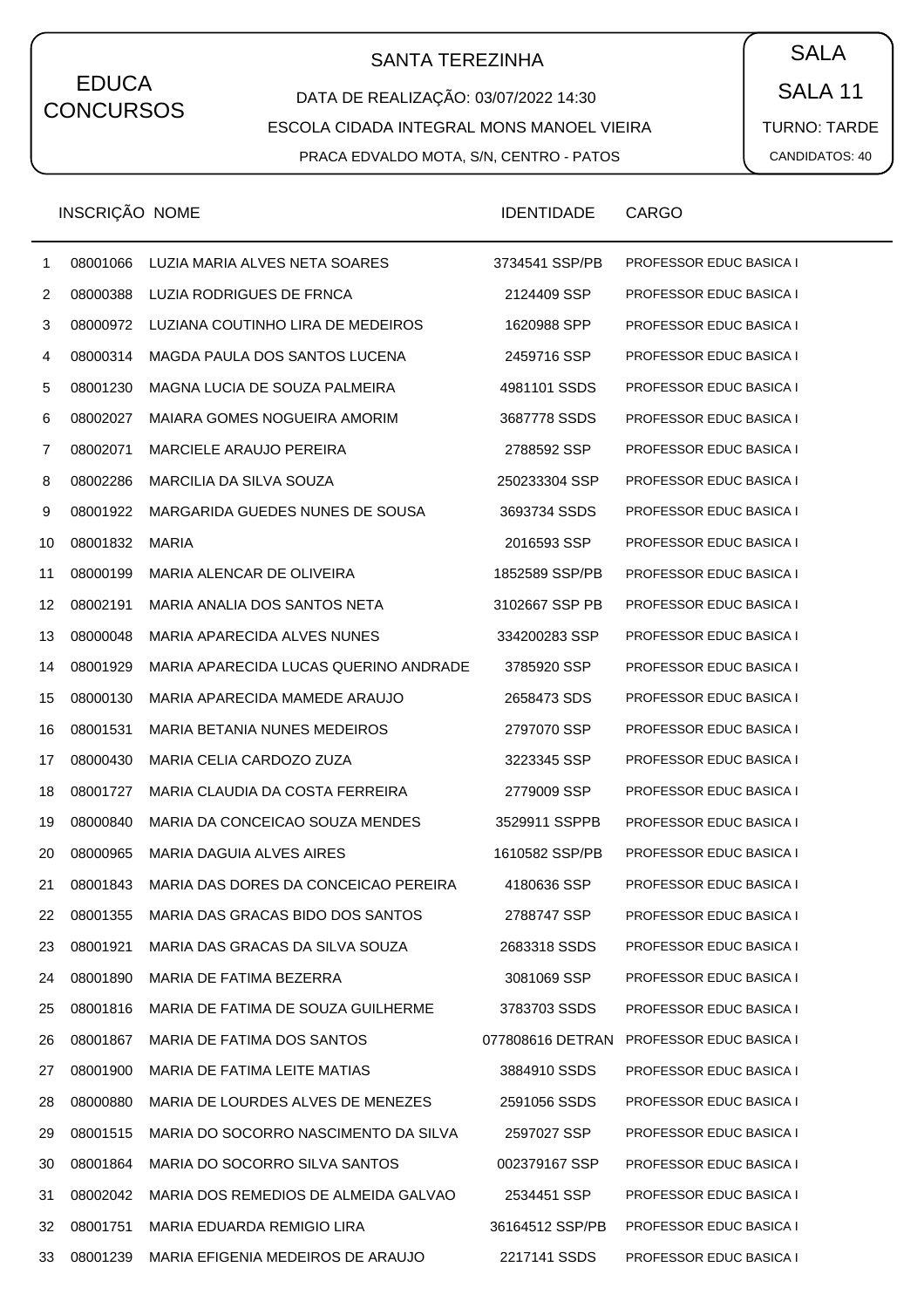EDUCA CONCURSOS

## SANTA TEREZINHA

DATA DE REALIZAÇÃO: 03/07/2022 14:30

ESCOLA CIDADA INTEGRAL MONS MANOEL VIEIRA

PRACA EDVALDO MOTA, S/N, CENTRO - PATOS

SALA

SALA 11

TURNO: TARDE

CANDIDATOS: 40

| | INSCRIÇÃO | NOME | IDENTIDADE | CARGO |
|---|---|---|---|---|
| 1 | 08001066 | LUZIA MARIA ALVES NETA SOARES | 3734541 SSP/PB | PROFESSOR EDUC BASICA I |
| 2 | 08000388 | LUZIA RODRIGUES DE FRNCA | 2124409 SSP | PROFESSOR EDUC BASICA I |
| 3 | 08000972 | LUZIANA COUTINHO LIRA DE MEDEIROS | 1620988 SPP | PROFESSOR EDUC BASICA I |
| 4 | 08000314 | MAGDA PAULA DOS SANTOS LUCENA | 2459716 SSP | PROFESSOR EDUC BASICA I |
| 5 | 08001230 | MAGNA LUCIA DE SOUZA PALMEIRA | 4981101 SSDS | PROFESSOR EDUC BASICA I |
| 6 | 08002027 | MAIARA GOMES NOGUEIRA AMORIM | 3687778 SSDS | PROFESSOR EDUC BASICA I |
| 7 | 08002071 | MARCIELE ARAUJO PEREIRA | 2788592 SSP | PROFESSOR EDUC BASICA I |
| 8 | 08002286 | MARCILIA DA SILVA SOUZA | 250233304 SSP | PROFESSOR EDUC BASICA I |
| 9 | 08001922 | MARGARIDA GUEDES NUNES DE SOUSA | 3693734 SSDS | PROFESSOR EDUC BASICA I |
| 10 | 08001832 | MARIA | 2016593 SSP | PROFESSOR EDUC BASICA I |
| 11 | 08000199 | MARIA ALENCAR DE OLIVEIRA | 1852589 SSP/PB | PROFESSOR EDUC BASICA I |
| 12 | 08002191 | MARIA ANALIA DOS SANTOS NETA | 3102667 SSP PB | PROFESSOR EDUC BASICA I |
| 13 | 08000048 | MARIA APARECIDA ALVES NUNES | 334200283 SSP | PROFESSOR EDUC BASICA I |
| 14 | 08001929 | MARIA APARECIDA LUCAS QUERINO ANDRADE | 3785920 SSP | PROFESSOR EDUC BASICA I |
| 15 | 08000130 | MARIA APARECIDA MAMEDE ARAUJO | 2658473 SDS | PROFESSOR EDUC BASICA I |
| 16 | 08001531 | MARIA BETANIA NUNES MEDEIROS | 2797070 SSP | PROFESSOR EDUC BASICA I |
| 17 | 08000430 | MARIA CELIA CARDOZO ZUZA | 3223345 SSP | PROFESSOR EDUC BASICA I |
| 18 | 08001727 | MARIA CLAUDIA DA COSTA FERREIRA | 2779009 SSP | PROFESSOR EDUC BASICA I |
| 19 | 08000840 | MARIA DA CONCEICAO SOUZA MENDES | 3529911 SSPPB | PROFESSOR EDUC BASICA I |
| 20 | 08000965 | MARIA DAGUIA ALVES AIRES | 1610582 SSP/PB | PROFESSOR EDUC BASICA I |
| 21 | 08001843 | MARIA DAS DORES DA CONCEICAO PEREIRA | 4180636 SSP | PROFESSOR EDUC BASICA I |
| 22 | 08001355 | MARIA DAS GRACAS BIDO DOS SANTOS | 2788747 SSP | PROFESSOR EDUC BASICA I |
| 23 | 08001921 | MARIA DAS GRACAS DA SILVA SOUZA | 2683318 SSDS | PROFESSOR EDUC BASICA I |
| 24 | 08001890 | MARIA DE FATIMA BEZERRA | 3081069 SSP | PROFESSOR EDUC BASICA I |
| 25 | 08001816 | MARIA DE FATIMA DE SOUZA GUILHERME | 3783703 SSDS | PROFESSOR EDUC BASICA I |
| 26 | 08001867 | MARIA DE FATIMA DOS SANTOS | 077808616 DETRAN | PROFESSOR EDUC BASICA I |
| 27 | 08001900 | MARIA DE FATIMA LEITE MATIAS | 3884910 SSDS | PROFESSOR EDUC BASICA I |
| 28 | 08000880 | MARIA DE LOURDES ALVES DE MENEZES | 2591056 SSDS | PROFESSOR EDUC BASICA I |
| 29 | 08001515 | MARIA DO SOCORRO NASCIMENTO DA SILVA | 2597027 SSP | PROFESSOR EDUC BASICA I |
| 30 | 08001864 | MARIA DO SOCORRO SILVA SANTOS | 002379167 SSP | PROFESSOR EDUC BASICA I |
| 31 | 08002042 | MARIA DOS REMEDIOS DE ALMEIDA GALVAO | 2534451 SSP | PROFESSOR EDUC BASICA I |
| 32 | 08001751 | MARIA EDUARDA REMIGIO LIRA | 36164512 SSP/PB | PROFESSOR EDUC BASICA I |
| 33 | 08001239 | MARIA EFIGENIA MEDEIROS DE ARAUJO | 2217141 SSDS | PROFESSOR EDUC BASICA I |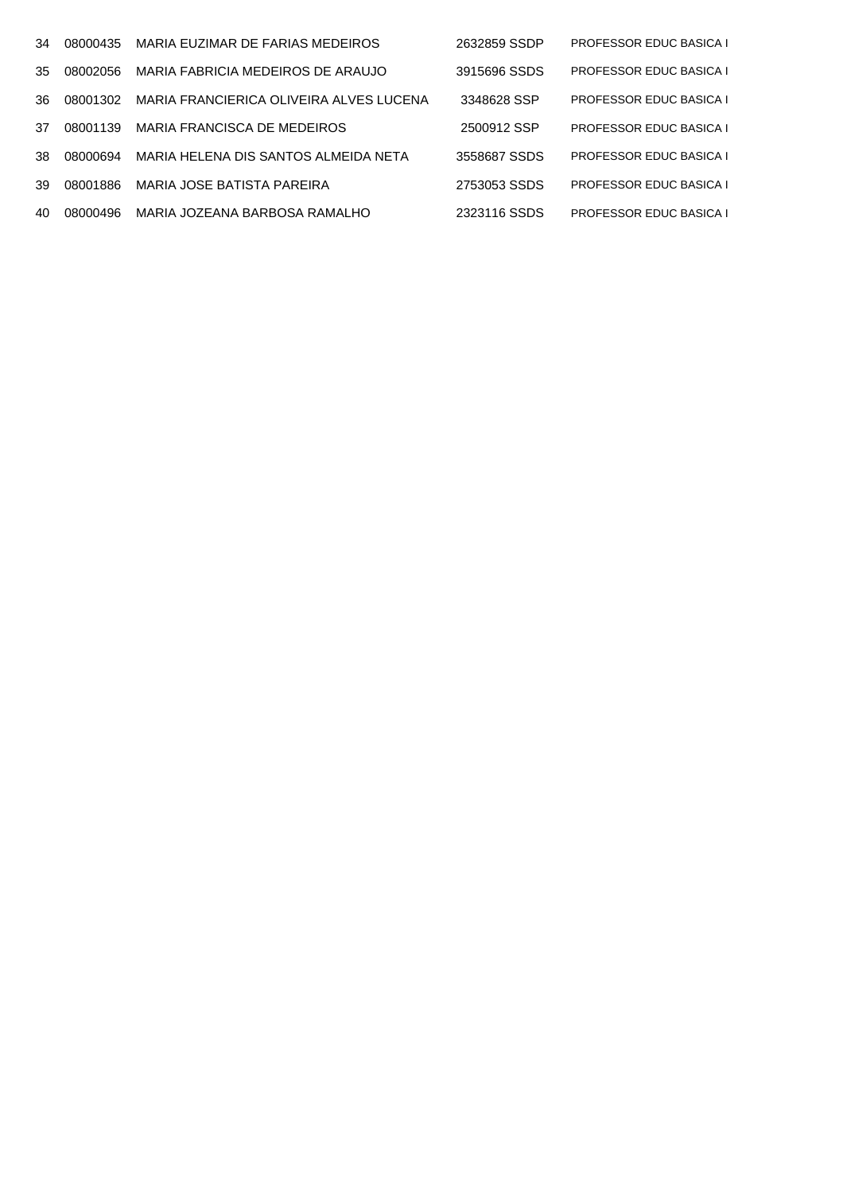| | | | | |
|---|---|---|---|---|
| 34 | 08000435 | MARIA EUZIMAR DE FARIAS MEDEIROS | 2632859 SSDP | PROFESSOR EDUC BASICA I |
| 35 | 08002056 | MARIA FABRICIA MEDEIROS DE ARAUJO | 3915696 SSDS | PROFESSOR EDUC BASICA I |
| 36 | 08001302 | MARIA FRANCIERICA OLIVEIRA ALVES LUCENA | 3348628 SSP | PROFESSOR EDUC BASICA I |
| 37 | 08001139 | MARIA FRANCISCA DE MEDEIROS | 2500912 SSP | PROFESSOR EDUC BASICA I |
| 38 | 08000694 | MARIA HELENA DIS SANTOS ALMEIDA NETA | 3558687 SSDS | PROFESSOR EDUC BASICA I |
| 39 | 08001886 | MARIA JOSE BATISTA PAREIRA | 2753053 SSDS | PROFESSOR EDUC BASICA I |
| 40 | 08000496 | MARIA JOZEANA BARBOSA RAMALHO | 2323116 SSDS | PROFESSOR EDUC BASICA I |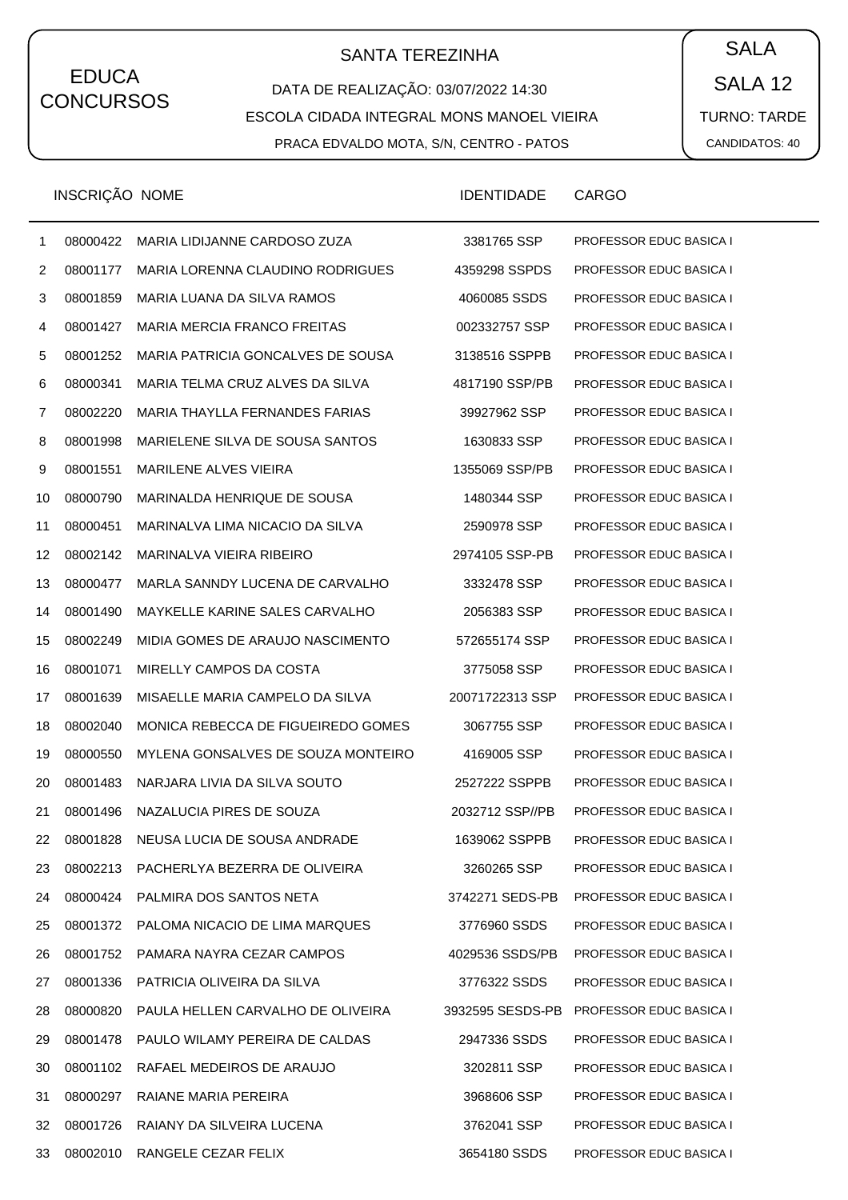EDUCA CONCURSOS

SANTA TEREZINHA

DATA DE REALIZAÇÃO: 03/07/2022 14:30

ESCOLA CIDADA INTEGRAL MONS MANOEL VIEIRA

PRACA EDVALDO MOTA, S/N, CENTRO - PATOS

SALA

SALA 12

TURNO: TARDE

CANDIDATOS: 40

| | INSCRIÇÃO | NOME | IDENTIDADE | CARGO |
|---|---|---|---|---|
| 1 | 08000422 | MARIA LIDIJANNE CARDOSO ZUZA | 3381765 SSP | PROFESSOR EDUC BASICA I |
| 2 | 08001177 | MARIA LORENNA CLAUDINO RODRIGUES | 4359298 SSPDS | PROFESSOR EDUC BASICA I |
| 3 | 08001859 | MARIA LUANA DA SILVA RAMOS | 4060085 SSDS | PROFESSOR EDUC BASICA I |
| 4 | 08001427 | MARIA MERCIA FRANCO FREITAS | 002332757 SSP | PROFESSOR EDUC BASICA I |
| 5 | 08001252 | MARIA PATRICIA GONCALVES DE SOUSA | 3138516 SSPPB | PROFESSOR EDUC BASICA I |
| 6 | 08000341 | MARIA TELMA CRUZ ALVES DA SILVA | 4817190 SSP/PB | PROFESSOR EDUC BASICA I |
| 7 | 08002220 | MARIA THAYLLA FERNANDES FARIAS | 39927962 SSP | PROFESSOR EDUC BASICA I |
| 8 | 08001998 | MARIELENE SILVA DE SOUSA SANTOS | 1630833 SSP | PROFESSOR EDUC BASICA I |
| 9 | 08001551 | MARILENE ALVES VIEIRA | 1355069 SSP/PB | PROFESSOR EDUC BASICA I |
| 10 | 08000790 | MARINALDA HENRIQUE DE SOUSA | 1480344 SSP | PROFESSOR EDUC BASICA I |
| 11 | 08000451 | MARINALVA LIMA NICACIO DA SILVA | 2590978 SSP | PROFESSOR EDUC BASICA I |
| 12 | 08002142 | MARINALVA VIEIRA RIBEIRO | 2974105 SSP-PB | PROFESSOR EDUC BASICA I |
| 13 | 08000477 | MARLA SANNDY LUCENA DE CARVALHO | 3332478 SSP | PROFESSOR EDUC BASICA I |
| 14 | 08001490 | MAYKELLE KARINE SALES CARVALHO | 2056383 SSP | PROFESSOR EDUC BASICA I |
| 15 | 08002249 | MIDIA GOMES DE ARAUJO NASCIMENTO | 572655174 SSP | PROFESSOR EDUC BASICA I |
| 16 | 08001071 | MIRELLY CAMPOS DA COSTA | 3775058 SSP | PROFESSOR EDUC BASICA I |
| 17 | 08001639 | MISAELLE MARIA CAMPELO DA SILVA | 20071722313 SSP | PROFESSOR EDUC BASICA I |
| 18 | 08002040 | MONICA REBECCA DE FIGUEIREDO GOMES | 3067755 SSP | PROFESSOR EDUC BASICA I |
| 19 | 08000550 | MYLENA GONSALVES DE SOUZA MONTEIRO | 4169005 SSP | PROFESSOR EDUC BASICA I |
| 20 | 08001483 | NARJARA LIVIA DA SILVA SOUTO | 2527222 SSPPB | PROFESSOR EDUC BASICA I |
| 21 | 08001496 | NAZALUCIA PIRES DE SOUZA | 2032712 SSP//PB | PROFESSOR EDUC BASICA I |
| 22 | 08001828 | NEUSA LUCIA DE SOUSA ANDRADE | 1639062 SSPPB | PROFESSOR EDUC BASICA I |
| 23 | 08002213 | PACHERLYA BEZERRA DE OLIVEIRA | 3260265 SSP | PROFESSOR EDUC BASICA I |
| 24 | 08000424 | PALMIRA DOS SANTOS NETA | 3742271 SEDS-PB | PROFESSOR EDUC BASICA I |
| 25 | 08001372 | PALOMA NICACIO DE LIMA MARQUES | 3776960 SSDS | PROFESSOR EDUC BASICA I |
| 26 | 08001752 | PAMARA NAYRA CEZAR CAMPOS | 4029536 SSDS/PB | PROFESSOR EDUC BASICA I |
| 27 | 08001336 | PATRICIA OLIVEIRA DA SILVA | 3776322 SSDS | PROFESSOR EDUC BASICA I |
| 28 | 08000820 | PAULA HELLEN CARVALHO DE OLIVEIRA | 3932595 SESDS-PB | PROFESSOR EDUC BASICA I |
| 29 | 08001478 | PAULO WILAMY PEREIRA DE CALDAS | 2947336 SSDS | PROFESSOR EDUC BASICA I |
| 30 | 08001102 | RAFAEL MEDEIROS DE ARAUJO | 3202811 SSP | PROFESSOR EDUC BASICA I |
| 31 | 08000297 | RAIANE MARIA PEREIRA | 3968606 SSP | PROFESSOR EDUC BASICA I |
| 32 | 08001726 | RAIANY DA SILVEIRA LUCENA | 3762041 SSP | PROFESSOR EDUC BASICA I |
| 33 | 08002010 | RANGELE CEZAR FELIX | 3654180 SSDS | PROFESSOR EDUC BASICA I |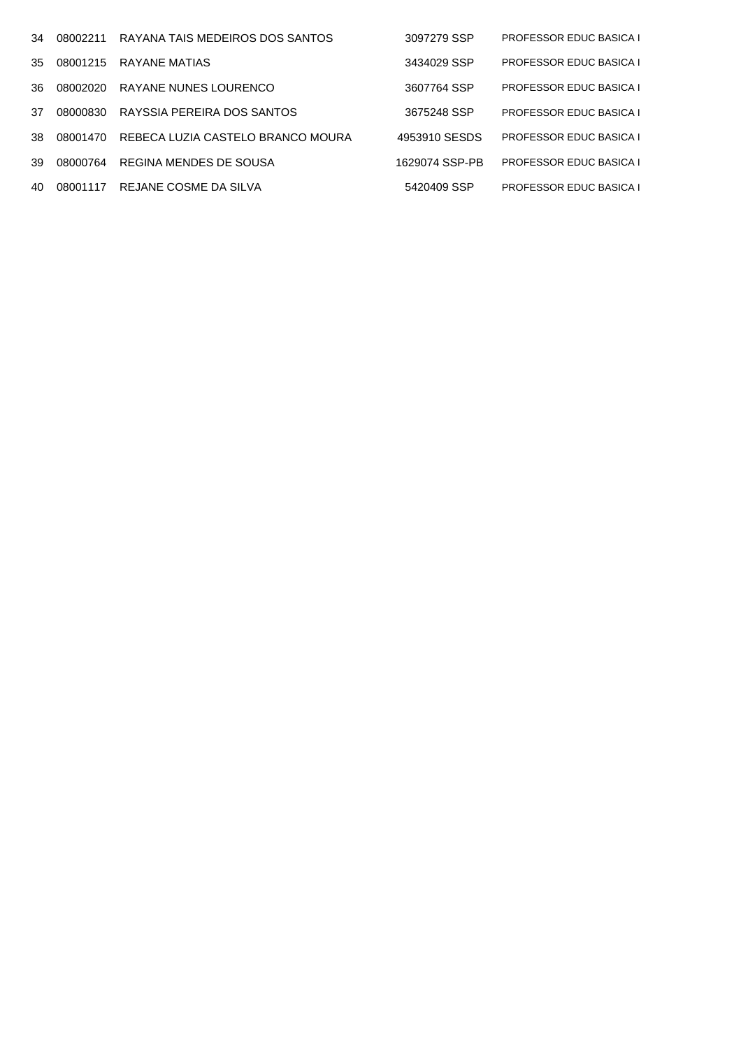| | | | | |
|---|---|---|---|---|
| 34 | 08002211 | RAYANA TAIS MEDEIROS DOS SANTOS | 3097279 SSP | PROFESSOR EDUC BASICA I |
| 35 | 08001215 | RAYANE MATIAS | 3434029 SSP | PROFESSOR EDUC BASICA I |
| 36 | 08002020 | RAYANE NUNES LOURENCO | 3607764 SSP | PROFESSOR EDUC BASICA I |
| 37 | 08000830 | RAYSSIA PEREIRA DOS SANTOS | 3675248 SSP | PROFESSOR EDUC BASICA I |
| 38 | 08001470 | REBECA LUZIA CASTELO BRANCO MOURA | 4953910 SESDS | PROFESSOR EDUC BASICA I |
| 39 | 08000764 | REGINA MENDES DE SOUSA | 1629074 SSP-PB | PROFESSOR EDUC BASICA I |
| 40 | 08001117 | REJANE COSME DA SILVA | 5420409 SSP | PROFESSOR EDUC BASICA I |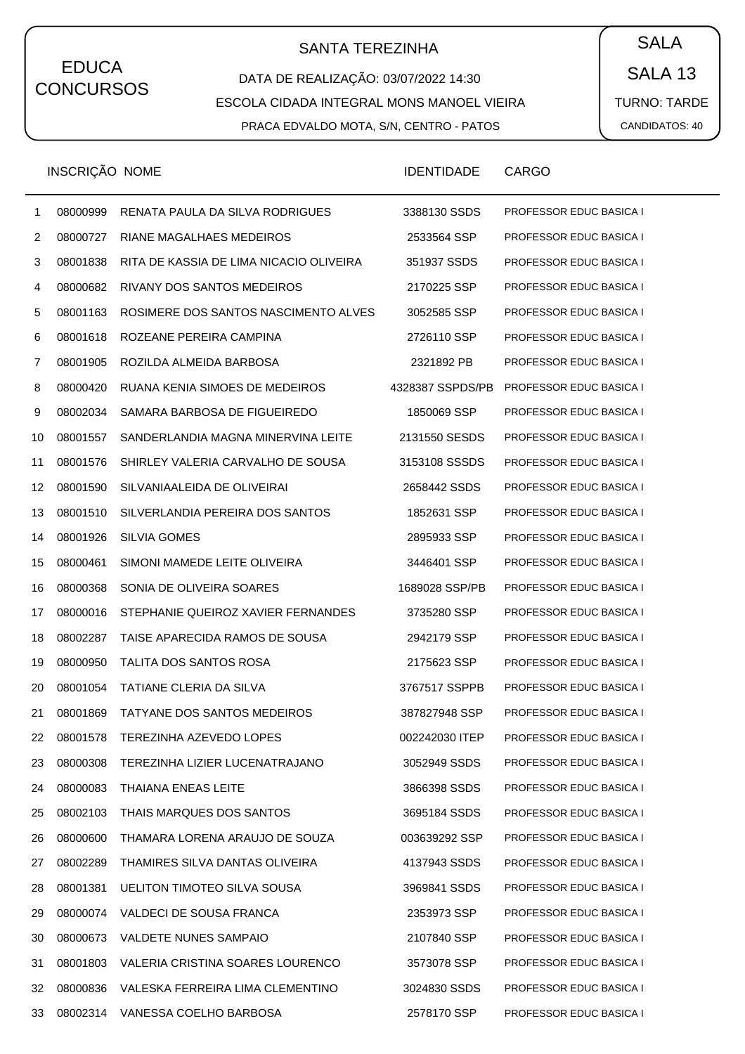EDUCA CONCURSOS

SANTA TEREZINHA

DATA DE REALIZAÇÃO: 03/07/2022 14:30

ESCOLA CIDADA INTEGRAL MONS MANOEL VIEIRA

PRACA EDVALDO MOTA, S/N, CENTRO - PATOS

SALA

SALA 13

TURNO: TARDE

CANDIDATOS: 40

| | INSCRIÇÃO | NOME | IDENTIDADE | CARGO |
|---|---|---|---|---|
| 1 | 08000999 | RENATA PAULA DA SILVA RODRIGUES | 3388130 SSDS | PROFESSOR EDUC BASICA I |
| 2 | 08000727 | RIANE MAGALHAES MEDEIROS | 2533564 SSP | PROFESSOR EDUC BASICA I |
| 3 | 08001838 | RITA DE KASSIA DE LIMA NICACIO OLIVEIRA | 351937 SSDS | PROFESSOR EDUC BASICA I |
| 4 | 08000682 | RIVANY DOS SANTOS MEDEIROS | 2170225 SSP | PROFESSOR EDUC BASICA I |
| 5 | 08001163 | ROSIMERE DOS SANTOS NASCIMENTO ALVES | 3052585 SSP | PROFESSOR EDUC BASICA I |
| 6 | 08001618 | ROZEANE PEREIRA CAMPINA | 2726110 SSP | PROFESSOR EDUC BASICA I |
| 7 | 08001905 | ROZILDA ALMEIDA BARBOSA | 2321892 PB | PROFESSOR EDUC BASICA I |
| 8 | 08000420 | RUANA KENIA SIMOES DE MEDEIROS | 4328387 SSPDS/PB | PROFESSOR EDUC BASICA I |
| 9 | 08002034 | SAMARA BARBOSA DE FIGUEIREDO | 1850069 SSP | PROFESSOR EDUC BASICA I |
| 10 | 08001557 | SANDERLANDIA MAGNA MINERVINA LEITE | 2131550 SESDS | PROFESSOR EDUC BASICA I |
| 11 | 08001576 | SHIRLEY VALERIA CARVALHO DE SOUSA | 3153108 SSSDS | PROFESSOR EDUC BASICA I |
| 12 | 08001590 | SILVANIAALEIDA DE OLIVEIRAI | 2658442 SSDS | PROFESSOR EDUC BASICA I |
| 13 | 08001510 | SILVERLANDIA PEREIRA DOS SANTOS | 1852631 SSP | PROFESSOR EDUC BASICA I |
| 14 | 08001926 | SILVIA GOMES | 2895933 SSP | PROFESSOR EDUC BASICA I |
| 15 | 08000461 | SIMONI MAMEDE LEITE OLIVEIRA | 3446401 SSP | PROFESSOR EDUC BASICA I |
| 16 | 08000368 | SONIA DE OLIVEIRA SOARES | 1689028 SSP/PB | PROFESSOR EDUC BASICA I |
| 17 | 08000016 | STEPHANIE QUEIROZ XAVIER FERNANDES | 3735280 SSP | PROFESSOR EDUC BASICA I |
| 18 | 08002287 | TAISE APARECIDA RAMOS DE SOUSA | 2942179 SSP | PROFESSOR EDUC BASICA I |
| 19 | 08000950 | TALITA DOS SANTOS ROSA | 2175623 SSP | PROFESSOR EDUC BASICA I |
| 20 | 08001054 | TATIANE CLERIA DA SILVA | 3767517 SSPPB | PROFESSOR EDUC BASICA I |
| 21 | 08001869 | TATYANE DOS SANTOS MEDEIROS | 387827948 SSP | PROFESSOR EDUC BASICA I |
| 22 | 08001578 | TEREZINHA AZEVEDO LOPES | 002242030 ITEP | PROFESSOR EDUC BASICA I |
| 23 | 08000308 | TEREZINHA LIZIER LUCENATRAJANO | 3052949 SSDS | PROFESSOR EDUC BASICA I |
| 24 | 08000083 | THAIANA ENEAS LEITE | 3866398 SSDS | PROFESSOR EDUC BASICA I |
| 25 | 08002103 | THAIS MARQUES DOS SANTOS | 3695184 SSDS | PROFESSOR EDUC BASICA I |
| 26 | 08000600 | THAMARA LORENA ARAUJO DE SOUZA | 003639292 SSP | PROFESSOR EDUC BASICA I |
| 27 | 08002289 | THAMIRES SILVA DANTAS OLIVEIRA | 4137943 SSDS | PROFESSOR EDUC BASICA I |
| 28 | 08001381 | UELITON TIMOTEO SILVA SOUSA | 3969841 SSDS | PROFESSOR EDUC BASICA I |
| 29 | 08000074 | VALDECI DE SOUSA FRANCA | 2353973 SSP | PROFESSOR EDUC BASICA I |
| 30 | 08000673 | VALDETE NUNES SAMPAIO | 2107840 SSP | PROFESSOR EDUC BASICA I |
| 31 | 08001803 | VALERIA CRISTINA SOARES LOURENCO | 3573078 SSP | PROFESSOR EDUC BASICA I |
| 32 | 08000836 | VALESKA FERREIRA LIMA CLEMENTINO | 3024830 SSDS | PROFESSOR EDUC BASICA I |
| 33 | 08002314 | VANESSA COELHO BARBOSA | 2578170 SSP | PROFESSOR EDUC BASICA I |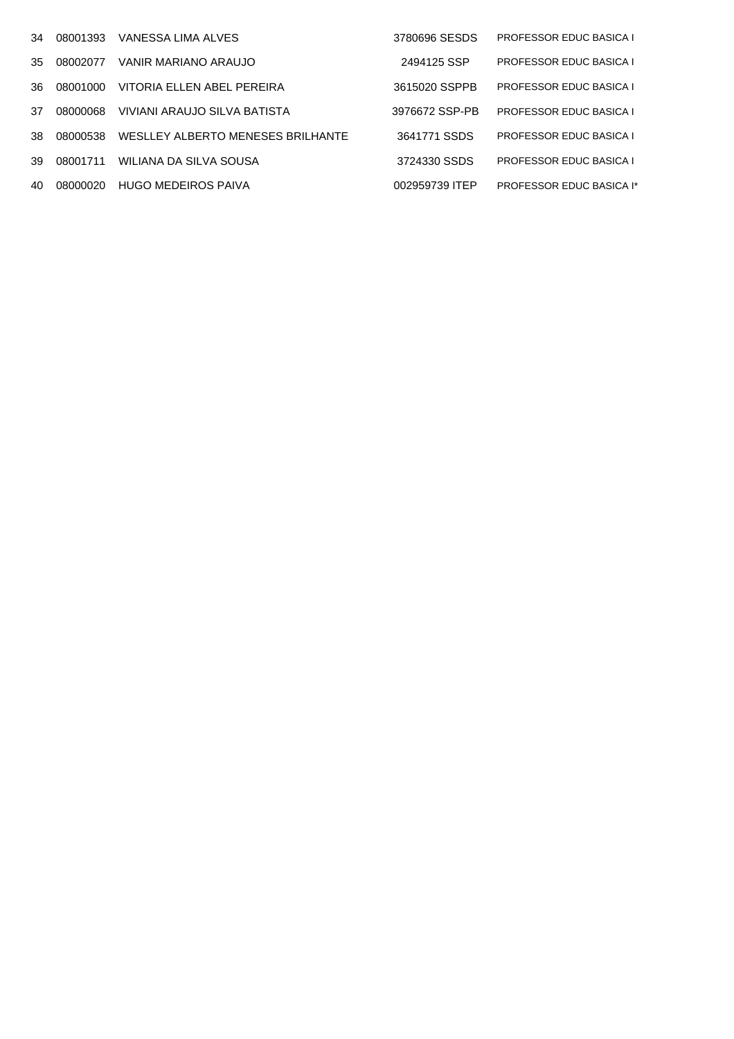| | | | | |
|---|---|---|---|---|
| 34 | 08001393 | VANESSA LIMA ALVES | 3780696 SESDS | PROFESSOR EDUC BASICA I |
| 35 | 08002077 | VANIR MARIANO ARAUJO | 2494125 SSP | PROFESSOR EDUC BASICA I |
| 36 | 08001000 | VITORIA ELLEN ABEL PEREIRA | 3615020 SSPPB | PROFESSOR EDUC BASICA I |
| 37 | 08000068 | VIVIANI ARAUJO SILVA BATISTA | 3976672 SSP-PB | PROFESSOR EDUC BASICA I |
| 38 | 08000538 | WESLLEY ALBERTO MENESES BRILHANTE | 3641771 SSDS | PROFESSOR EDUC BASICA I |
| 39 | 08001711 | WILIANA DA SILVA SOUSA | 3724330 SSDS | PROFESSOR EDUC BASICA I |
| 40 | 08000020 | HUGO MEDEIROS PAIVA | 002959739 ITEP | PROFESSOR EDUC BASICA I* |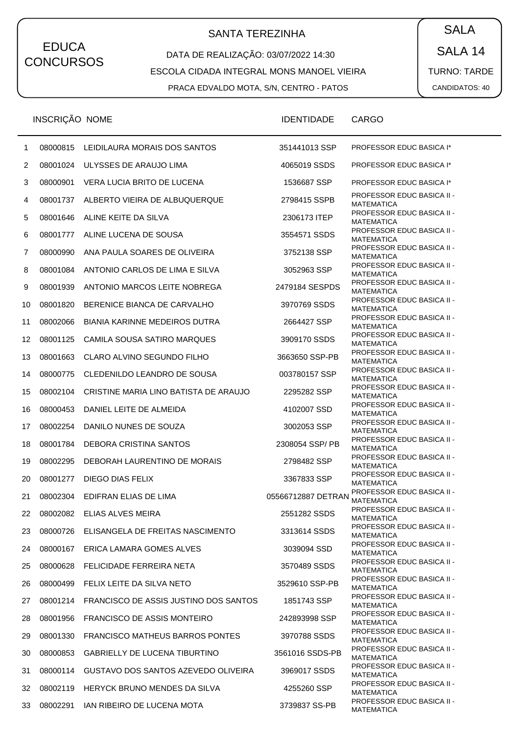EDUCA CONCURSOS

## SANTA TEREZINHA

DATA DE REALIZAÇÃO: 03/07/2022 14:30

ESCOLA CIDADA INTEGRAL MONS MANOEL VIEIRA

PRACA EDVALDO MOTA, S/N, CENTRO - PATOS

SALA

SALA 14

TURNO: TARDE

CANDIDATOS: 40

| | INSCRIÇÃO | NOME | IDENTIDADE | CARGO |
|---|---|---|---|---|
| 1 | 08000815 | LEIDILAURA MORAIS DOS SANTOS | 351441013 SSP | PROFESSOR EDUC BASICA I* |
| 2 | 08001024 | ULYSSES DE ARAUJO LIMA | 4065019 SSDS | PROFESSOR EDUC BASICA I* |
| 3 | 08000901 | VERA LUCIA BRITO DE LUCENA | 1536687 SSP | PROFESSOR EDUC BASICA I* |
| 4 | 08001737 | ALBERTO VIEIRA DE ALBUQUERQUE | 2798415 SSPB | PROFESSOR EDUC BASICA II - MATEMATICA |
| 5 | 08001646 | ALINE KEITE DA SILVA | 2306173 ITEP | PROFESSOR EDUC BASICA II - MATEMATICA |
| 6 | 08001777 | ALINE LUCENA DE SOUSA | 3554571 SSDS | PROFESSOR EDUC BASICA II - MATEMATICA |
| 7 | 08000990 | ANA PAULA SOARES DE OLIVEIRA | 3752138 SSP | PROFESSOR EDUC BASICA II - MATEMATICA |
| 8 | 08001084 | ANTONIO CARLOS DE LIMA E SILVA | 3052963 SSP | PROFESSOR EDUC BASICA II - MATEMATICA |
| 9 | 08001939 | ANTONIO MARCOS LEITE NOBREGA | 2479184 SESPDS | PROFESSOR EDUC BASICA II - MATEMATICA |
| 10 | 08001820 | BERENICE BIANCA DE CARVALHO | 3970769 SSDS | PROFESSOR EDUC BASICA II - MATEMATICA |
| 11 | 08002066 | BIANIA KARINNE MEDEIROS DUTRA | 2664427 SSP | PROFESSOR EDUC BASICA II - MATEMATICA |
| 12 | 08001125 | CAMILA SOUSA SATIRO MARQUES | 3909170 SSDS | PROFESSOR EDUC BASICA II - MATEMATICA |
| 13 | 08001663 | CLARO ALVINO SEGUNDO FILHO | 3663650 SSP-PB | PROFESSOR EDUC BASICA II - MATEMATICA |
| 14 | 08000775 | CLEDENILDO LEANDRO DE SOUSA | 003780157 SSP | PROFESSOR EDUC BASICA II - MATEMATICA |
| 15 | 08002104 | CRISTINE MARIA LINO BATISTA DE ARAUJO | 2295282 SSP | PROFESSOR EDUC BASICA II - MATEMATICA |
| 16 | 08000453 | DANIEL LEITE DE ALMEIDA | 4102007 SSD | PROFESSOR EDUC BASICA II - MATEMATICA |
| 17 | 08002254 | DANILO NUNES DE SOUZA | 3002053 SSP | PROFESSOR EDUC BASICA II - MATEMATICA |
| 18 | 08001784 | DEBORA CRISTINA SANTOS | 2308054 SSP/ PB | PROFESSOR EDUC BASICA II - MATEMATICA |
| 19 | 08002295 | DEBORAH LAURENTINO DE MORAIS | 2798482 SSP | PROFESSOR EDUC BASICA II - MATEMATICA |
| 20 | 08001277 | DIEGO DIAS FELIX | 3367833 SSP | PROFESSOR EDUC BASICA II - MATEMATICA |
| 21 | 08002304 | EDIFRAN ELIAS DE LIMA | 05566712887 DETRAN | PROFESSOR EDUC BASICA II - MATEMATICA |
| 22 | 08002082 | ELIAS ALVES MEIRA | 2551282 SSDS | PROFESSOR EDUC BASICA II - MATEMATICA |
| 23 | 08000726 | ELISANGELA DE FREITAS NASCIMENTO | 3313614 SSDS | PROFESSOR EDUC BASICA II - MATEMATICA |
| 24 | 08000167 | ERICA LAMARA GOMES ALVES | 3039094 SSD | PROFESSOR EDUC BASICA II - MATEMATICA |
| 25 | 08000628 | FELICIDADE FERREIRA NETA | 3570489 SSDS | PROFESSOR EDUC BASICA II - MATEMATICA |
| 26 | 08000499 | FELIX LEITE DA SILVA NETO | 3529610 SSP-PB | PROFESSOR EDUC BASICA II - MATEMATICA |
| 27 | 08001214 | FRANCISCO DE ASSIS JUSTINO DOS SANTOS | 1851743 SSP | PROFESSOR EDUC BASICA II - MATEMATICA |
| 28 | 08001956 | FRANCISCO DE ASSIS MONTEIRO | 242893998 SSP | PROFESSOR EDUC BASICA II - MATEMATICA |
| 29 | 08001330 | FRANCISCO MATHEUS BARROS PONTES | 3970788 SSDS | PROFESSOR EDUC BASICA II - MATEMATICA |
| 30 | 08000853 | GABRIELLY DE LUCENA TIBURTINO | 3561016 SSDS-PB | PROFESSOR EDUC BASICA II - MATEMATICA |
| 31 | 08000114 | GUSTAVO DOS SANTOS AZEVEDO OLIVEIRA | 3969017 SSDS | PROFESSOR EDUC BASICA II - MATEMATICA |
| 32 | 08002119 | HERYCK BRUNO MENDES DA SILVA | 4255260 SSP | PROFESSOR EDUC BASICA II - MATEMATICA |
| 33 | 08002291 | IAN RIBEIRO DE LUCENA MOTA | 3739837 SS-PB | PROFESSOR EDUC BASICA II - MATEMATICA |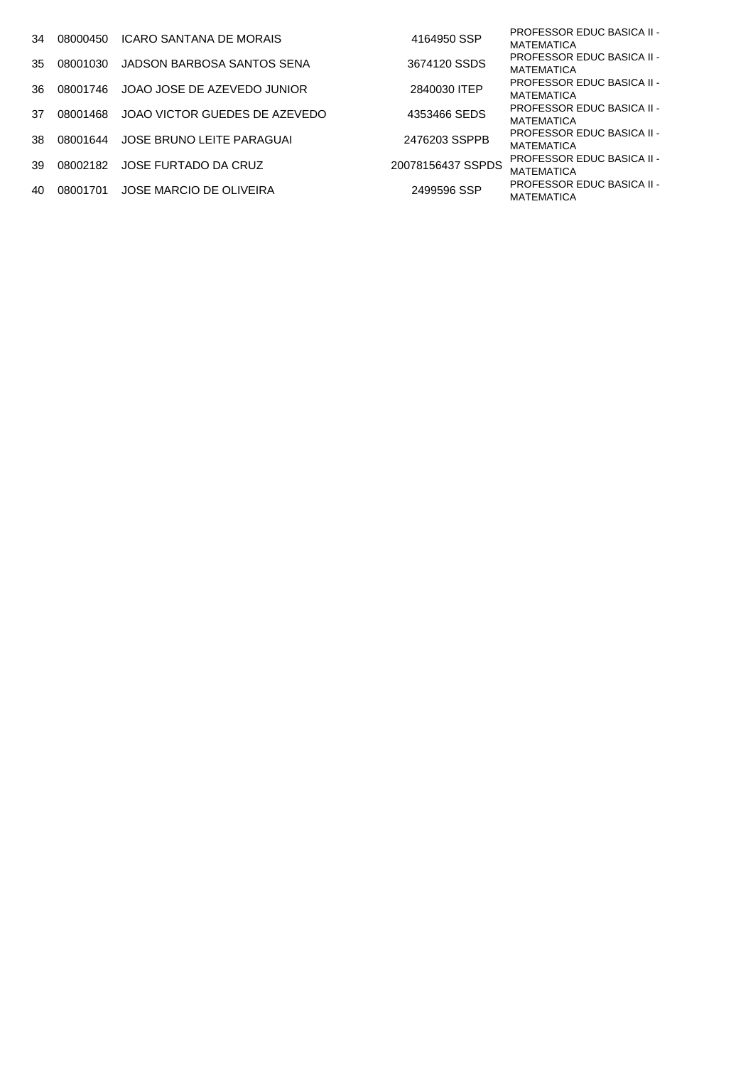| | | | | |
|---|---|---|---|---|
| 34 | 08000450 | ICARO SANTANA DE MORAIS | 4164950 SSP | PROFESSOR EDUC BASICA II - MATEMATICA |
| 35 | 08001030 | JADSON BARBOSA SANTOS SENA | 3674120 SSDS | PROFESSOR EDUC BASICA II - MATEMATICA |
| 36 | 08001746 | JOAO JOSE DE AZEVEDO JUNIOR | 2840030 ITEP | PROFESSOR EDUC BASICA II - MATEMATICA |
| 37 | 08001468 | JOAO VICTOR GUEDES DE AZEVEDO | 4353466 SEDS | PROFESSOR EDUC BASICA II - MATEMATICA |
| 38 | 08001644 | JOSE BRUNO LEITE PARAGUAI | 2476203 SSPPB | PROFESSOR EDUC BASICA II - MATEMATICA |
| 39 | 08002182 | JOSE FURTADO DA CRUZ | 20078156437 SSPDS | PROFESSOR EDUC BASICA II - MATEMATICA |
| 40 | 08001701 | JOSE MARCIO DE OLIVEIRA | 2499596 SSP | PROFESSOR EDUC BASICA II - MATEMATICA |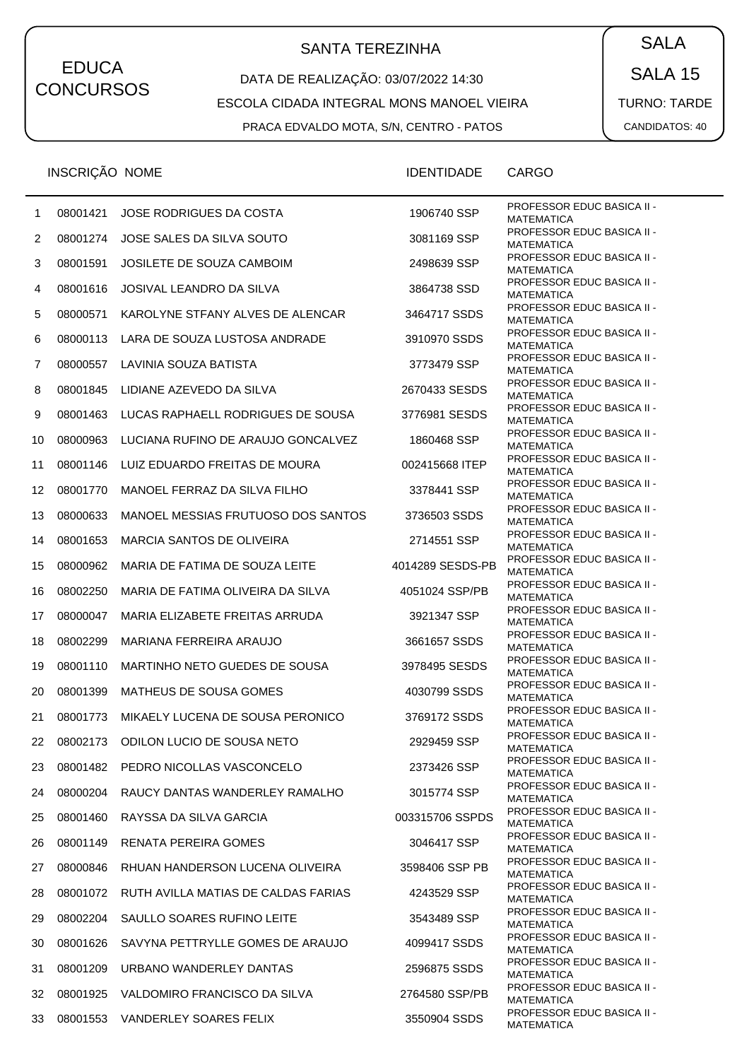EDUCA CONCURSOS

SANTA TEREZINHA

DATA DE REALIZAÇÃO: 03/07/2022 14:30

ESCOLA CIDADA INTEGRAL MONS MANOEL VIEIRA

PRACA EDVALDO MOTA, S/N, CENTRO - PATOS

SALA

SALA 15

TURNO: TARDE

CANDIDATOS: 40

| | INSCRIÇÃO | NOME | IDENTIDADE | CARGO |
|---|---|---|---|---|
| 1 | 08001421 | JOSE RODRIGUES DA COSTA | 1906740 SSP | PROFESSOR EDUC BASICA II - MATEMATICA |
| 2 | 08001274 | JOSE SALES DA SILVA SOUTO | 3081169 SSP | PROFESSOR EDUC BASICA II - MATEMATICA |
| 3 | 08001591 | JOSILETE DE SOUZA CAMBOIM | 2498639 SSP | PROFESSOR EDUC BASICA II - MATEMATICA |
| 4 | 08001616 | JOSIVAL LEANDRO DA SILVA | 3864738 SSD | PROFESSOR EDUC BASICA II - MATEMATICA |
| 5 | 08000571 | KAROLYNE STFANY ALVES DE ALENCAR | 3464717 SSDS | PROFESSOR EDUC BASICA II - MATEMATICA |
| 6 | 08000113 | LARA DE SOUZA LUSTOSA ANDRADE | 3910970 SSDS | PROFESSOR EDUC BASICA II - MATEMATICA |
| 7 | 08000557 | LAVINIA SOUZA BATISTA | 3773479 SSP | PROFESSOR EDUC BASICA II - MATEMATICA |
| 8 | 08001845 | LIDIANE AZEVEDO DA SILVA | 2670433 SESDS | PROFESSOR EDUC BASICA II - MATEMATICA |
| 9 | 08001463 | LUCAS RAPHAELL RODRIGUES DE SOUSA | 3776981 SESDS | PROFESSOR EDUC BASICA II - MATEMATICA |
| 10 | 08000963 | LUCIANA RUFINO DE ARAUJO GONCALVEZ | 1860468 SSP | PROFESSOR EDUC BASICA II - MATEMATICA |
| 11 | 08001146 | LUIZ EDUARDO FREITAS DE MOURA | 002415668 ITEP | PROFESSOR EDUC BASICA II - MATEMATICA |
| 12 | 08001770 | MANOEL FERRAZ DA SILVA FILHO | 3378441 SSP | PROFESSOR EDUC BASICA II - MATEMATICA |
| 13 | 08000633 | MANOEL MESSIAS FRUTUOSO DOS SANTOS | 3736503 SSDS | PROFESSOR EDUC BASICA II - MATEMATICA |
| 14 | 08001653 | MARCIA SANTOS DE OLIVEIRA | 2714551 SSP | PROFESSOR EDUC BASICA II - MATEMATICA |
| 15 | 08000962 | MARIA DE FATIMA DE SOUZA LEITE | 4014289 SESDS-PB | PROFESSOR EDUC BASICA II - MATEMATICA |
| 16 | 08002250 | MARIA DE FATIMA OLIVEIRA DA SILVA | 4051024 SSP/PB | PROFESSOR EDUC BASICA II - MATEMATICA |
| 17 | 08000047 | MARIA ELIZABETE FREITAS ARRUDA | 3921347 SSP | PROFESSOR EDUC BASICA II - MATEMATICA |
| 18 | 08002299 | MARIANA FERREIRA ARAUJO | 3661657 SSDS | PROFESSOR EDUC BASICA II - MATEMATICA |
| 19 | 08001110 | MARTINHO NETO GUEDES DE SOUSA | 3978495 SESDS | PROFESSOR EDUC BASICA II - MATEMATICA |
| 20 | 08001399 | MATHEUS DE SOUSA GOMES | 4030799 SSDS | PROFESSOR EDUC BASICA II - MATEMATICA |
| 21 | 08001773 | MIKAELY LUCENA DE SOUSA PERONICO | 3769172 SSDS | PROFESSOR EDUC BASICA II - MATEMATICA |
| 22 | 08002173 | ODILON LUCIO DE SOUSA NETO | 2929459 SSP | PROFESSOR EDUC BASICA II - MATEMATICA |
| 23 | 08001482 | PEDRO NICOLLAS VASCONCELO | 2373426 SSP | PROFESSOR EDUC BASICA II - MATEMATICA |
| 24 | 08000204 | RAUCY DANTAS WANDERLEY RAMALHO | 3015774 SSP | PROFESSOR EDUC BASICA II - MATEMATICA |
| 25 | 08001460 | RAYSSA DA SILVA GARCIA | 003315706 SSPDS | PROFESSOR EDUC BASICA II - MATEMATICA |
| 26 | 08001149 | RENATA PEREIRA GOMES | 3046417 SSP | PROFESSOR EDUC BASICA II - MATEMATICA |
| 27 | 08000846 | RHUAN HANDERSON LUCENA OLIVEIRA | 3598406 SSP PB | PROFESSOR EDUC BASICA II - MATEMATICA |
| 28 | 08001072 | RUTH AVILLA MATIAS DE CALDAS FARIAS | 4243529 SSP | PROFESSOR EDUC BASICA II - MATEMATICA |
| 29 | 08002204 | SAULLO SOARES RUFINO LEITE | 3543489 SSP | PROFESSOR EDUC BASICA II - MATEMATICA |
| 30 | 08001626 | SAVYNA PETTRYLLE GOMES DE ARAUJO | 4099417 SSDS | PROFESSOR EDUC BASICA II - MATEMATICA |
| 31 | 08001209 | URBANO WANDERLEY DANTAS | 2596875 SSDS | PROFESSOR EDUC BASICA II - MATEMATICA |
| 32 | 08001925 | VALDOMIRO FRANCISCO DA SILVA | 2764580 SSP/PB | PROFESSOR EDUC BASICA II - MATEMATICA |
| 33 | 08001553 | VANDERLEY SOARES FELIX | 3550904 SSDS | PROFESSOR EDUC BASICA II - MATEMATICA |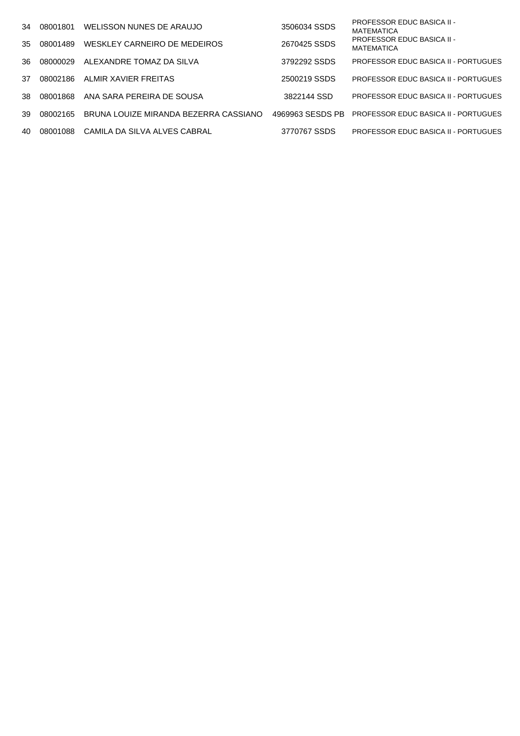| | | | | |
|---|---|---|---|---|
| 34 | 08001801 | WELISSON NUNES DE ARAUJO | 3506034 SSDS | PROFESSOR EDUC BASICA II - MATEMATICA |
| 35 | 08001489 | WESKLEY CARNEIRO DE MEDEIROS | 2670425 SSDS | PROFESSOR EDUC BASICA II - MATEMATICA |
| 36 | 08000029 | ALEXANDRE TOMAZ DA SILVA | 3792292 SSDS | PROFESSOR EDUC BASICA II - PORTUGUES |
| 37 | 08002186 | ALMIR XAVIER FREITAS | 2500219 SSDS | PROFESSOR EDUC BASICA II - PORTUGUES |
| 38 | 08001868 | ANA SARA PEREIRA DE SOUSA | 3822144 SSD | PROFESSOR EDUC BASICA II - PORTUGUES |
| 39 | 08002165 | BRUNA LOUIZE MIRANDA BEZERRA CASSIANO | 4969963 SESDS PB | PROFESSOR EDUC BASICA II - PORTUGUES |
| 40 | 08001088 | CAMILA DA SILVA ALVES CABRAL | 3770767 SSDS | PROFESSOR EDUC BASICA II - PORTUGUES |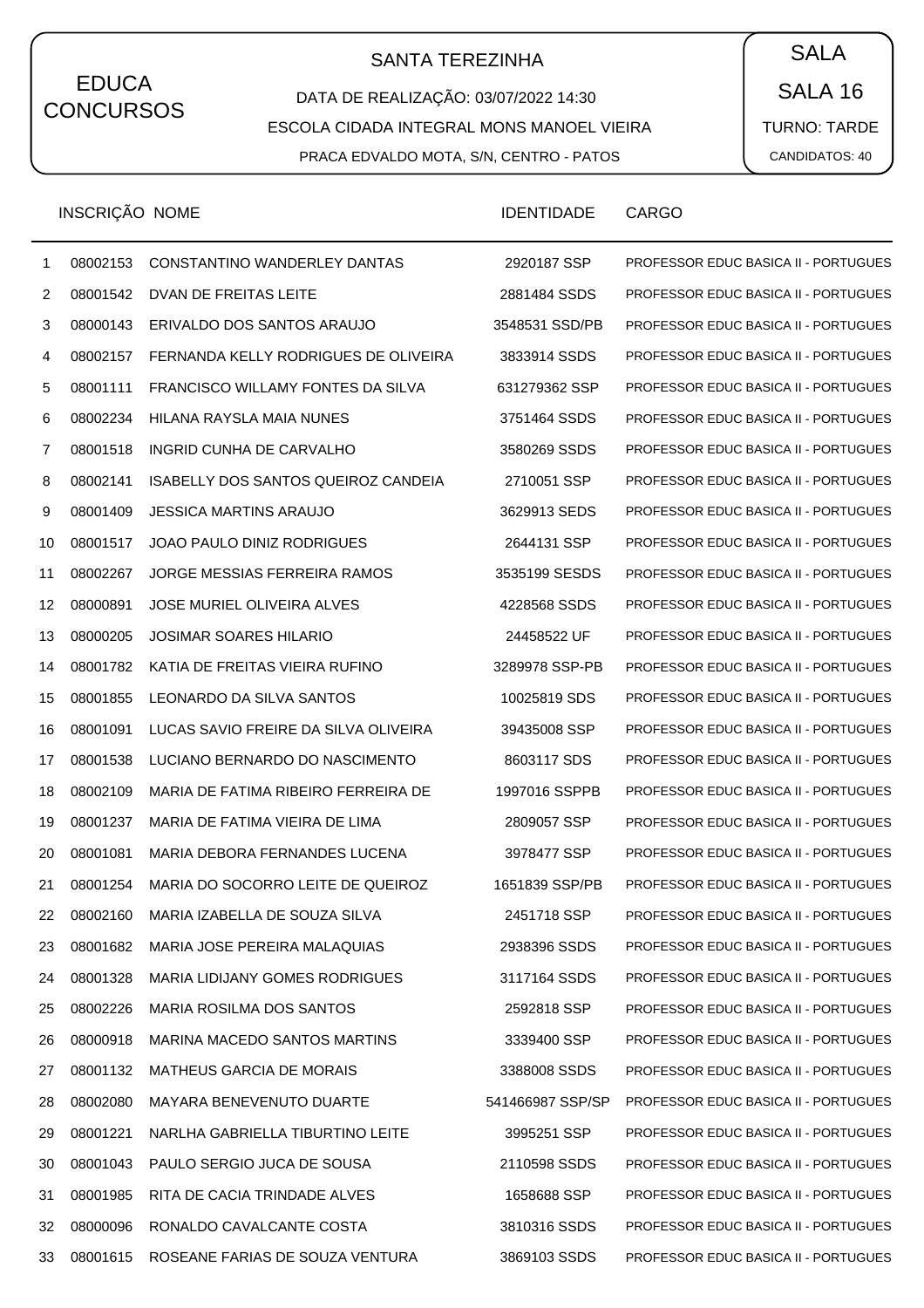EDUCA CONCURSOS

SANTA TEREZINHA

DATA DE REALIZAÇÃO: 03/07/2022 14:30

ESCOLA CIDADA INTEGRAL MONS MANOEL VIEIRA

PRACA EDVALDO MOTA, S/N, CENTRO - PATOS

SALA

SALA 16

TURNO: TARDE

CANDIDATOS: 40

| | INSCRIÇÃO | NOME | IDENTIDADE | CARGO |
|---|---|---|---|---|
| 1 | 08002153 | CONSTANTINO WANDERLEY DANTAS | 2920187 SSP | PROFESSOR EDUC BASICA II - PORTUGUES |
| 2 | 08001542 | DVAN DE FREITAS LEITE | 2881484 SSDS | PROFESSOR EDUC BASICA II - PORTUGUES |
| 3 | 08000143 | ERIVALDO DOS SANTOS ARAUJO | 3548531 SSD/PB | PROFESSOR EDUC BASICA II - PORTUGUES |
| 4 | 08002157 | FERNANDA KELLY RODRIGUES DE OLIVEIRA | 3833914 SSDS | PROFESSOR EDUC BASICA II - PORTUGUES |
| 5 | 08001111 | FRANCISCO WILLAMY FONTES DA SILVA | 631279362 SSP | PROFESSOR EDUC BASICA II - PORTUGUES |
| 6 | 08002234 | HILANA RAYSLA MAIA NUNES | 3751464 SSDS | PROFESSOR EDUC BASICA II - PORTUGUES |
| 7 | 08001518 | INGRID CUNHA DE CARVALHO | 3580269 SSDS | PROFESSOR EDUC BASICA II - PORTUGUES |
| 8 | 08002141 | ISABELLY DOS SANTOS QUEIROZ CANDEIA | 2710051 SSP | PROFESSOR EDUC BASICA II - PORTUGUES |
| 9 | 08001409 | JESSICA MARTINS ARAUJO | 3629913 SEDS | PROFESSOR EDUC BASICA II - PORTUGUES |
| 10 | 08001517 | JOAO PAULO DINIZ RODRIGUES | 2644131 SSP | PROFESSOR EDUC BASICA II - PORTUGUES |
| 11 | 08002267 | JORGE MESSIAS FERREIRA RAMOS | 3535199 SESDS | PROFESSOR EDUC BASICA II - PORTUGUES |
| 12 | 08000891 | JOSE MURIEL OLIVEIRA ALVES | 4228568 SSDS | PROFESSOR EDUC BASICA II - PORTUGUES |
| 13 | 08000205 | JOSIMAR SOARES HILARIO | 24458522 UF | PROFESSOR EDUC BASICA II - PORTUGUES |
| 14 | 08001782 | KATIA DE FREITAS VIEIRA RUFINO | 3289978 SSP-PB | PROFESSOR EDUC BASICA II - PORTUGUES |
| 15 | 08001855 | LEONARDO DA SILVA SANTOS | 10025819 SDS | PROFESSOR EDUC BASICA II - PORTUGUES |
| 16 | 08001091 | LUCAS SAVIO FREIRE DA SILVA OLIVEIRA | 39435008 SSP | PROFESSOR EDUC BASICA II - PORTUGUES |
| 17 | 08001538 | LUCIANO BERNARDO DO NASCIMENTO | 8603117 SDS | PROFESSOR EDUC BASICA II - PORTUGUES |
| 18 | 08002109 | MARIA DE FATIMA RIBEIRO FERREIRA DE | 1997016 SSPPB | PROFESSOR EDUC BASICA II - PORTUGUES |
| 19 | 08001237 | MARIA DE FATIMA VIEIRA DE LIMA | 2809057 SSP | PROFESSOR EDUC BASICA II - PORTUGUES |
| 20 | 08001081 | MARIA DEBORA FERNANDES LUCENA | 3978477 SSP | PROFESSOR EDUC BASICA II - PORTUGUES |
| 21 | 08001254 | MARIA DO SOCORRO LEITE DE QUEIROZ | 1651839 SSP/PB | PROFESSOR EDUC BASICA II - PORTUGUES |
| 22 | 08002160 | MARIA IZABELLA DE SOUZA SILVA | 2451718 SSP | PROFESSOR EDUC BASICA II - PORTUGUES |
| 23 | 08001682 | MARIA JOSE PEREIRA MALAQUIAS | 2938396 SSDS | PROFESSOR EDUC BASICA II - PORTUGUES |
| 24 | 08001328 | MARIA LIDIJANY GOMES RODRIGUES | 3117164 SSDS | PROFESSOR EDUC BASICA II - PORTUGUES |
| 25 | 08002226 | MARIA ROSILMA DOS SANTOS | 2592818 SSP | PROFESSOR EDUC BASICA II - PORTUGUES |
| 26 | 08000918 | MARINA MACEDO SANTOS MARTINS | 3339400 SSP | PROFESSOR EDUC BASICA II - PORTUGUES |
| 27 | 08001132 | MATHEUS GARCIA DE MORAIS | 3388008 SSDS | PROFESSOR EDUC BASICA II - PORTUGUES |
| 28 | 08002080 | MAYARA BENEVENUTO DUARTE | 541466987 SSP/SP | PROFESSOR EDUC BASICA II - PORTUGUES |
| 29 | 08001221 | NARLHA GABRIELLA TIBURTINO LEITE | 3995251 SSP | PROFESSOR EDUC BASICA II - PORTUGUES |
| 30 | 08001043 | PAULO SERGIO JUCA DE SOUSA | 2110598 SSDS | PROFESSOR EDUC BASICA II - PORTUGUES |
| 31 | 08001985 | RITA DE CACIA TRINDADE ALVES | 1658688 SSP | PROFESSOR EDUC BASICA II - PORTUGUES |
| 32 | 08000096 | RONALDO CAVALCANTE COSTA | 3810316 SSDS | PROFESSOR EDUC BASICA II - PORTUGUES |
| 33 | 08001615 | ROSEANE FARIAS DE SOUZA VENTURA | 3869103 SSDS | PROFESSOR EDUC BASICA II - PORTUGUES |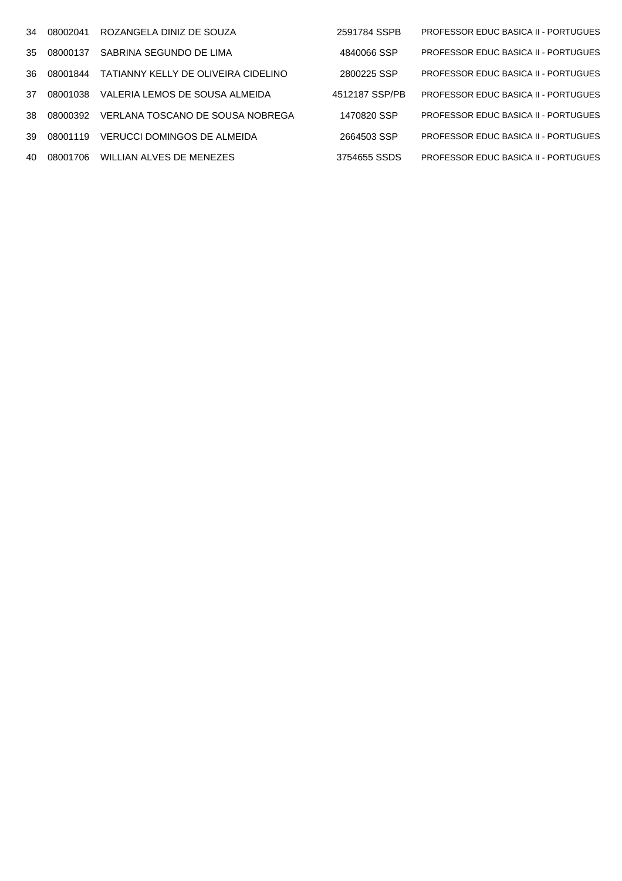| | | | | |
|---|---|---|---|---|
| 34 | 08002041 | ROZANGELA DINIZ DE SOUZA | 2591784 SSPB | PROFESSOR EDUC BASICA II - PORTUGUES |
| 35 | 08000137 | SABRINA SEGUNDO DE LIMA | 4840066 SSP | PROFESSOR EDUC BASICA II - PORTUGUES |
| 36 | 08001844 | TATIANNY KELLY DE OLIVEIRA CIDELINO | 2800225 SSP | PROFESSOR EDUC BASICA II - PORTUGUES |
| 37 | 08001038 | VALERIA LEMOS DE SOUSA ALMEIDA | 4512187 SSP/PB | PROFESSOR EDUC BASICA II - PORTUGUES |
| 38 | 08000392 | VERLANA TOSCANO DE SOUSA NOBREGA | 1470820 SSP | PROFESSOR EDUC BASICA II - PORTUGUES |
| 39 | 08001119 | VERUCCI DOMINGOS DE ALMEIDA | 2664503 SSP | PROFESSOR EDUC BASICA II - PORTUGUES |
| 40 | 08001706 | WILLIAN ALVES DE MENEZES | 3754655 SSDS | PROFESSOR EDUC BASICA II - PORTUGUES |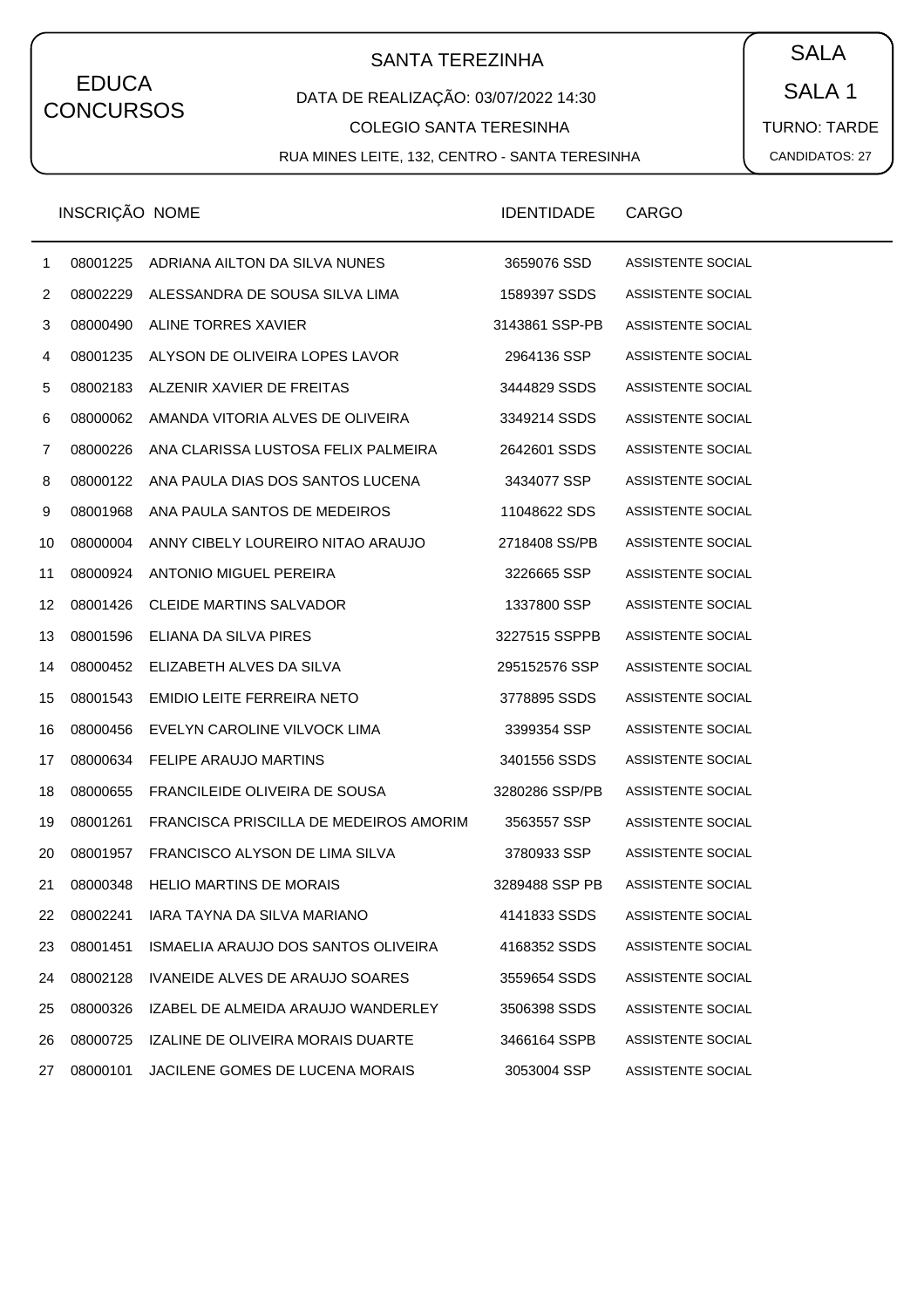EDUCA CONCURSOS

SANTA TEREZINHA

DATA DE REALIZAÇÃO: 03/07/2022 14:30

COLEGIO SANTA TERESINHA

RUA MINES LEITE, 132, CENTRO - SANTA TERESINHA

SALA

SALA 1

TURNO: TARDE

CANDIDATOS: 27

| | INSCRIÇÃO | NOME | IDENTIDADE | CARGO |
|---|---|---|---|---|
| 1 | 08001225 | ADRIANA AILTON DA SILVA NUNES | 3659076 SSD | ASSISTENTE SOCIAL |
| 2 | 08002229 | ALESSANDRA DE SOUSA SILVA LIMA | 1589397 SSDS | ASSISTENTE SOCIAL |
| 3 | 08000490 | ALINE TORRES XAVIER | 3143861 SSP-PB | ASSISTENTE SOCIAL |
| 4 | 08001235 | ALYSON DE OLIVEIRA LOPES LAVOR | 2964136 SSP | ASSISTENTE SOCIAL |
| 5 | 08002183 | ALZENIR XAVIER DE FREITAS | 3444829 SSDS | ASSISTENTE SOCIAL |
| 6 | 08000062 | AMANDA VITORIA ALVES DE OLIVEIRA | 3349214 SSDS | ASSISTENTE SOCIAL |
| 7 | 08000226 | ANA CLARISSA LUSTOSA FELIX PALMEIRA | 2642601 SSDS | ASSISTENTE SOCIAL |
| 8 | 08000122 | ANA PAULA DIAS DOS SANTOS LUCENA | 3434077 SSP | ASSISTENTE SOCIAL |
| 9 | 08001968 | ANA PAULA SANTOS DE MEDEIROS | 11048622 SDS | ASSISTENTE SOCIAL |
| 10 | 08000004 | ANNY CIBELY LOUREIRO NITAO ARAUJO | 2718408 SS/PB | ASSISTENTE SOCIAL |
| 11 | 08000924 | ANTONIO MIGUEL PEREIRA | 3226665 SSP | ASSISTENTE SOCIAL |
| 12 | 08001426 | CLEIDE MARTINS SALVADOR | 1337800 SSP | ASSISTENTE SOCIAL |
| 13 | 08001596 | ELIANA DA SILVA PIRES | 3227515 SSPPB | ASSISTENTE SOCIAL |
| 14 | 08000452 | ELIZABETH ALVES DA SILVA | 295152576 SSP | ASSISTENTE SOCIAL |
| 15 | 08001543 | EMIDIO LEITE FERREIRA NETO | 3778895 SSDS | ASSISTENTE SOCIAL |
| 16 | 08000456 | EVELYN CAROLINE VILVOCK LIMA | 3399354 SSP | ASSISTENTE SOCIAL |
| 17 | 08000634 | FELIPE ARAUJO MARTINS | 3401556 SSDS | ASSISTENTE SOCIAL |
| 18 | 08000655 | FRANCILEIDE OLIVEIRA DE SOUSA | 3280286 SSP/PB | ASSISTENTE SOCIAL |
| 19 | 08001261 | FRANCISCA PRISCILLA DE MEDEIROS AMORIM | 3563557 SSP | ASSISTENTE SOCIAL |
| 20 | 08001957 | FRANCISCO ALYSON DE LIMA SILVA | 3780933 SSP | ASSISTENTE SOCIAL |
| 21 | 08000348 | HELIO MARTINS DE MORAIS | 3289488 SSP PB | ASSISTENTE SOCIAL |
| 22 | 08002241 | IARA TAYNA DA SILVA MARIANO | 4141833 SSDS | ASSISTENTE SOCIAL |
| 23 | 08001451 | ISMAELIA ARAUJO DOS SANTOS OLIVEIRA | 4168352 SSDS | ASSISTENTE SOCIAL |
| 24 | 08002128 | IVANEIDE ALVES DE ARAUJO SOARES | 3559654 SSDS | ASSISTENTE SOCIAL |
| 25 | 08000326 | IZABEL DE ALMEIDA ARAUJO WANDERLEY | 3506398 SSDS | ASSISTENTE SOCIAL |
| 26 | 08000725 | IZALINE DE OLIVEIRA MORAIS DUARTE | 3466164 SSPB | ASSISTENTE SOCIAL |
| 27 | 08000101 | JACILENE GOMES DE LUCENA MORAIS | 3053004 SSP | ASSISTENTE SOCIAL |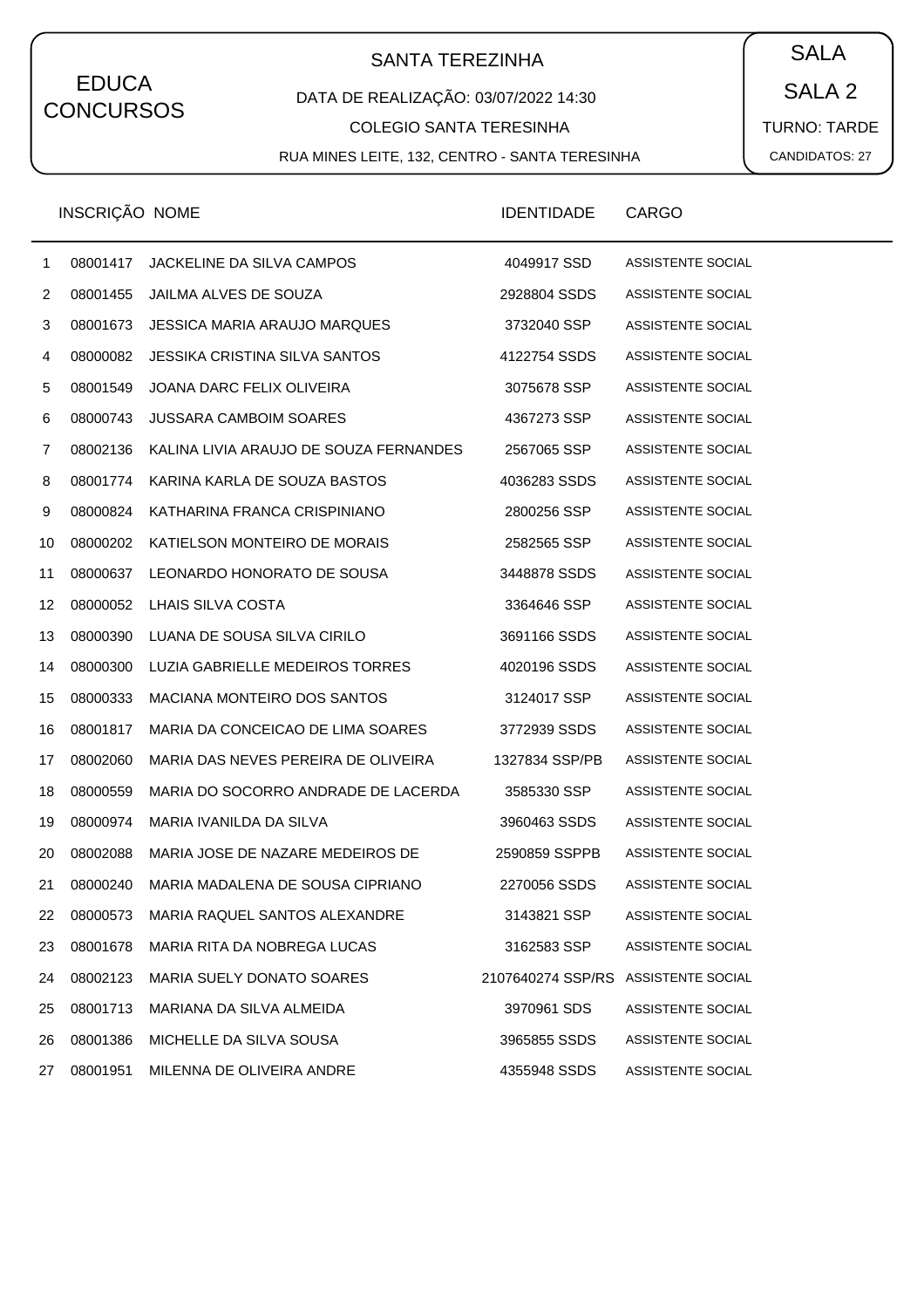EDUCA CONCURSOS

SANTA TEREZINHA

DATA DE REALIZAÇÃO: 03/07/2022 14:30

COLEGIO SANTA TERESINHA

RUA MINES LEITE, 132, CENTRO - SANTA TERESINHA

SALA

SALA 2

TURNO: TARDE

CANDIDATOS: 27

| | INSCRIÇÃO | NOME | IDENTIDADE | CARGO |
|---|---|---|---|---|
| 1 | 08001417 | JACKELINE DA SILVA CAMPOS | 4049917 SSD | ASSISTENTE SOCIAL |
| 2 | 08001455 | JAILMA ALVES DE SOUZA | 2928804 SSDS | ASSISTENTE SOCIAL |
| 3 | 08001673 | JESSICA MARIA ARAUJO MARQUES | 3732040 SSP | ASSISTENTE SOCIAL |
| 4 | 08000082 | JESSIKA CRISTINA SILVA SANTOS | 4122754 SSDS | ASSISTENTE SOCIAL |
| 5 | 08001549 | JOANA DARC FELIX OLIVEIRA | 3075678 SSP | ASSISTENTE SOCIAL |
| 6 | 08000743 | JUSSARA CAMBOIM SOARES | 4367273 SSP | ASSISTENTE SOCIAL |
| 7 | 08002136 | KALINA LIVIA ARAUJO DE SOUZA FERNANDES | 2567065 SSP | ASSISTENTE SOCIAL |
| 8 | 08001774 | KARINA KARLA DE SOUZA BASTOS | 4036283 SSDS | ASSISTENTE SOCIAL |
| 9 | 08000824 | KATHARINA FRANCA CRISPINIANO | 2800256 SSP | ASSISTENTE SOCIAL |
| 10 | 08000202 | KATIELSON MONTEIRO DE MORAIS | 2582565 SSP | ASSISTENTE SOCIAL |
| 11 | 08000637 | LEONARDO HONORATO DE SOUSA | 3448878 SSDS | ASSISTENTE SOCIAL |
| 12 | 08000052 | LHAIS SILVA COSTA | 3364646 SSP | ASSISTENTE SOCIAL |
| 13 | 08000390 | LUANA DE SOUSA SILVA CIRILO | 3691166 SSDS | ASSISTENTE SOCIAL |
| 14 | 08000300 | LUZIA GABRIELLE MEDEIROS TORRES | 4020196 SSDS | ASSISTENTE SOCIAL |
| 15 | 08000333 | MACIANA MONTEIRO DOS SANTOS | 3124017 SSP | ASSISTENTE SOCIAL |
| 16 | 08001817 | MARIA DA CONCEICAO DE LIMA SOARES | 3772939 SSDS | ASSISTENTE SOCIAL |
| 17 | 08002060 | MARIA DAS NEVES PEREIRA DE OLIVEIRA | 1327834 SSP/PB | ASSISTENTE SOCIAL |
| 18 | 08000559 | MARIA DO SOCORRO ANDRADE DE LACERDA | 3585330 SSP | ASSISTENTE SOCIAL |
| 19 | 08000974 | MARIA IVANILDA DA SILVA | 3960463 SSDS | ASSISTENTE SOCIAL |
| 20 | 08002088 | MARIA JOSE DE NAZARE MEDEIROS DE | 2590859 SSPPB | ASSISTENTE SOCIAL |
| 21 | 08000240 | MARIA MADALENA DE SOUSA CIPRIANO | 2270056 SSDS | ASSISTENTE SOCIAL |
| 22 | 08000573 | MARIA RAQUEL SANTOS ALEXANDRE | 3143821 SSP | ASSISTENTE SOCIAL |
| 23 | 08001678 | MARIA RITA DA NOBREGA LUCAS | 3162583 SSP | ASSISTENTE SOCIAL |
| 24 | 08002123 | MARIA SUELY DONATO SOARES | 2107640274 SSP/RS | ASSISTENTE SOCIAL |
| 25 | 08001713 | MARIANA DA SILVA ALMEIDA | 3970961 SDS | ASSISTENTE SOCIAL |
| 26 | 08001386 | MICHELLE DA SILVA SOUSA | 3965855 SSDS | ASSISTENTE SOCIAL |
| 27 | 08001951 | MILENNA DE OLIVEIRA ANDRE | 4355948 SSDS | ASSISTENTE SOCIAL |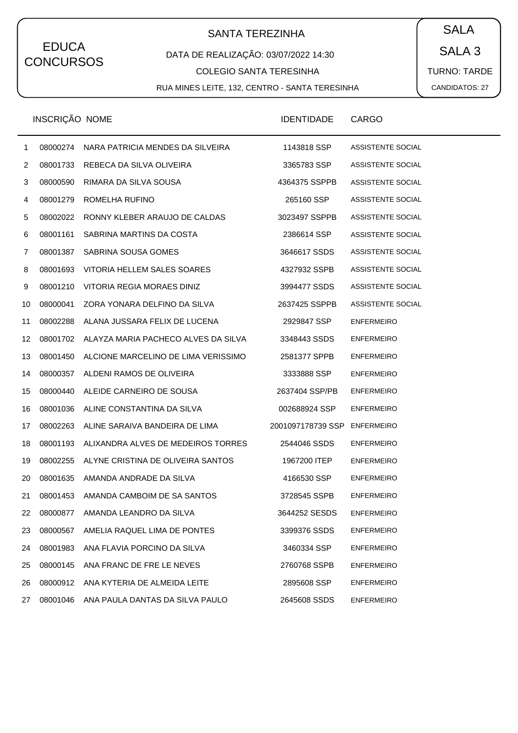EDUCA CONCURSOS

# SANTA TEREZINHA

DATA DE REALIZAÇÃO: 03/07/2022 14:30

COLEGIO SANTA TERESINHA

RUA MINES LEITE, 132, CENTRO - SANTA TERESINHA

SALA

SALA 3

TURNO: TARDE

CANDIDATOS: 27

| | INSCRIÇÃO | NOME | IDENTIDADE | CARGO |
|---|---|---|---|---|
| 1 | 08000274 | NARA PATRICIA MENDES DA SILVEIRA | 1143818 SSP | ASSISTENTE SOCIAL |
| 2 | 08001733 | REBECA DA SILVA OLIVEIRA | 3365783 SSP | ASSISTENTE SOCIAL |
| 3 | 08000590 | RIMARA DA SILVA SOUSA | 4364375 SSPPB | ASSISTENTE SOCIAL |
| 4 | 08001279 | ROMELHA RUFINO | 265160 SSP | ASSISTENTE SOCIAL |
| 5 | 08002022 | RONNY KLEBER ARAUJO DE CALDAS | 3023497 SSPPB | ASSISTENTE SOCIAL |
| 6 | 08001161 | SABRINA MARTINS DA COSTA | 2386614 SSP | ASSISTENTE SOCIAL |
| 7 | 08001387 | SABRINA SOUSA GOMES | 3646617 SSDS | ASSISTENTE SOCIAL |
| 8 | 08001693 | VITORIA HELLEM SALES SOARES | 4327932 SSPB | ASSISTENTE SOCIAL |
| 9 | 08001210 | VITORIA REGIA MORAES DINIZ | 3994477 SSDS | ASSISTENTE SOCIAL |
| 10 | 08000041 | ZORA YONARA DELFINO DA SILVA | 2637425 SSPPB | ASSISTENTE SOCIAL |
| 11 | 08002288 | ALANA JUSSARA FELIX DE LUCENA | 2929847 SSP | ENFERMEIRO |
| 12 | 08001702 | ALAYZA MARIA PACHECO ALVES DA SILVA | 3348443 SSDS | ENFERMEIRO |
| 13 | 08001450 | ALCIONE MARCELINO DE LIMA VERISSIMO | 2581377 SPPB | ENFERMEIRO |
| 14 | 08000357 | ALDENI RAMOS DE OLIVEIRA | 3333888 SSP | ENFERMEIRO |
| 15 | 08000440 | ALEIDE CARNEIRO DE SOUSA | 2637404 SSP/PB | ENFERMEIRO |
| 16 | 08001036 | ALINE CONSTANTINA DA SILVA | 002688924 SSP | ENFERMEIRO |
| 17 | 08002263 | ALINE SARAIVA BANDEIRA DE LIMA | 2001097178739 SSP | ENFERMEIRO |
| 18 | 08001193 | ALIXANDRA ALVES DE MEDEIROS TORRES | 2544046 SSDS | ENFERMEIRO |
| 19 | 08002255 | ALYNE CRISTINA DE OLIVEIRA SANTOS | 1967200 ITEP | ENFERMEIRO |
| 20 | 08001635 | AMANDA ANDRADE DA SILVA | 4166530 SSP | ENFERMEIRO |
| 21 | 08001453 | AMANDA CAMBOIM DE SA SANTOS | 3728545 SSPB | ENFERMEIRO |
| 22 | 08000877 | AMANDA LEANDRO DA SILVA | 3644252 SESDS | ENFERMEIRO |
| 23 | 08000567 | AMELIA RAQUEL LIMA DE PONTES | 3399376 SSDS | ENFERMEIRO |
| 24 | 08001983 | ANA FLAVIA PORCINO DA SILVA | 3460334 SSP | ENFERMEIRO |
| 25 | 08000145 | ANA FRANC DE FRE LE NEVES | 2760768 SSPB | ENFERMEIRO |
| 26 | 08000912 | ANA KYTERIA DE ALMEIDA LEITE | 2895608 SSP | ENFERMEIRO |
| 27 | 08001046 | ANA PAULA DANTAS DA SILVA PAULO | 2645608 SSDS | ENFERMEIRO |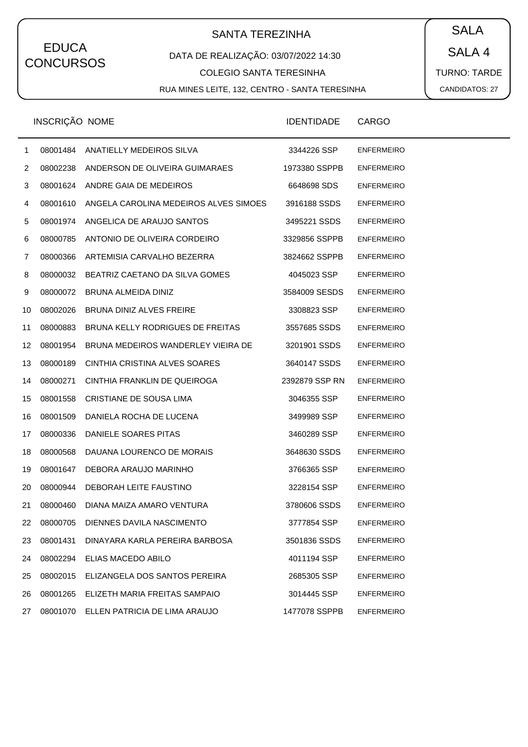EDUCA CONCURSOS

## SANTA TEREZINHA

DATA DE REALIZAÇÃO: 03/07/2022 14:30

COLEGIO SANTA TERESINHA

RUA MINES LEITE, 132, CENTRO - SANTA TERESINHA

SALA

SALA 4

TURNO: TARDE

CANDIDATOS: 27

| | INSCRIÇÃO | NOME | IDENTIDADE | CARGO |
|---|---|---|---|---|
| 1 | 08001484 | ANATIELLY MEDEIROS SILVA | 3344226 SSP | ENFERMEIRO |
| 2 | 08002238 | ANDERSON DE OLIVEIRA GUIMARAES | 1973380 SSPPB | ENFERMEIRO |
| 3 | 08001624 | ANDRE GAIA DE MEDEIROS | 6648698 SDS | ENFERMEIRO |
| 4 | 08001610 | ANGELA CAROLINA MEDEIROS ALVES SIMOES | 3916188 SSDS | ENFERMEIRO |
| 5 | 08001974 | ANGELICA DE ARAUJO SANTOS | 3495221 SSDS | ENFERMEIRO |
| 6 | 08000785 | ANTONIO DE OLIVEIRA CORDEIRO | 3329856 SSPPB | ENFERMEIRO |
| 7 | 08000366 | ARTEMISIA CARVALHO BEZERRA | 3824662 SSPPB | ENFERMEIRO |
| 8 | 08000032 | BEATRIZ CAETANO DA SILVA GOMES | 4045023 SSP | ENFERMEIRO |
| 9 | 08000072 | BRUNA ALMEIDA DINIZ | 3584009 SESDS | ENFERMEIRO |
| 10 | 08002026 | BRUNA DINIZ ALVES FREIRE | 3308823 SSP | ENFERMEIRO |
| 11 | 08000883 | BRUNA KELLY RODRIGUES DE FREITAS | 3557685 SSDS | ENFERMEIRO |
| 12 | 08001954 | BRUNA MEDEIROS WANDERLEY VIEIRA DE | 3201901 SSDS | ENFERMEIRO |
| 13 | 08000189 | CINTHIA CRISTINA ALVES SOARES | 3640147 SSDS | ENFERMEIRO |
| 14 | 08000271 | CINTHIA FRANKLIN DE QUEIROGA | 2392879 SSP RN | ENFERMEIRO |
| 15 | 08001558 | CRISTIANE DE SOUSA LIMA | 3046355 SSP | ENFERMEIRO |
| 16 | 08001509 | DANIELA ROCHA DE LUCENA | 3499989 SSP | ENFERMEIRO |
| 17 | 08000336 | DANIELE SOARES PITAS | 3460289 SSP | ENFERMEIRO |
| 18 | 08000568 | DAUANA LOURENCO DE MORAIS | 3648630 SSDS | ENFERMEIRO |
| 19 | 08001647 | DEBORA ARAUJO MARINHO | 3766365 SSP | ENFERMEIRO |
| 20 | 08000944 | DEBORAH LEITE FAUSTINO | 3228154 SSP | ENFERMEIRO |
| 21 | 08000460 | DIANA MAIZA AMARO VENTURA | 3780606 SSDS | ENFERMEIRO |
| 22 | 08000705 | DIENNES DAVILA NASCIMENTO | 3777854 SSP | ENFERMEIRO |
| 23 | 08001431 | DINAYARA KARLA PEREIRA BARBOSA | 3501836 SSDS | ENFERMEIRO |
| 24 | 08002294 | ELIAS MACEDO ABILO | 4011194 SSP | ENFERMEIRO |
| 25 | 08002015 | ELIZANGELA DOS SANTOS PEREIRA | 2685305 SSP | ENFERMEIRO |
| 26 | 08001265 | ELIZETH MARIA FREITAS SAMPAIO | 3014445 SSP | ENFERMEIRO |
| 27 | 08001070 | ELLEN PATRICIA DE LIMA ARAUJO | 1477078 SSPPB | ENFERMEIRO |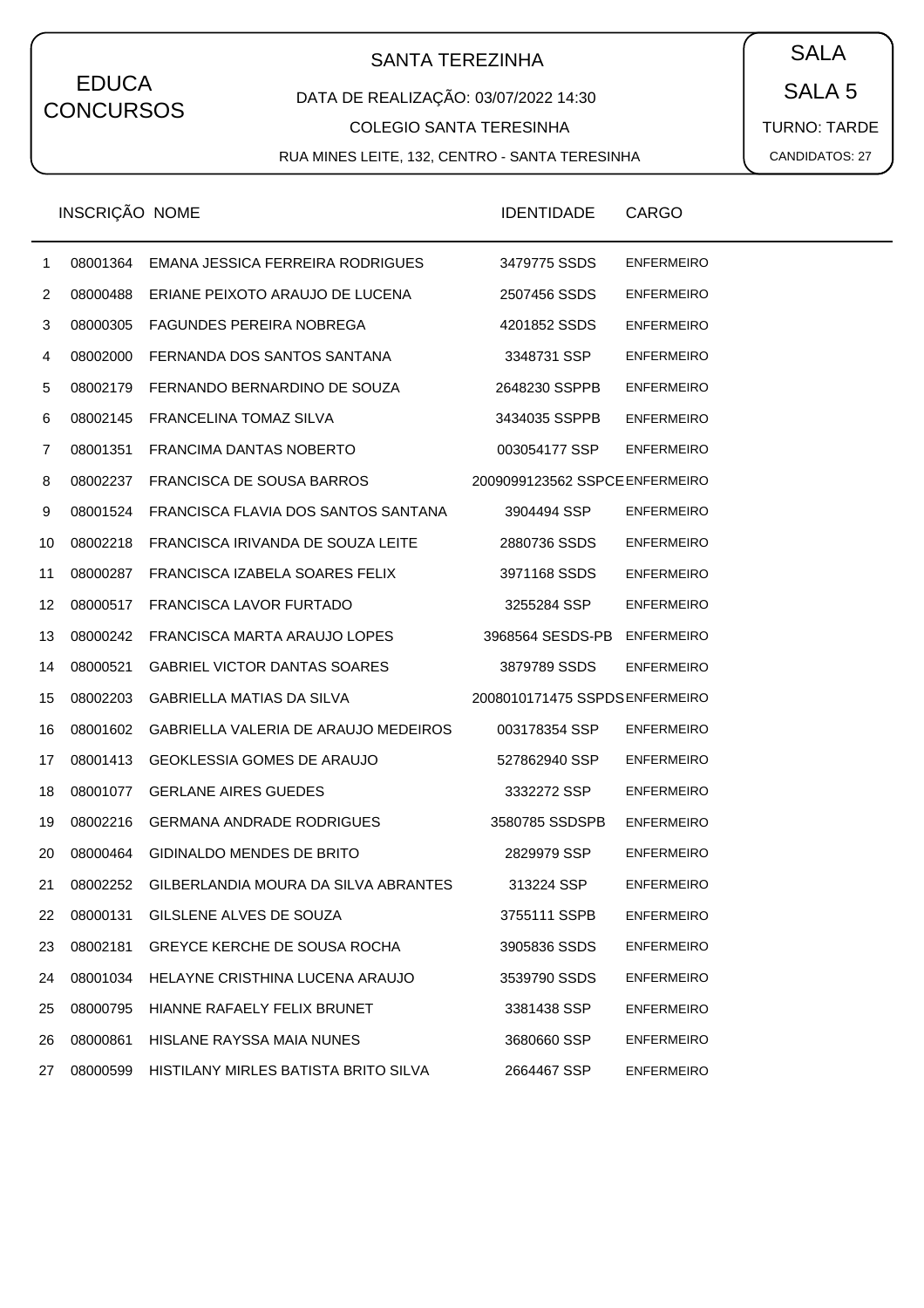EDUCA CONCURSOS

SANTA TEREZINHA

DATA DE REALIZAÇÃO: 03/07/2022 14:30

COLEGIO SANTA TERESINHA

RUA MINES LEITE, 132, CENTRO - SANTA TERESINHA

SALA

SALA 5

TURNO: TARDE

CANDIDATOS: 27

| | INSCRIÇÃO | NOME | IDENTIDADE | CARGO |
|---|---|---|---|---|
| 1 | 08001364 | EMANA JESSICA FERREIRA RODRIGUES | 3479775 SSDS | ENFERMEIRO |
| 2 | 08000488 | ERIANE PEIXOTO ARAUJO DE LUCENA | 2507456 SSDS | ENFERMEIRO |
| 3 | 08000305 | FAGUNDES PEREIRA NOBREGA | 4201852 SSDS | ENFERMEIRO |
| 4 | 08002000 | FERNANDA DOS SANTOS SANTANA | 3348731 SSP | ENFERMEIRO |
| 5 | 08002179 | FERNANDO BERNARDINO DE SOUZA | 2648230 SSPPB | ENFERMEIRO |
| 6 | 08002145 | FRANCELINA TOMAZ SILVA | 3434035 SSPPB | ENFERMEIRO |
| 7 | 08001351 | FRANCIMA DANTAS NOBERTO | 003054177 SSP | ENFERMEIRO |
| 8 | 08002237 | FRANCISCA DE SOUSA BARROS | 2009099123562 SSPCE | ENFERMEIRO |
| 9 | 08001524 | FRANCISCA FLAVIA DOS SANTOS SANTANA | 3904494 SSP | ENFERMEIRO |
| 10 | 08002218 | FRANCISCA IRIVANDA DE SOUZA LEITE | 2880736 SSDS | ENFERMEIRO |
| 11 | 08000287 | FRANCISCA IZABELA SOARES FELIX | 3971168 SSDS | ENFERMEIRO |
| 12 | 08000517 | FRANCISCA LAVOR FURTADO | 3255284 SSP | ENFERMEIRO |
| 13 | 08000242 | FRANCISCA MARTA ARAUJO LOPES | 3968564 SESDS-PB | ENFERMEIRO |
| 14 | 08000521 | GABRIEL VICTOR DANTAS SOARES | 3879789 SSDS | ENFERMEIRO |
| 15 | 08002203 | GABRIELLA MATIAS DA SILVA | 2008010171475 SSPDS | ENFERMEIRO |
| 16 | 08001602 | GABRIELLA VALERIA DE ARAUJO MEDEIROS | 003178354 SSP | ENFERMEIRO |
| 17 | 08001413 | GEOKLESSIA GOMES DE ARAUJO | 527862940 SSP | ENFERMEIRO |
| 18 | 08001077 | GERLANE AIRES GUEDES | 3332272 SSP | ENFERMEIRO |
| 19 | 08002216 | GERMANA ANDRADE RODRIGUES | 3580785 SSDSPB | ENFERMEIRO |
| 20 | 08000464 | GIDINALDO MENDES DE BRITO | 2829979 SSP | ENFERMEIRO |
| 21 | 08002252 | GILBERLANDIA MOURA DA SILVA ABRANTES | 313224 SSP | ENFERMEIRO |
| 22 | 08000131 | GILSLENE ALVES DE SOUZA | 3755111 SSPB | ENFERMEIRO |
| 23 | 08002181 | GREYCE KERCHE DE SOUSA ROCHA | 3905836 SSDS | ENFERMEIRO |
| 24 | 08001034 | HELAYNE CRISTHINA LUCENA ARAUJO | 3539790 SSDS | ENFERMEIRO |
| 25 | 08000795 | HIANNE RAFAELY FELIX BRUNET | 3381438 SSP | ENFERMEIRO |
| 26 | 08000861 | HISLANE RAYSSA MAIA NUNES | 3680660 SSP | ENFERMEIRO |
| 27 | 08000599 | HISTILANY MIRLES BATISTA BRITO SILVA | 2664467 SSP | ENFERMEIRO |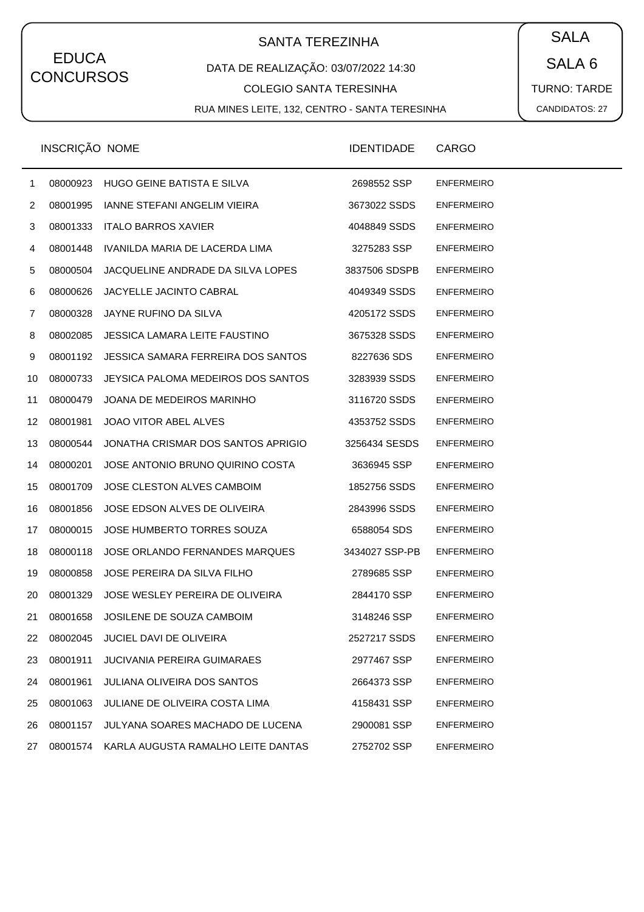EDUCA CONCURSOS

SANTA TEREZINHA

DATA DE REALIZAÇÃO: 03/07/2022 14:30

COLEGIO SANTA TERESINHA

RUA MINES LEITE, 132, CENTRO - SANTA TERESINHA

SALA

SALA 6

TURNO: TARDE

CANDIDATOS: 27

| | INSCRIÇÃO | NOME | IDENTIDADE | CARGO |
|---|---|---|---|---|
| 1 | 08000923 | HUGO GEINE BATISTA E SILVA | 2698552 SSP | ENFERMEIRO |
| 2 | 08001995 | IANNE STEFANI ANGELIM VIEIRA | 3673022 SSDS | ENFERMEIRO |
| 3 | 08001333 | ITALO BARROS XAVIER | 4048849 SSDS | ENFERMEIRO |
| 4 | 08001448 | IVANILDA MARIA DE LACERDA LIMA | 3275283 SSP | ENFERMEIRO |
| 5 | 08000504 | JACQUELINE ANDRADE DA SILVA LOPES | 3837506 SDSPB | ENFERMEIRO |
| 6 | 08000626 | JACYELLE JACINTO CABRAL | 4049349 SSDS | ENFERMEIRO |
| 7 | 08000328 | JAYNE RUFINO DA SILVA | 4205172 SSDS | ENFERMEIRO |
| 8 | 08002085 | JESSICA LAMARA LEITE FAUSTINO | 3675328 SSDS | ENFERMEIRO |
| 9 | 08001192 | JESSICA SAMARA FERREIRA DOS SANTOS | 8227636 SDS | ENFERMEIRO |
| 10 | 08000733 | JEYSICA PALOMA MEDEIROS DOS SANTOS | 3283939 SSDS | ENFERMEIRO |
| 11 | 08000479 | JOANA DE MEDEIROS MARINHO | 3116720 SSDS | ENFERMEIRO |
| 12 | 08001981 | JOAO VITOR ABEL ALVES | 4353752 SSDS | ENFERMEIRO |
| 13 | 08000544 | JONATHA CRISMAR DOS SANTOS APRIGIO | 3256434 SESDS | ENFERMEIRO |
| 14 | 08000201 | JOSE ANTONIO BRUNO QUIRINO COSTA | 3636945 SSP | ENFERMEIRO |
| 15 | 08001709 | JOSE CLESTON ALVES CAMBOIM | 1852756 SSDS | ENFERMEIRO |
| 16 | 08001856 | JOSE EDSON ALVES DE OLIVEIRA | 2843996 SSDS | ENFERMEIRO |
| 17 | 08000015 | JOSE HUMBERTO TORRES SOUZA | 6588054 SDS | ENFERMEIRO |
| 18 | 08000118 | JOSE ORLANDO FERNANDES MARQUES | 3434027 SSP-PB | ENFERMEIRO |
| 19 | 08000858 | JOSE PEREIRA DA SILVA FILHO | 2789685 SSP | ENFERMEIRO |
| 20 | 08001329 | JOSE WESLEY PEREIRA DE OLIVEIRA | 2844170 SSP | ENFERMEIRO |
| 21 | 08001658 | JOSILENE DE SOUZA CAMBOIM | 3148246 SSP | ENFERMEIRO |
| 22 | 08002045 | JUCIEL DAVI DE OLIVEIRA | 2527217 SSDS | ENFERMEIRO |
| 23 | 08001911 | JUCIVANIA PEREIRA GUIMARAES | 2977467 SSP | ENFERMEIRO |
| 24 | 08001961 | JULIANA OLIVEIRA DOS SANTOS | 2664373 SSP | ENFERMEIRO |
| 25 | 08001063 | JULIANE DE OLIVEIRA COSTA LIMA | 4158431 SSP | ENFERMEIRO |
| 26 | 08001157 | JULYANA SOARES MACHADO DE LUCENA | 2900081 SSP | ENFERMEIRO |
| 27 | 08001574 | KARLA AUGUSTA RAMALHO LEITE DANTAS | 2752702 SSP | ENFERMEIRO |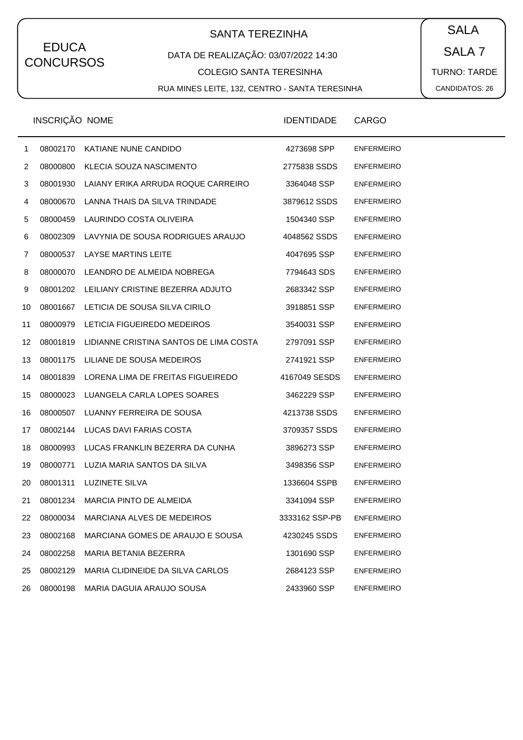EDUCA CONCURSOS

SANTA TEREZINHA

DATA DE REALIZAÇÃO: 03/07/2022 14:30

COLEGIO SANTA TERESINHA

RUA MINES LEITE, 132, CENTRO - SANTA TERESINHA

SALA

SALA 7

TURNO: TARDE

CANDIDATOS: 26

| | INSCRIÇÃO | NOME | IDENTIDADE | CARGO |
|---|---|---|---|---|
| 1 | 08002170 | KATIANE NUNE CANDIDO | 4273698 SPP | ENFERMEIRO |
| 2 | 08000800 | KLECIA SOUZA NASCIMENTO | 2775838 SSDS | ENFERMEIRO |
| 3 | 08001930 | LAIANY ERIKA ARRUDA ROQUE CARREIRO | 3364048 SSP | ENFERMEIRO |
| 4 | 08000670 | LANNA THAIS DA SILVA TRINDADE | 3879612 SSDS | ENFERMEIRO |
| 5 | 08000459 | LAURINDO COSTA OLIVEIRA | 1504340 SSP | ENFERMEIRO |
| 6 | 08002309 | LAVYNIA DE SOUSA RODRIGUES ARAUJO | 4048562 SSDS | ENFERMEIRO |
| 7 | 08000537 | LAYSE MARTINS LEITE | 4047695 SSP | ENFERMEIRO |
| 8 | 08000070 | LEANDRO DE ALMEIDA NOBREGA | 7794643 SDS | ENFERMEIRO |
| 9 | 08001202 | LEILIANY CRISTINE BEZERRA ADJUTO | 2683342 SSP | ENFERMEIRO |
| 10 | 08001667 | LETICIA DE SOUSA SILVA CIRILO | 3918851 SSP | ENFERMEIRO |
| 11 | 08000979 | LETICIA FIGUEIREDO MEDEIROS | 3540031 SSP | ENFERMEIRO |
| 12 | 08001819 | LIDIANNE CRISTINA SANTOS DE LIMA COSTA | 2797091 SSP | ENFERMEIRO |
| 13 | 08001175 | LILIANE DE SOUSA MEDEIROS | 2741921 SSP | ENFERMEIRO |
| 14 | 08001839 | LORENA LIMA DE FREITAS FIGUEIREDO | 4167049 SESDS | ENFERMEIRO |
| 15 | 08000023 | LUANGELA CARLA LOPES SOARES | 3462229 SSP | ENFERMEIRO |
| 16 | 08000507 | LUANNY FERREIRA DE SOUSA | 4213738 SSDS | ENFERMEIRO |
| 17 | 08002144 | LUCAS DAVI FARIAS COSTA | 3709357 SSDS | ENFERMEIRO |
| 18 | 08000993 | LUCAS FRANKLIN BEZERRA DA CUNHA | 3896273 SSP | ENFERMEIRO |
| 19 | 08000771 | LUZIA MARIA SANTOS DA SILVA | 3498356 SSP | ENFERMEIRO |
| 20 | 08001311 | LUZINETE SILVA | 1336604 SSPB | ENFERMEIRO |
| 21 | 08001234 | MARCIA PINTO DE ALMEIDA | 3341094 SSP | ENFERMEIRO |
| 22 | 08000034 | MARCIANA ALVES DE MEDEIROS | 3333162 SSP-PB | ENFERMEIRO |
| 23 | 08002168 | MARCIANA GOMES DE ARAUJO E SOUSA | 4230245 SSDS | ENFERMEIRO |
| 24 | 08002258 | MARIA BETANIA BEZERRA | 1301690 SSP | ENFERMEIRO |
| 25 | 08002129 | MARIA CLIDINEIDE DA SILVA CARLOS | 2684123 SSP | ENFERMEIRO |
| 26 | 08000198 | MARIA DAGUIA ARAUJO SOUSA | 2433960 SSP | ENFERMEIRO |